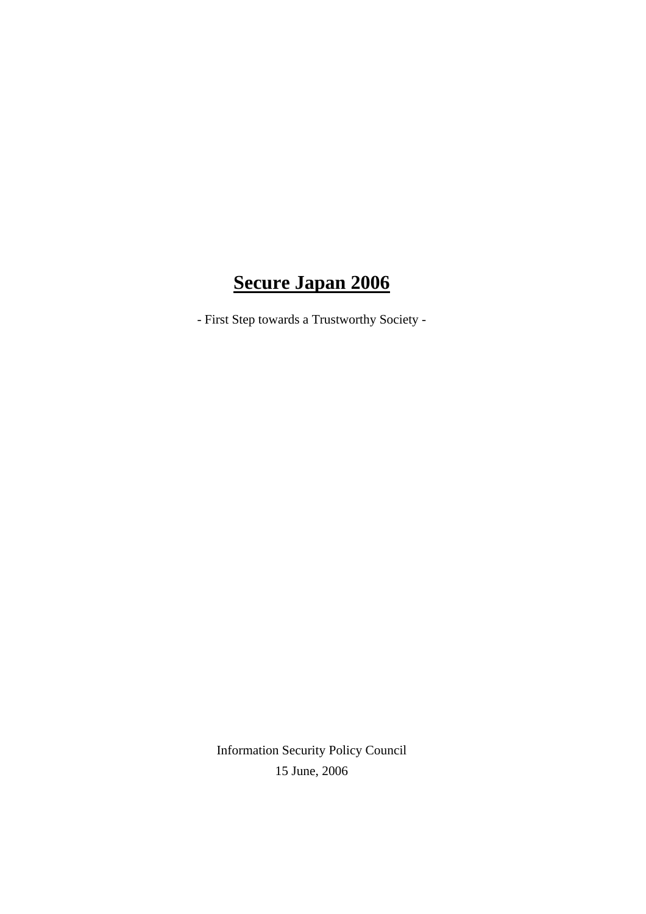# Secure Japan 2006

- First Step towards a Trustworthy Society -

Information Security Policy Council

15 June, 2006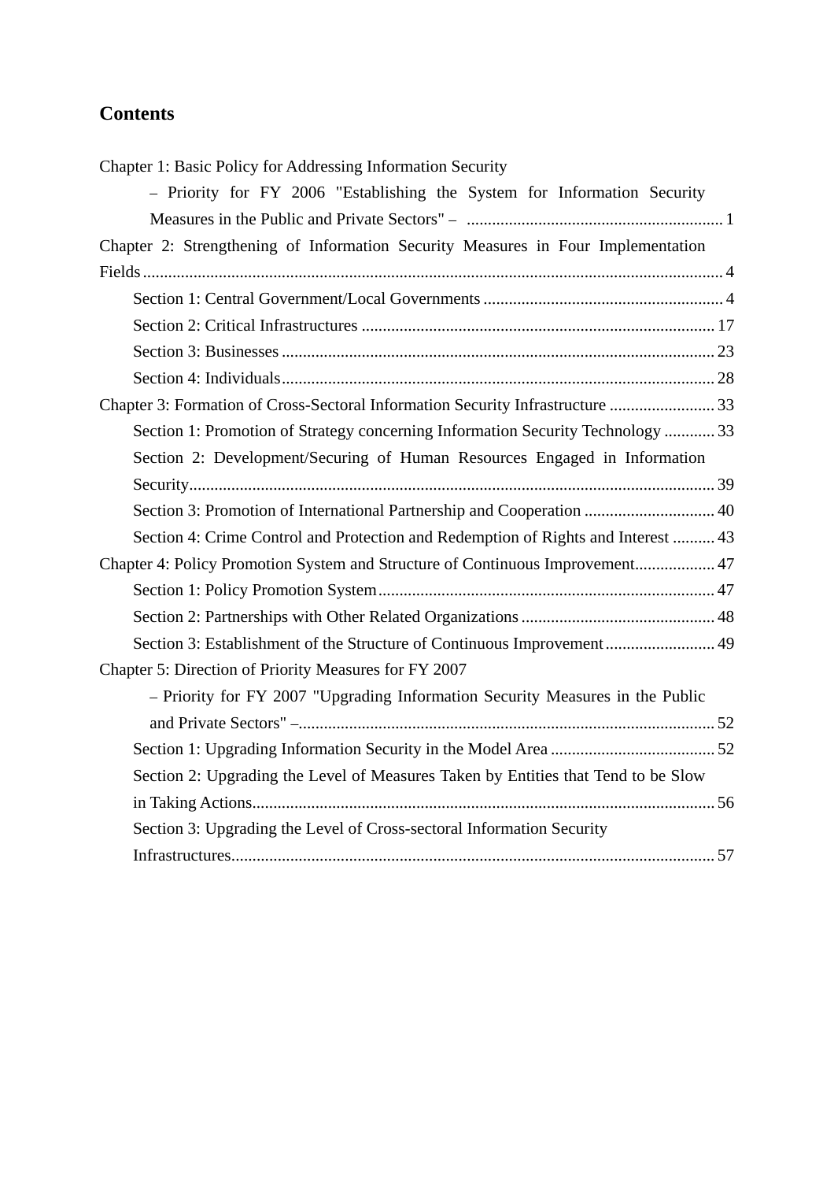# Contents

Chapter 1: Basic Policy for Addressing Information Security
– Priority for FY 2006 "Establishing the System for Information Security Measures in the Public and Private Sectors" – ............................................................ 1

Chapter 2: Strengthening of Information Security Measures in Four Implementation Fields ........................................................................................................................................ 4

- Section 1: Central Government/Local Governments ........................................................ 4
- Section 2: Critical Infrastructures .................................................................................. 17
- Section 3: Businesses ...................................................................................................... 23
- Section 4: Individuals ...................................................................................................... 28

Chapter 3: Formation of Cross-Sectoral Information Security Infrastructure ......................... 33

- Section 1: Promotion of Strategy concerning Information Security Technology ............ 33
- Section 2: Development/Securing of Human Resources Engaged in Information Security ............................................................................................................................ 39
- Section 3: Promotion of International Partnership and Cooperation ............................... 40
- Section 4: Crime Control and Protection and Redemption of Rights and Interest .......... 43

Chapter 4: Policy Promotion System and Structure of Continuous Improvement................... 47

- Section 1: Policy Promotion System ............................................................................... 47
- Section 2: Partnerships with Other Related Organizations .............................................. 48
- Section 3: Establishment of the Structure of Continuous Improvement .......................... 49

Chapter 5: Direction of Priority Measures for FY 2007
– Priority for FY 2007 "Upgrading Information Security Measures in the Public and Private Sectors" –................................................................................................... 52

- Section 1: Upgrading Information Security in the Model Area ....................................... 52
- Section 2: Upgrading the Level of Measures Taken by Entities that Tend to be Slow in Taking Actions............................................................................................................ 56
- Section 3: Upgrading the Level of Cross-sectoral Information Security Infrastructures.................................................................................................................. 57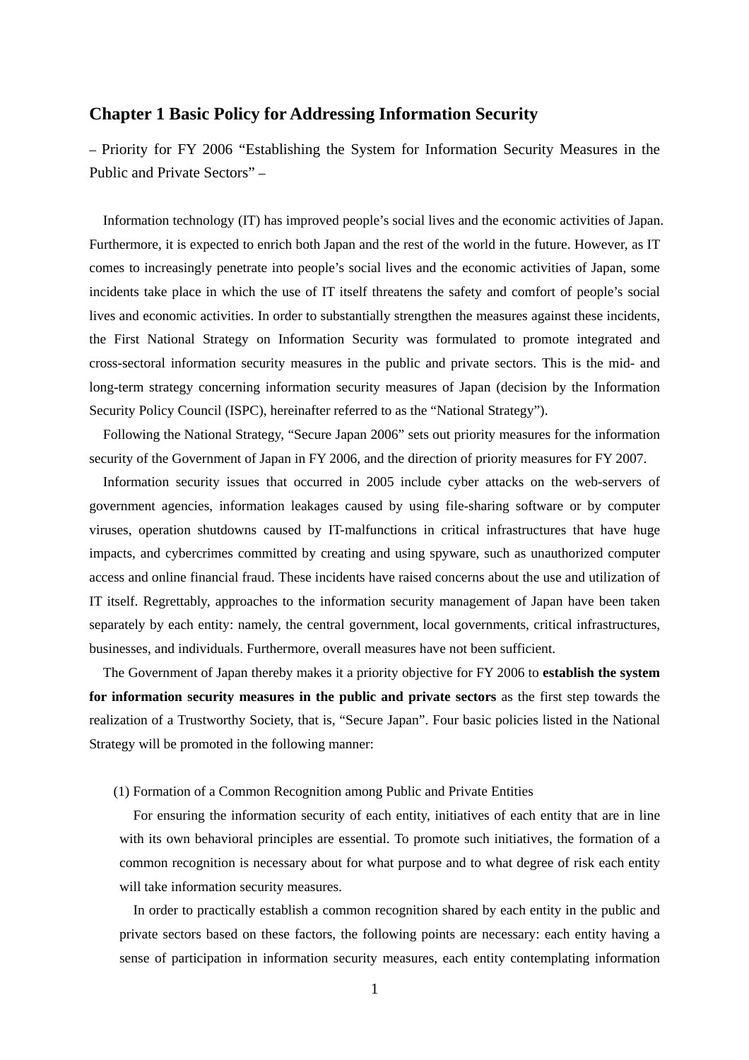# Chapter 1 Basic Policy for Addressing Information Security

– Priority for FY 2006 “Establishing the System for Information Security Measures in the Public and Private Sectors” –

Information technology (IT) has improved people’s social lives and the economic activities of Japan. Furthermore, it is expected to enrich both Japan and the rest of the world in the future. However, as IT comes to increasingly penetrate into people’s social lives and the economic activities of Japan, some incidents take place in which the use of IT itself threatens the safety and comfort of people’s social lives and economic activities. In order to substantially strengthen the measures against these incidents, the First National Strategy on Information Security was formulated to promote integrated and cross-sectoral information security measures in the public and private sectors. This is the mid- and long-term strategy concerning information security measures of Japan (decision by the Information Security Policy Council (ISPC), hereinafter referred to as the “National Strategy”).

Following the National Strategy, “Secure Japan 2006” sets out priority measures for the information security of the Government of Japan in FY 2006, and the direction of priority measures for FY 2007.

Information security issues that occurred in 2005 include cyber attacks on the web-servers of government agencies, information leakages caused by using file-sharing software or by computer viruses, operation shutdowns caused by IT-malfunctions in critical infrastructures that have huge impacts, and cybercrimes committed by creating and using spyware, such as unauthorized computer access and online financial fraud. These incidents have raised concerns about the use and utilization of IT itself. Regrettably, approaches to the information security management of Japan have been taken separately by each entity: namely, the central government, local governments, critical infrastructures, businesses, and individuals. Furthermore, overall measures have not been sufficient.

The Government of Japan thereby makes it a priority objective for FY 2006 to **establish the system for information security measures in the public and private sectors** as the first step towards the realization of a Trustworthy Society, that is, “Secure Japan”. Four basic policies listed in the National Strategy will be promoted in the following manner:

(1) Formation of a Common Recognition among Public and Private Entities

For ensuring the information security of each entity, initiatives of each entity that are in line with its own behavioral principles are essential. To promote such initiatives, the formation of a common recognition is necessary about for what purpose and to what degree of risk each entity will take information security measures.

In order to practically establish a common recognition shared by each entity in the public and private sectors based on these factors, the following points are necessary: each entity having a sense of participation in information security measures, each entity contemplating information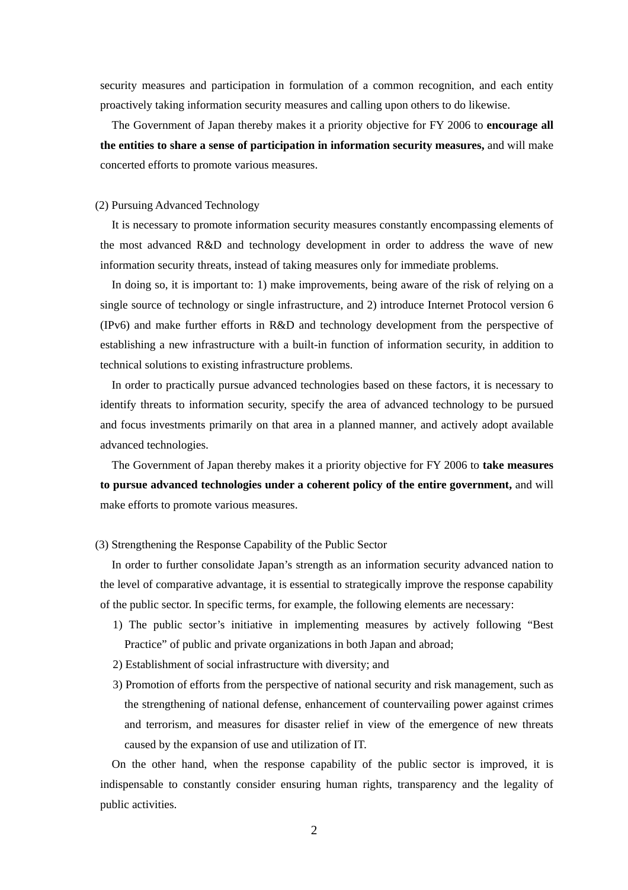security measures and participation in formulation of a common recognition, and each entity proactively taking information security measures and calling upon others to do likewise.

The Government of Japan thereby makes it a priority objective for FY 2006 to **encourage all the entities to share a sense of participation in information security measures,** and will make concerted efforts to promote various measures.

(2) Pursuing Advanced Technology

It is necessary to promote information security measures constantly encompassing elements of the most advanced R&D and technology development in order to address the wave of new information security threats, instead of taking measures only for immediate problems.

In doing so, it is important to: 1) make improvements, being aware of the risk of relying on a single source of technology or single infrastructure, and 2) introduce Internet Protocol version 6 (IPv6) and make further efforts in R&D and technology development from the perspective of establishing a new infrastructure with a built-in function of information security, in addition to technical solutions to existing infrastructure problems.

In order to practically pursue advanced technologies based on these factors, it is necessary to identify threats to information security, specify the area of advanced technology to be pursued and focus investments primarily on that area in a planned manner, and actively adopt available advanced technologies.

The Government of Japan thereby makes it a priority objective for FY 2006 to **take measures to pursue advanced technologies under a coherent policy of the entire government,** and will make efforts to promote various measures.

(3) Strengthening the Response Capability of the Public Sector

In order to further consolidate Japan's strength as an information security advanced nation to the level of comparative advantage, it is essential to strategically improve the response capability of the public sector. In specific terms, for example, the following elements are necessary:

1) The public sector's initiative in implementing measures by actively following "Best Practice" of public and private organizations in both Japan and abroad;
2) Establishment of social infrastructure with diversity; and
3) Promotion of efforts from the perspective of national security and risk management, such as the strengthening of national defense, enhancement of countervailing power against crimes and terrorism, and measures for disaster relief in view of the emergence of new threats caused by the expansion of use and utilization of IT.

On the other hand, when the response capability of the public sector is improved, it is indispensable to constantly consider ensuring human rights, transparency and the legality of public activities.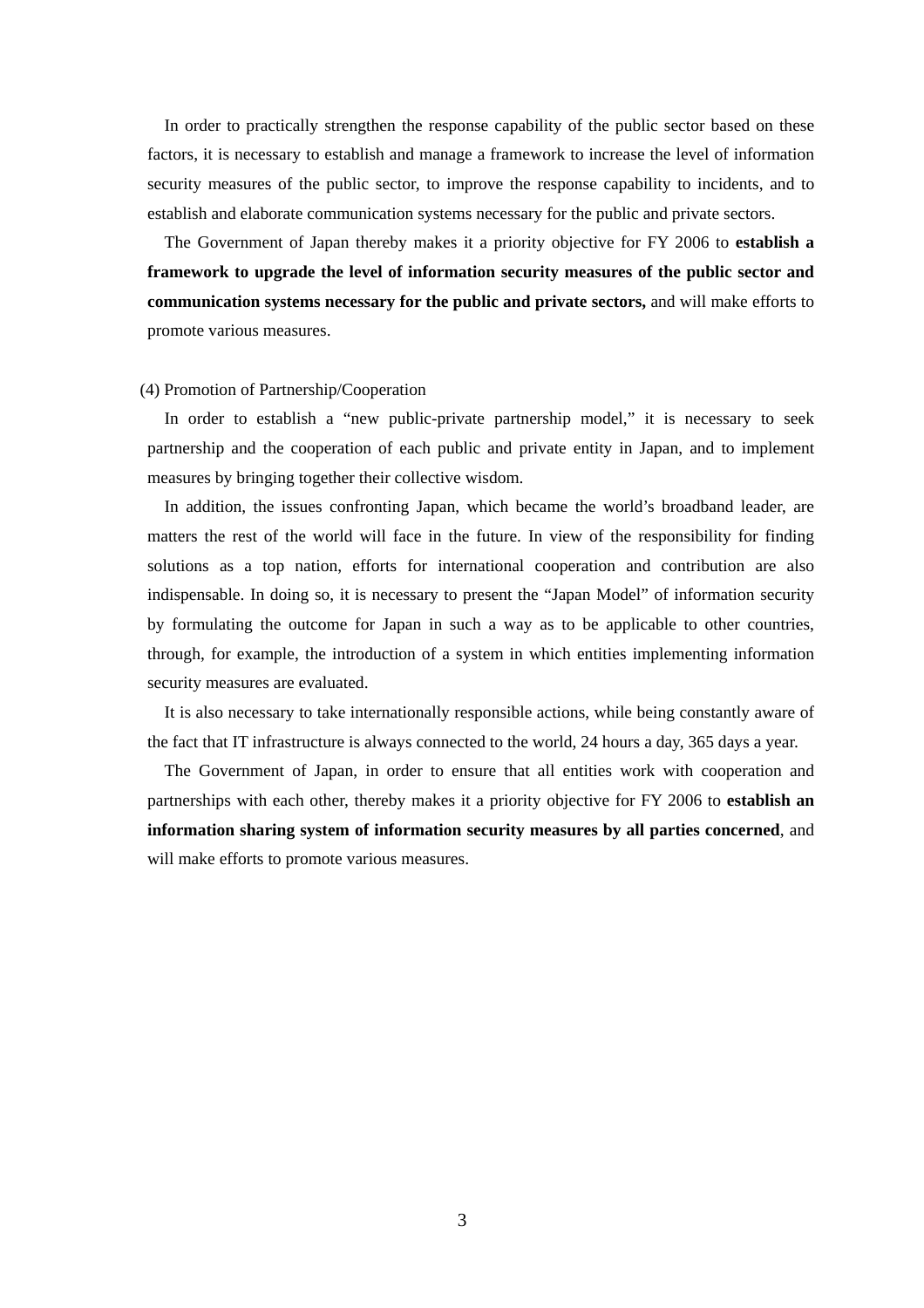In order to practically strengthen the response capability of the public sector based on these factors, it is necessary to establish and manage a framework to increase the level of information security measures of the public sector, to improve the response capability to incidents, and to establish and elaborate communication systems necessary for the public and private sectors.

The Government of Japan thereby makes it a priority objective for FY 2006 to **establish a framework to upgrade the level of information security measures of the public sector and communication systems necessary for the public and private sectors,** and will make efforts to promote various measures.

(4) Promotion of Partnership/Cooperation

In order to establish a "new public-private partnership model," it is necessary to seek partnership and the cooperation of each public and private entity in Japan, and to implement measures by bringing together their collective wisdom.

In addition, the issues confronting Japan, which became the world's broadband leader, are matters the rest of the world will face in the future. In view of the responsibility for finding solutions as a top nation, efforts for international cooperation and contribution are also indispensable. In doing so, it is necessary to present the "Japan Model" of information security by formulating the outcome for Japan in such a way as to be applicable to other countries, through, for example, the introduction of a system in which entities implementing information security measures are evaluated.

It is also necessary to take internationally responsible actions, while being constantly aware of the fact that IT infrastructure is always connected to the world, 24 hours a day, 365 days a year.

The Government of Japan, in order to ensure that all entities work with cooperation and partnerships with each other, thereby makes it a priority objective for FY 2006 to **establish an information sharing system of information security measures by all parties concerned**, and will make efforts to promote various measures.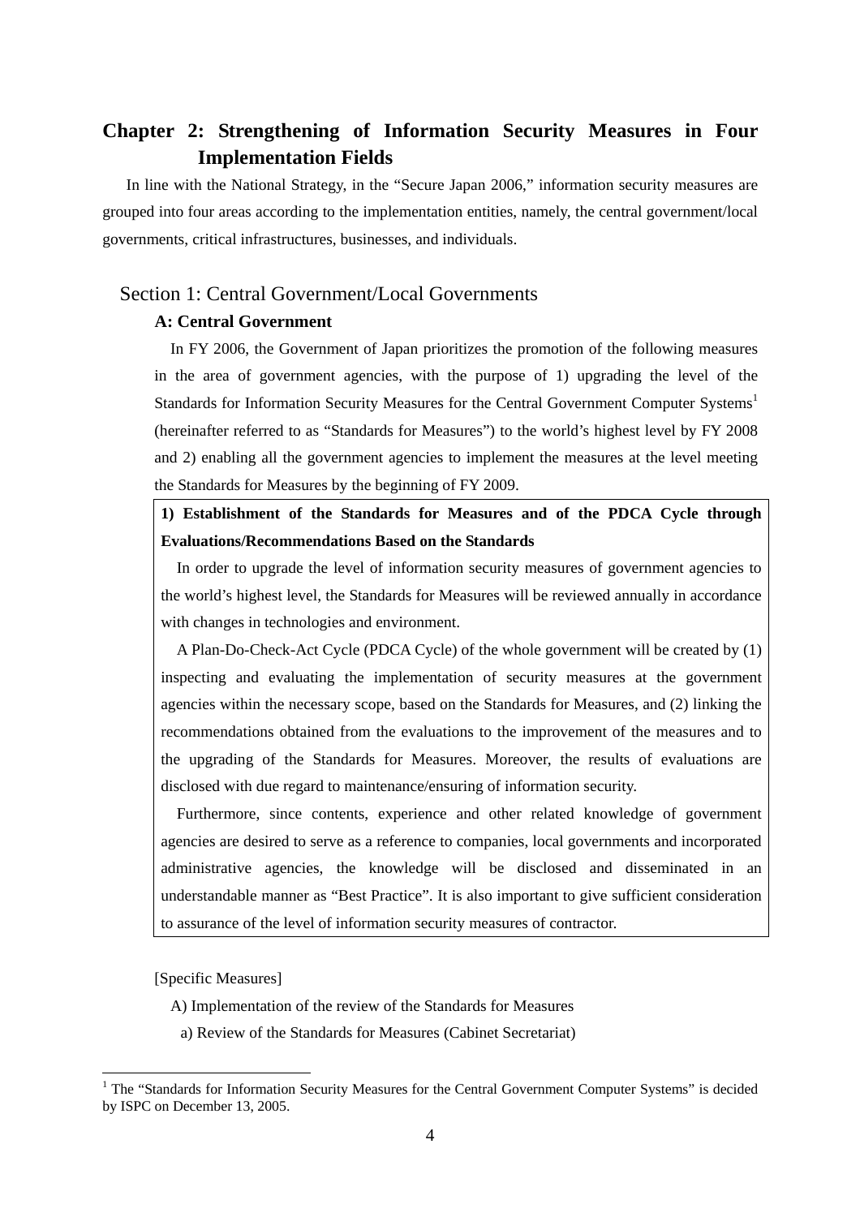# Chapter 2: Strengthening of Information Security Measures in Four Implementation Fields

In line with the National Strategy, in the "Secure Japan 2006," information security measures are grouped into four areas according to the implementation entities, namely, the central government/local governments, critical infrastructures, businesses, and individuals.

## Section 1: Central Government/Local Governments

### A: Central Government

In FY 2006, the Government of Japan prioritizes the promotion of the following measures in the area of government agencies, with the purpose of 1) upgrading the level of the Standards for Information Security Measures for the Central Government Computer Systems[1] (hereinafter referred to as "Standards for Measures") to the world's highest level by FY 2008 and 2) enabling all the government agencies to implement the measures at the level meeting the Standards for Measures by the beginning of FY 2009.

**1) Establishment of the Standards for Measures and of the PDCA Cycle through Evaluations/Recommendations Based on the Standards**

In order to upgrade the level of information security measures of government agencies to the world's highest level, the Standards for Measures will be reviewed annually in accordance with changes in technologies and environment.

A Plan-Do-Check-Act Cycle (PDCA Cycle) of the whole government will be created by (1) inspecting and evaluating the implementation of security measures at the government agencies within the necessary scope, based on the Standards for Measures, and (2) linking the recommendations obtained from the evaluations to the improvement of the measures and to the upgrading of the Standards for Measures. Moreover, the results of evaluations are disclosed with due regard to maintenance/ensuring of information security.

Furthermore, since contents, experience and other related knowledge of government agencies are desired to serve as a reference to companies, local governments and incorporated administrative agencies, the knowledge will be disclosed and disseminated in an understandable manner as "Best Practice". It is also important to give sufficient consideration to assurance of the level of information security measures of contractor.

[Specific Measures]

A) Implementation of the review of the Standards for Measures

a) Review of the Standards for Measures (Cabinet Secretariat)

---

[1] The "Standards for Information Security Measures for the Central Government Computer Systems" is decided by ISPC on December 13, 2005.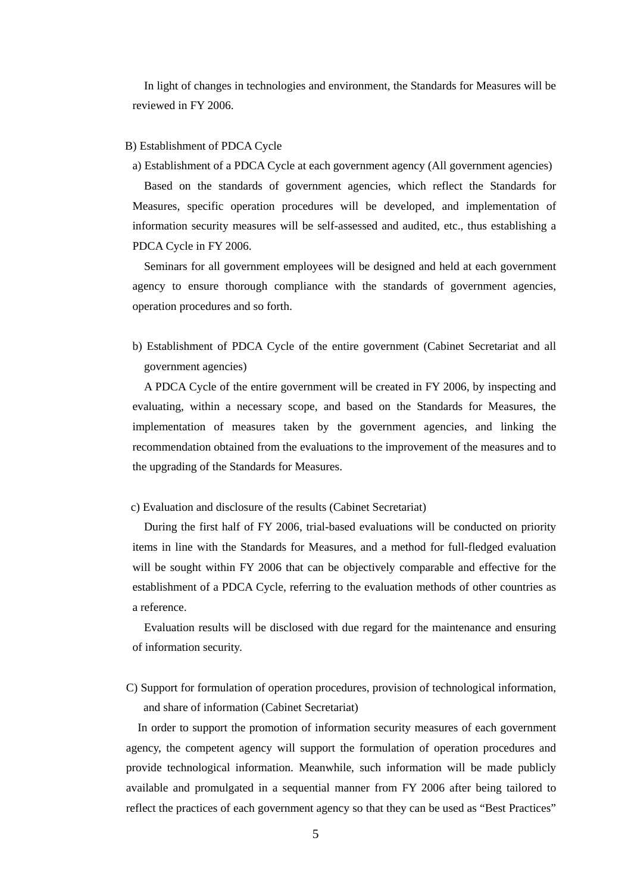In light of changes in technologies and environment, the Standards for Measures will be reviewed in FY 2006.

B) Establishment of PDCA Cycle

a) Establishment of a PDCA Cycle at each government agency (All government agencies)

Based on the standards of government agencies, which reflect the Standards for Measures, specific operation procedures will be developed, and implementation of information security measures will be self-assessed and audited, etc., thus establishing a PDCA Cycle in FY 2006.

Seminars for all government employees will be designed and held at each government agency to ensure thorough compliance with the standards of government agencies, operation procedures and so forth.

b) Establishment of PDCA Cycle of the entire government (Cabinet Secretariat and all government agencies)

A PDCA Cycle of the entire government will be created in FY 2006, by inspecting and evaluating, within a necessary scope, and based on the Standards for Measures, the implementation of measures taken by the government agencies, and linking the recommendation obtained from the evaluations to the improvement of the measures and to the upgrading of the Standards for Measures.

c) Evaluation and disclosure of the results (Cabinet Secretariat)

During the first half of FY 2006, trial-based evaluations will be conducted on priority items in line with the Standards for Measures, and a method for full-fledged evaluation will be sought within FY 2006 that can be objectively comparable and effective for the establishment of a PDCA Cycle, referring to the evaluation methods of other countries as a reference.

Evaluation results will be disclosed with due regard for the maintenance and ensuring of information security.

C) Support for formulation of operation procedures, provision of technological information, and share of information (Cabinet Secretariat)

In order to support the promotion of information security measures of each government agency, the competent agency will support the formulation of operation procedures and provide technological information. Meanwhile, such information will be made publicly available and promulgated in a sequential manner from FY 2006 after being tailored to reflect the practices of each government agency so that they can be used as "Best Practices"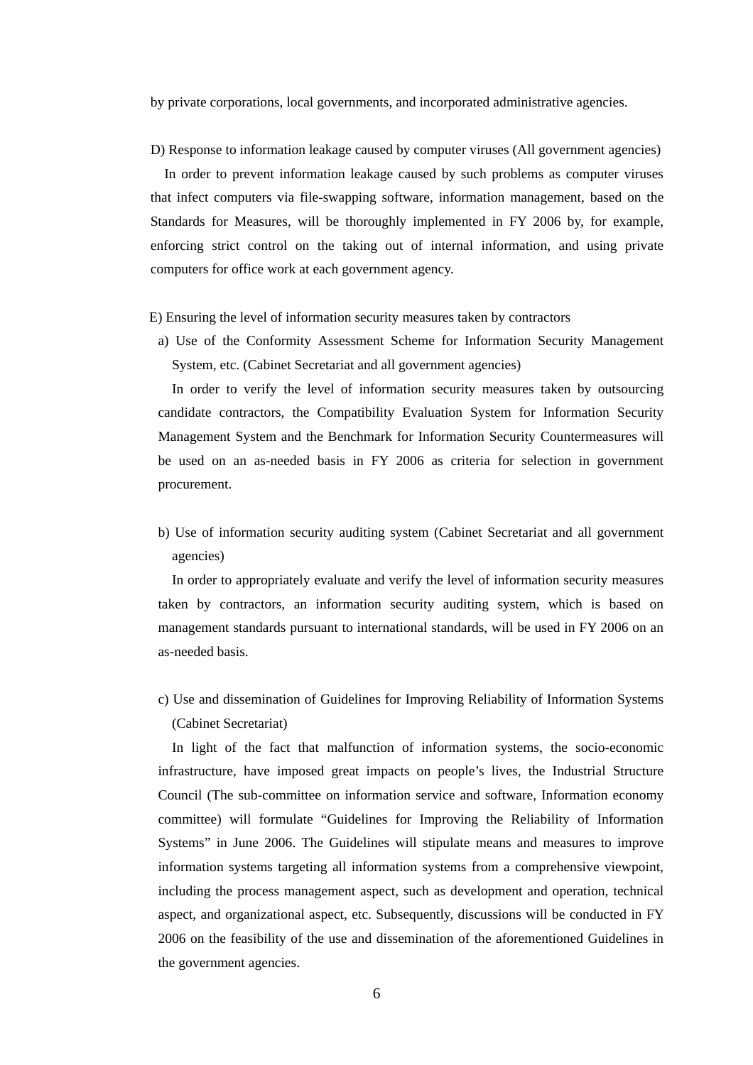by private corporations, local governments, and incorporated administrative agencies.

D) Response to information leakage caused by computer viruses (All government agencies)

In order to prevent information leakage caused by such problems as computer viruses that infect computers via file-swapping software, information management, based on the Standards for Measures, will be thoroughly implemented in FY 2006 by, for example, enforcing strict control on the taking out of internal information, and using private computers for office work at each government agency.

E) Ensuring the level of information security measures taken by contractors

a) Use of the Conformity Assessment Scheme for Information Security Management System, etc. (Cabinet Secretariat and all government agencies)

In order to verify the level of information security measures taken by outsourcing candidate contractors, the Compatibility Evaluation System for Information Security Management System and the Benchmark for Information Security Countermeasures will be used on an as-needed basis in FY 2006 as criteria for selection in government procurement.

b) Use of information security auditing system (Cabinet Secretariat and all government agencies)

In order to appropriately evaluate and verify the level of information security measures taken by contractors, an information security auditing system, which is based on management standards pursuant to international standards, will be used in FY 2006 on an as-needed basis.

c) Use and dissemination of Guidelines for Improving Reliability of Information Systems (Cabinet Secretariat)

In light of the fact that malfunction of information systems, the socio-economic infrastructure, have imposed great impacts on people's lives, the Industrial Structure Council (The sub-committee on information service and software, Information economy committee) will formulate "Guidelines for Improving the Reliability of Information Systems" in June 2006. The Guidelines will stipulate means and measures to improve information systems targeting all information systems from a comprehensive viewpoint, including the process management aspect, such as development and operation, technical aspect, and organizational aspect, etc. Subsequently, discussions will be conducted in FY 2006 on the feasibility of the use and dissemination of the aforementioned Guidelines in the government agencies.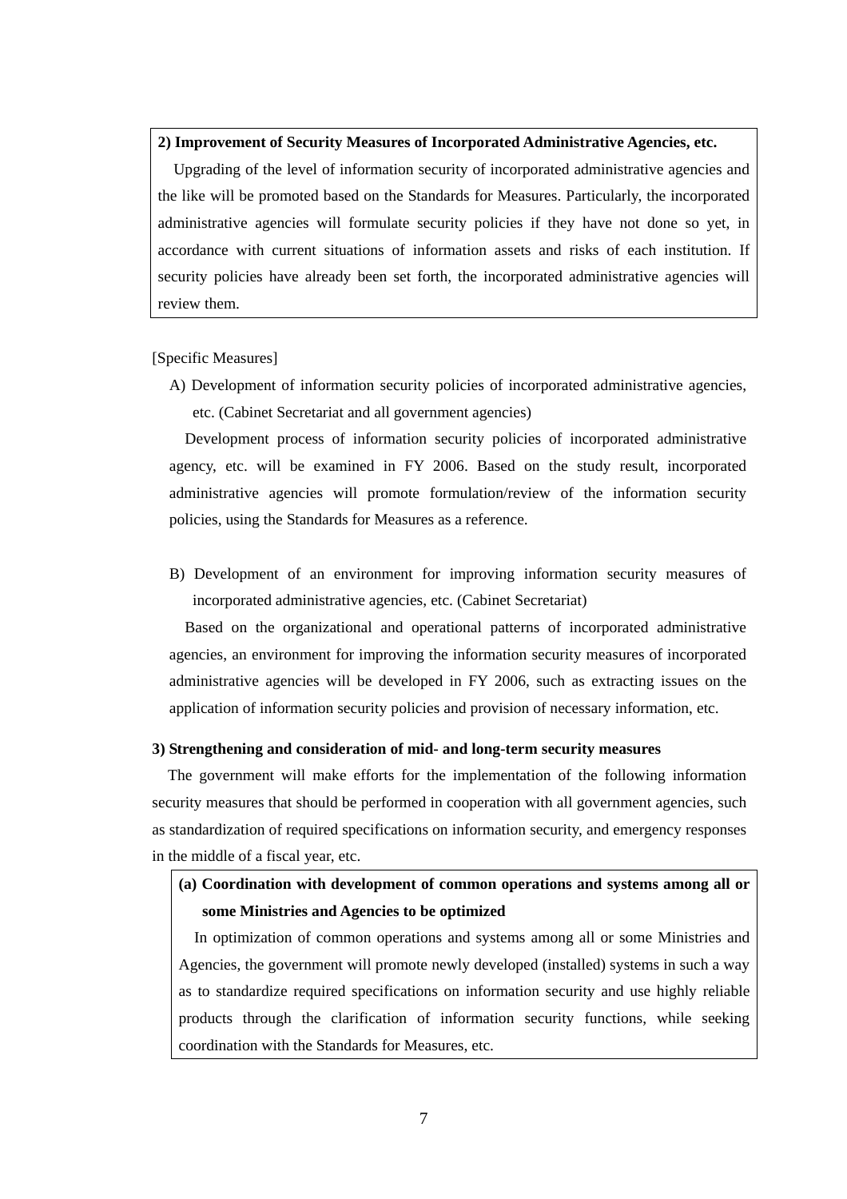**2) Improvement of Security Measures of Incorporated Administrative Agencies, etc.**

Upgrading of the level of information security of incorporated administrative agencies and the like will be promoted based on the Standards for Measures. Particularly, the incorporated administrative agencies will formulate security policies if they have not done so yet, in accordance with current situations of information assets and risks of each institution. If security policies have already been set forth, the incorporated administrative agencies will review them.

[Specific Measures]

A) Development of information security policies of incorporated administrative agencies, etc. (Cabinet Secretariat and all government agencies)

Development process of information security policies of incorporated administrative agency, etc. will be examined in FY 2006. Based on the study result, incorporated administrative agencies will promote formulation/review of the information security policies, using the Standards for Measures as a reference.

B) Development of an environment for improving information security measures of incorporated administrative agencies, etc. (Cabinet Secretariat)

Based on the organizational and operational patterns of incorporated administrative agencies, an environment for improving the information security measures of incorporated administrative agencies will be developed in FY 2006, such as extracting issues on the application of information security policies and provision of necessary information, etc.

**3) Strengthening and consideration of mid- and long-term security measures**

The government will make efforts for the implementation of the following information security measures that should be performed in cooperation with all government agencies, such as standardization of required specifications on information security, and emergency responses in the middle of a fiscal year, etc.

**(a) Coordination with development of common operations and systems among all or some Ministries and Agencies to be optimized**

In optimization of common operations and systems among all or some Ministries and Agencies, the government will promote newly developed (installed) systems in such a way as to standardize required specifications on information security and use highly reliable products through the clarification of information security functions, while seeking coordination with the Standards for Measures, etc.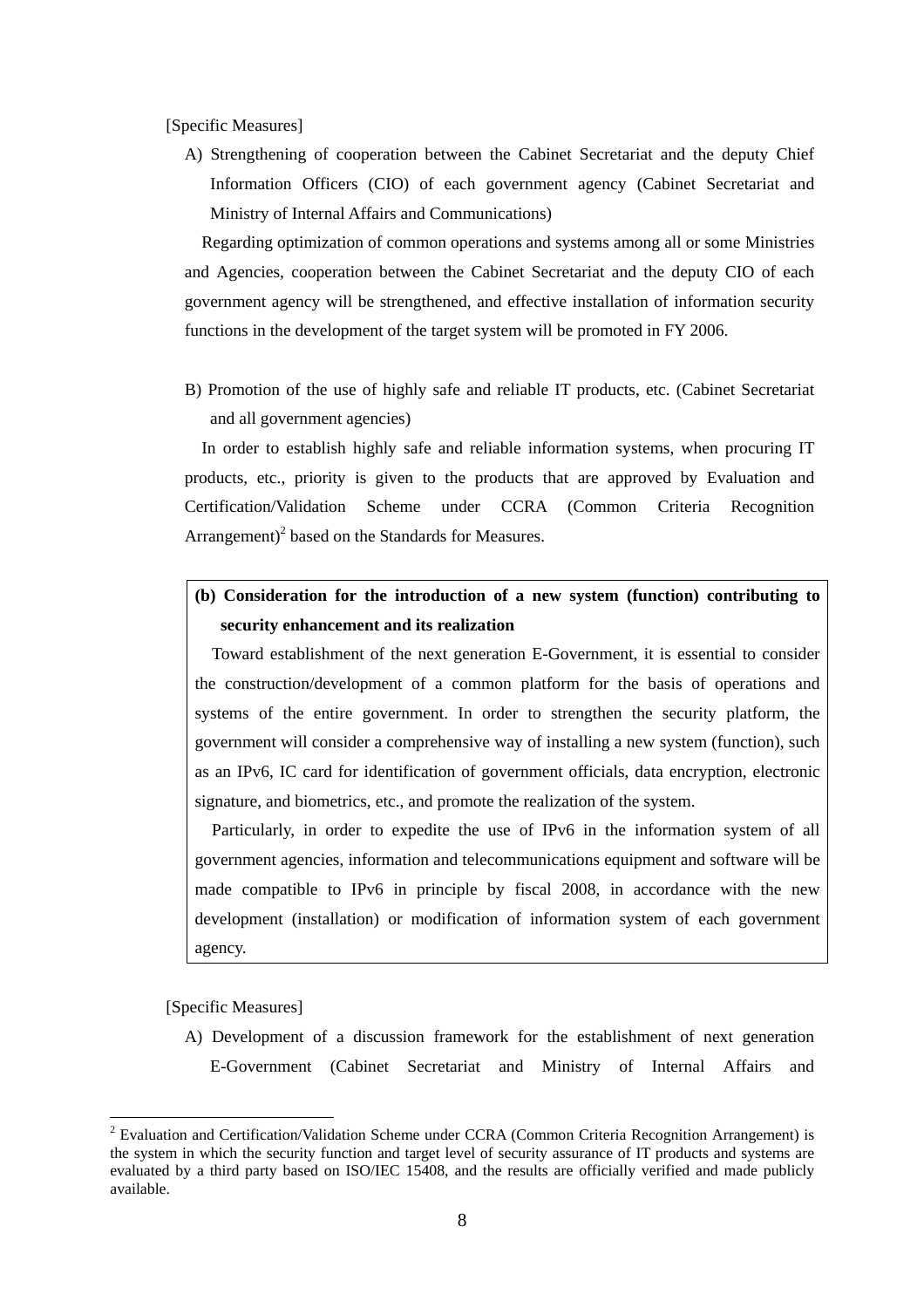[Specific Measures]

A) Strengthening of cooperation between the Cabinet Secretariat and the deputy Chief Information Officers (CIO) of each government agency (Cabinet Secretariat and Ministry of Internal Affairs and Communications)

Regarding optimization of common operations and systems among all or some Ministries and Agencies, cooperation between the Cabinet Secretariat and the deputy CIO of each government agency will be strengthened, and effective installation of information security functions in the development of the target system will be promoted in FY 2006.

B) Promotion of the use of highly safe and reliable IT products, etc. (Cabinet Secretariat and all government agencies)

In order to establish highly safe and reliable information systems, when procuring IT products, etc., priority is given to the products that are approved by Evaluation and Certification/Validation Scheme under CCRA (Common Criteria Recognition Arrangement)[2] based on the Standards for Measures.

**(b) Consideration for the introduction of a new system (function) contributing to security enhancement and its realization**

Toward establishment of the next generation E-Government, it is essential to consider the construction/development of a common platform for the basis of operations and systems of the entire government. In order to strengthen the security platform, the government will consider a comprehensive way of installing a new system (function), such as an IPv6, IC card for identification of government officials, data encryption, electronic signature, and biometrics, etc., and promote the realization of the system.

Particularly, in order to expedite the use of IPv6 in the information system of all government agencies, information and telecommunications equipment and software will be made compatible to IPv6 in principle by fiscal 2008, in accordance with the new development (installation) or modification of information system of each government agency.

[Specific Measures]

A) Development of a discussion framework for the establishment of next generation E-Government (Cabinet Secretariat and Ministry of Internal Affairs and

[2] Evaluation and Certification/Validation Scheme under CCRA (Common Criteria Recognition Arrangement) is the system in which the security function and target level of security assurance of IT products and systems are evaluated by a third party based on ISO/IEC 15408, and the results are officially verified and made publicly available.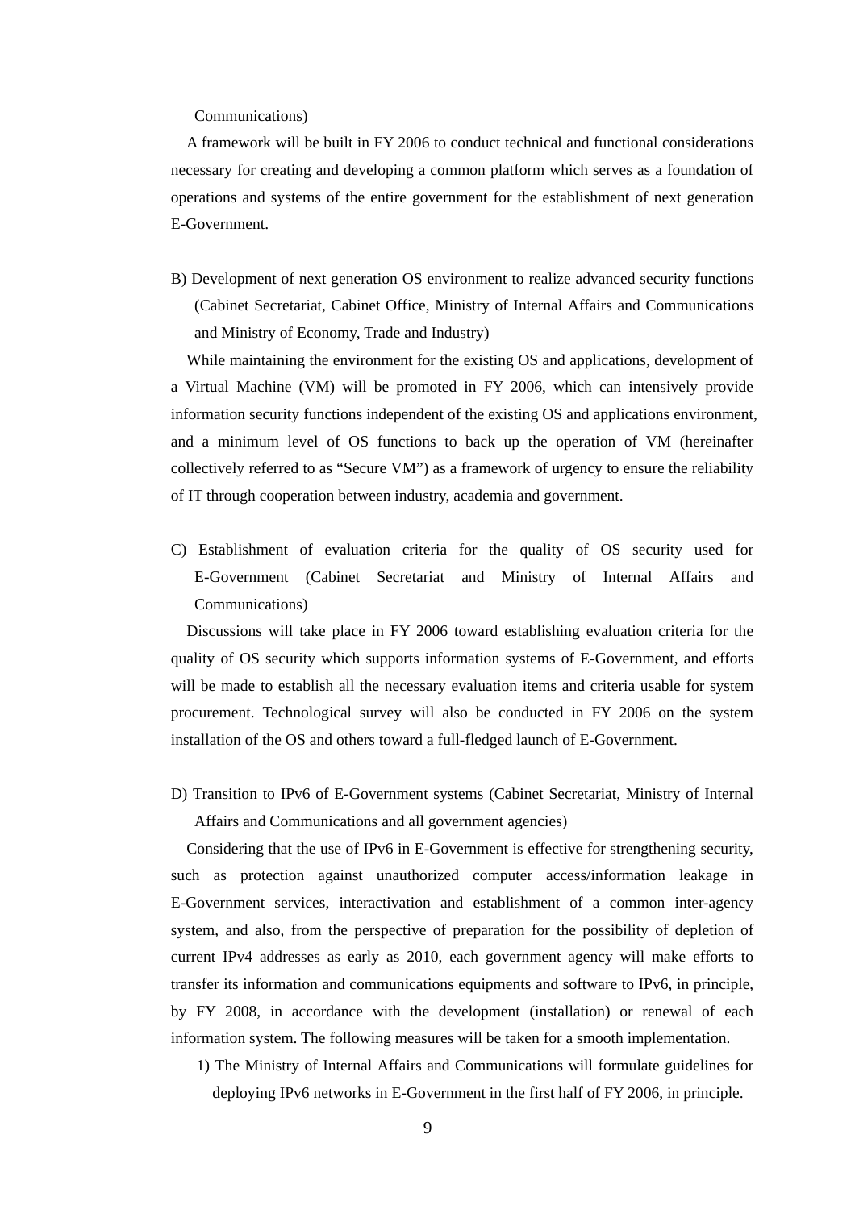Communications)

A framework will be built in FY 2006 to conduct technical and functional considerations necessary for creating and developing a common platform which serves as a foundation of operations and systems of the entire government for the establishment of next generation E-Government.

B) Development of next generation OS environment to realize advanced security functions (Cabinet Secretariat, Cabinet Office, Ministry of Internal Affairs and Communications and Ministry of Economy, Trade and Industry)

While maintaining the environment for the existing OS and applications, development of a Virtual Machine (VM) will be promoted in FY 2006, which can intensively provide information security functions independent of the existing OS and applications environment, and a minimum level of OS functions to back up the operation of VM (hereinafter collectively referred to as "Secure VM") as a framework of urgency to ensure the reliability of IT through cooperation between industry, academia and government.

C) Establishment of evaluation criteria for the quality of OS security used for E-Government (Cabinet Secretariat and Ministry of Internal Affairs and Communications)

Discussions will take place in FY 2006 toward establishing evaluation criteria for the quality of OS security which supports information systems of E-Government, and efforts will be made to establish all the necessary evaluation items and criteria usable for system procurement. Technological survey will also be conducted in FY 2006 on the system installation of the OS and others toward a full-fledged launch of E-Government.

D) Transition to IPv6 of E-Government systems (Cabinet Secretariat, Ministry of Internal Affairs and Communications and all government agencies)

Considering that the use of IPv6 in E-Government is effective for strengthening security, such as protection against unauthorized computer access/information leakage in E-Government services, interactivation and establishment of a common inter-agency system, and also, from the perspective of preparation for the possibility of depletion of current IPv4 addresses as early as 2010, each government agency will make efforts to transfer its information and communications equipments and software to IPv6, in principle, by FY 2008, in accordance with the development (installation) or renewal of each information system. The following measures will be taken for a smooth implementation.

1) The Ministry of Internal Affairs and Communications will formulate guidelines for deploying IPv6 networks in E-Government in the first half of FY 2006, in principle.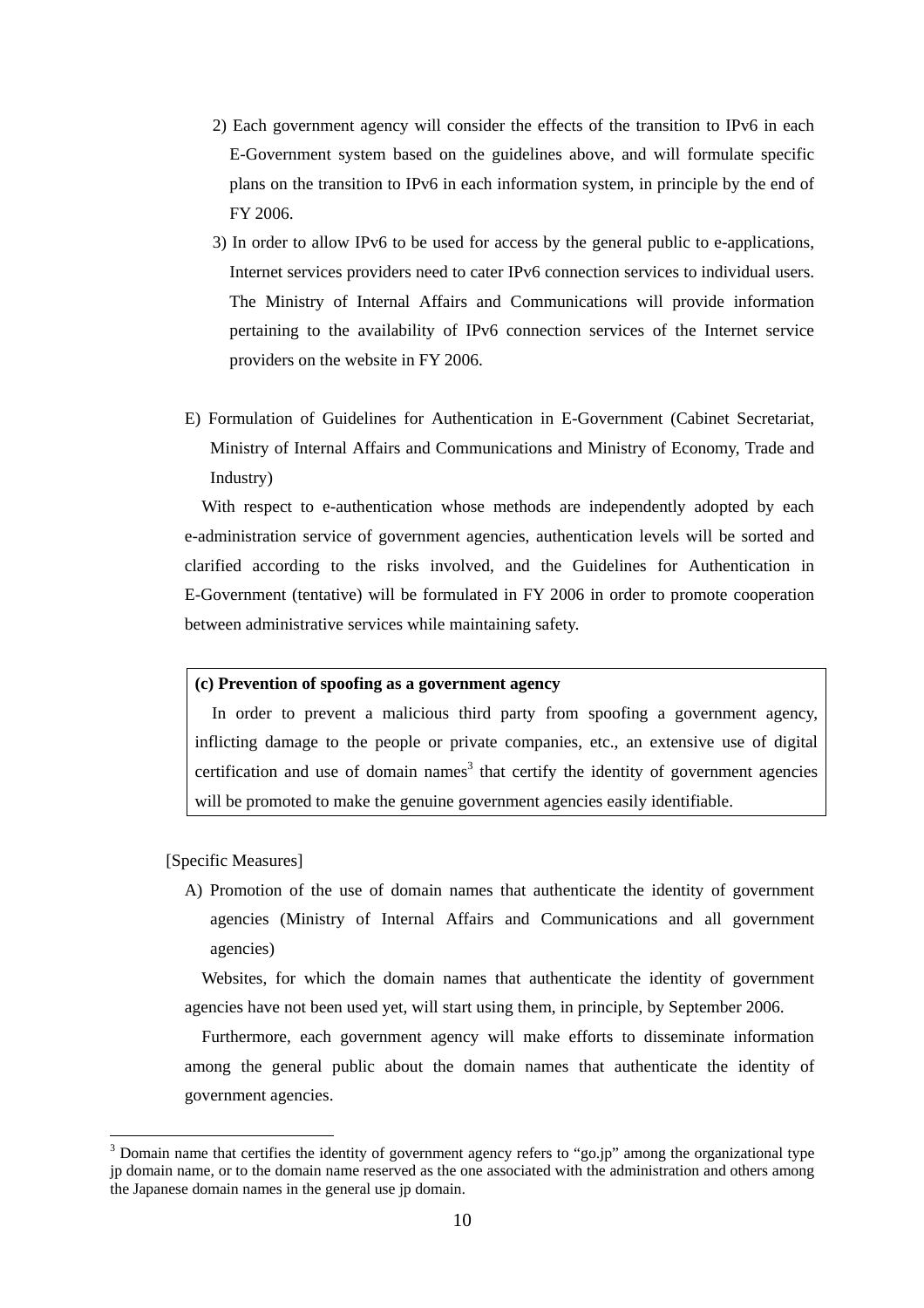2) Each government agency will consider the effects of the transition to IPv6 in each E-Government system based on the guidelines above, and will formulate specific plans on the transition to IPv6 in each information system, in principle by the end of FY 2006.

3) In order to allow IPv6 to be used for access by the general public to e-applications, Internet services providers need to cater IPv6 connection services to individual users. The Ministry of Internal Affairs and Communications will provide information pertaining to the availability of IPv6 connection services of the Internet service providers on the website in FY 2006.

E) Formulation of Guidelines for Authentication in E-Government (Cabinet Secretariat, Ministry of Internal Affairs and Communications and Ministry of Economy, Trade and Industry)

With respect to e-authentication whose methods are independently adopted by each e-administration service of government agencies, authentication levels will be sorted and clarified according to the risks involved, and the Guidelines for Authentication in E-Government (tentative) will be formulated in FY 2006 in order to promote cooperation between administrative services while maintaining safety.

**(c) Prevention of spoofing as a government agency**

In order to prevent a malicious third party from spoofing a government agency, inflicting damage to the people or private companies, etc., an extensive use of digital certification and use of domain names[3] that certify the identity of government agencies will be promoted to make the genuine government agencies easily identifiable.

[Specific Measures]

A) Promotion of the use of domain names that authenticate the identity of government agencies (Ministry of Internal Affairs and Communications and all government agencies)

Websites, for which the domain names that authenticate the identity of government agencies have not been used yet, will start using them, in principle, by September 2006.

Furthermore, each government agency will make efforts to disseminate information among the general public about the domain names that authenticate the identity of government agencies.

[3] Domain name that certifies the identity of government agency refers to "go.jp" among the organizational type jp domain name, or to the domain name reserved as the one associated with the administration and others among the Japanese domain names in the general use jp domain.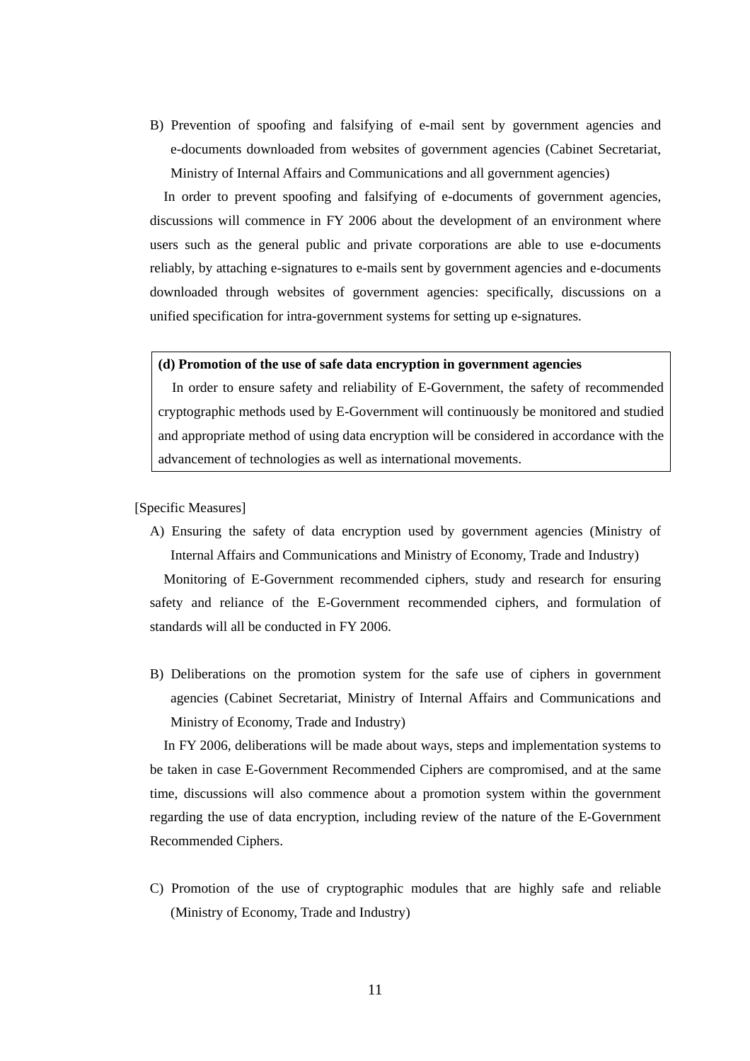B) Prevention of spoofing and falsifying of e-mail sent by government agencies and e-documents downloaded from websites of government agencies (Cabinet Secretariat, Ministry of Internal Affairs and Communications and all government agencies)

In order to prevent spoofing and falsifying of e-documents of government agencies, discussions will commence in FY 2006 about the development of an environment where users such as the general public and private corporations are able to use e-documents reliably, by attaching e-signatures to e-mails sent by government agencies and e-documents downloaded through websites of government agencies: specifically, discussions on a unified specification for intra-government systems for setting up e-signatures.

**(d) Promotion of the use of safe data encryption in government agencies**

In order to ensure safety and reliability of E-Government, the safety of recommended cryptographic methods used by E-Government will continuously be monitored and studied and appropriate method of using data encryption will be considered in accordance with the advancement of technologies as well as international movements.

[Specific Measures]

A) Ensuring the safety of data encryption used by government agencies (Ministry of Internal Affairs and Communications and Ministry of Economy, Trade and Industry)

Monitoring of E-Government recommended ciphers, study and research for ensuring safety and reliance of the E-Government recommended ciphers, and formulation of standards will all be conducted in FY 2006.

B) Deliberations on the promotion system for the safe use of ciphers in government agencies (Cabinet Secretariat, Ministry of Internal Affairs and Communications and Ministry of Economy, Trade and Industry)

In FY 2006, deliberations will be made about ways, steps and implementation systems to be taken in case E-Government Recommended Ciphers are compromised, and at the same time, discussions will also commence about a promotion system within the government regarding the use of data encryption, including review of the nature of the E-Government Recommended Ciphers.

C) Promotion of the use of cryptographic modules that are highly safe and reliable (Ministry of Economy, Trade and Industry)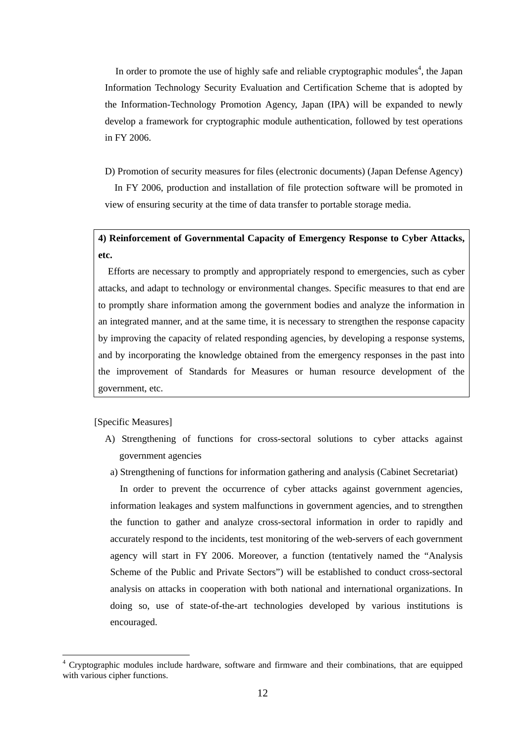In order to promote the use of highly safe and reliable cryptographic modules[4], the Japan Information Technology Security Evaluation and Certification Scheme that is adopted by the Information-Technology Promotion Agency, Japan (IPA) will be expanded to newly develop a framework for cryptographic module authentication, followed by test operations in FY 2006.

D) Promotion of security measures for files (electronic documents) (Japan Defense Agency)

In FY 2006, production and installation of file protection software will be promoted in view of ensuring security at the time of data transfer to portable storage media.

**4) Reinforcement of Governmental Capacity of Emergency Response to Cyber Attacks, etc.**

Efforts are necessary to promptly and appropriately respond to emergencies, such as cyber attacks, and adapt to technology or environmental changes. Specific measures to that end are to promptly share information among the government bodies and analyze the information in an integrated manner, and at the same time, it is necessary to strengthen the response capacity by improving the capacity of related responding agencies, by developing a response systems, and by incorporating the knowledge obtained from the emergency responses in the past into the improvement of Standards for Measures or human resource development of the government, etc.

[Specific Measures]

A) Strengthening of functions for cross-sectoral solutions to cyber attacks against government agencies

a) Strengthening of functions for information gathering and analysis (Cabinet Secretariat)

In order to prevent the occurrence of cyber attacks against government agencies, information leakages and system malfunctions in government agencies, and to strengthen the function to gather and analyze cross-sectoral information in order to rapidly and accurately respond to the incidents, test monitoring of the web-servers of each government agency will start in FY 2006. Moreover, a function (tentatively named the "Analysis Scheme of the Public and Private Sectors") will be established to conduct cross-sectoral analysis on attacks in cooperation with both national and international organizations. In doing so, use of state-of-the-art technologies developed by various institutions is encouraged.

---

[4] Cryptographic modules include hardware, software and firmware and their combinations, that are equipped with various cipher functions.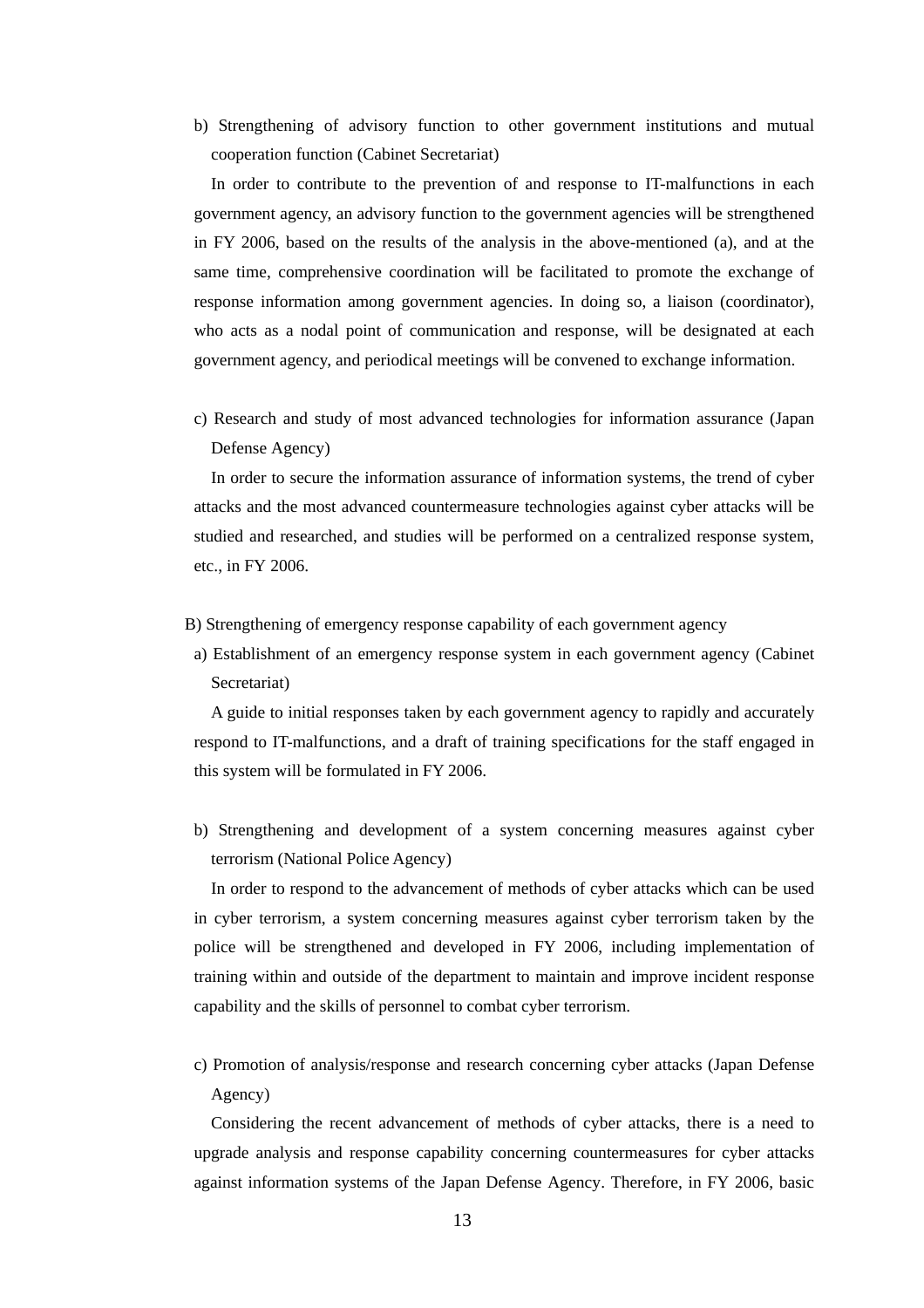b) Strengthening of advisory function to other government institutions and mutual cooperation function (Cabinet Secretariat)

In order to contribute to the prevention of and response to IT-malfunctions in each government agency, an advisory function to the government agencies will be strengthened in FY 2006, based on the results of the analysis in the above-mentioned (a), and at the same time, comprehensive coordination will be facilitated to promote the exchange of response information among government agencies. In doing so, a liaison (coordinator), who acts as a nodal point of communication and response, will be designated at each government agency, and periodical meetings will be convened to exchange information.

c) Research and study of most advanced technologies for information assurance (Japan Defense Agency)

In order to secure the information assurance of information systems, the trend of cyber attacks and the most advanced countermeasure technologies against cyber attacks will be studied and researched, and studies will be performed on a centralized response system, etc., in FY 2006.

B) Strengthening of emergency response capability of each government agency

a) Establishment of an emergency response system in each government agency (Cabinet Secretariat)

A guide to initial responses taken by each government agency to rapidly and accurately respond to IT-malfunctions, and a draft of training specifications for the staff engaged in this system will be formulated in FY 2006.

b) Strengthening and development of a system concerning measures against cyber terrorism (National Police Agency)

In order to respond to the advancement of methods of cyber attacks which can be used in cyber terrorism, a system concerning measures against cyber terrorism taken by the police will be strengthened and developed in FY 2006, including implementation of training within and outside of the department to maintain and improve incident response capability and the skills of personnel to combat cyber terrorism.

c) Promotion of analysis/response and research concerning cyber attacks (Japan Defense Agency)

Considering the recent advancement of methods of cyber attacks, there is a need to upgrade analysis and response capability concerning countermeasures for cyber attacks against information systems of the Japan Defense Agency. Therefore, in FY 2006, basic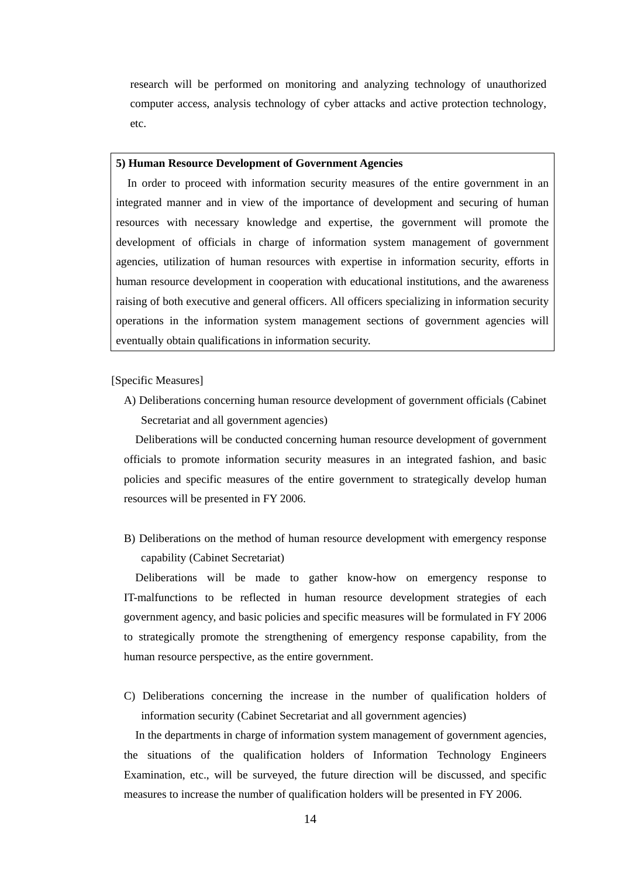research will be performed on monitoring and analyzing technology of unauthorized computer access, analysis technology of cyber attacks and active protection technology, etc.

**5) Human Resource Development of Government Agencies**

In order to proceed with information security measures of the entire government in an integrated manner and in view of the importance of development and securing of human resources with necessary knowledge and expertise, the government will promote the development of officials in charge of information system management of government agencies, utilization of human resources with expertise in information security, efforts in human resource development in cooperation with educational institutions, and the awareness raising of both executive and general officers. All officers specializing in information security operations in the information system management sections of government agencies will eventually obtain qualifications in information security.

[Specific Measures]

A) Deliberations concerning human resource development of government officials (Cabinet Secretariat and all government agencies)

Deliberations will be conducted concerning human resource development of government officials to promote information security measures in an integrated fashion, and basic policies and specific measures of the entire government to strategically develop human resources will be presented in FY 2006.

B) Deliberations on the method of human resource development with emergency response capability (Cabinet Secretariat)

Deliberations will be made to gather know-how on emergency response to IT-malfunctions to be reflected in human resource development strategies of each government agency, and basic policies and specific measures will be formulated in FY 2006 to strategically promote the strengthening of emergency response capability, from the human resource perspective, as the entire government.

C) Deliberations concerning the increase in the number of qualification holders of information security (Cabinet Secretariat and all government agencies)

In the departments in charge of information system management of government agencies, the situations of the qualification holders of Information Technology Engineers Examination, etc., will be surveyed, the future direction will be discussed, and specific measures to increase the number of qualification holders will be presented in FY 2006.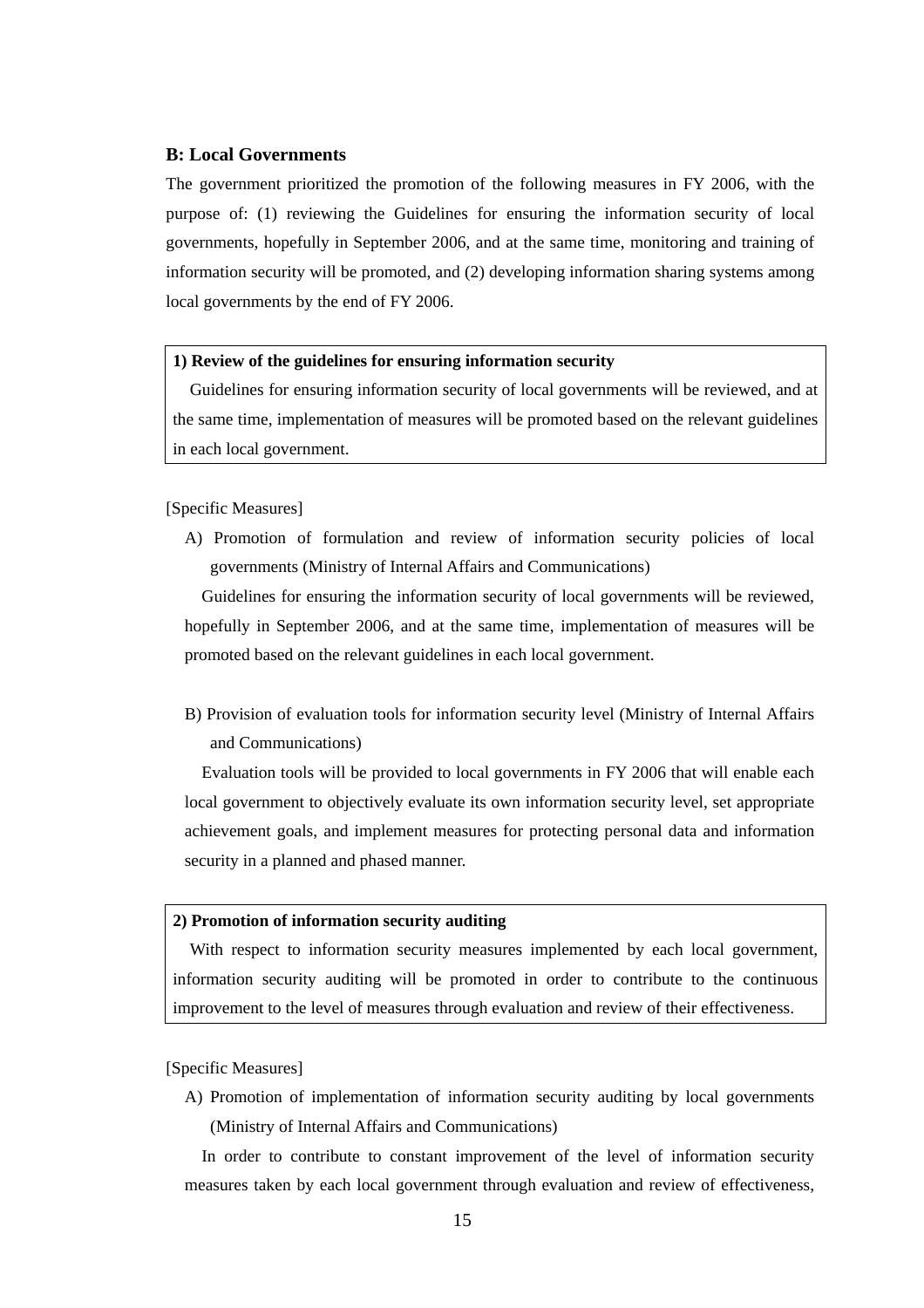### B: Local Governments

The government prioritized the promotion of the following measures in FY 2006, with the purpose of: (1) reviewing the Guidelines for ensuring the information security of local governments, hopefully in September 2006, and at the same time, monitoring and training of information security will be promoted, and (2) developing information sharing systems among local governments by the end of FY 2006.

**1) Review of the guidelines for ensuring information security**

Guidelines for ensuring information security of local governments will be reviewed, and at the same time, implementation of measures will be promoted based on the relevant guidelines in each local government.

[Specific Measures]

A) Promotion of formulation and review of information security policies of local governments (Ministry of Internal Affairs and Communications)

Guidelines for ensuring the information security of local governments will be reviewed, hopefully in September 2006, and at the same time, implementation of measures will be promoted based on the relevant guidelines in each local government.

B) Provision of evaluation tools for information security level (Ministry of Internal Affairs and Communications)

Evaluation tools will be provided to local governments in FY 2006 that will enable each local government to objectively evaluate its own information security level, set appropriate achievement goals, and implement measures for protecting personal data and information security in a planned and phased manner.

**2) Promotion of information security auditing**

With respect to information security measures implemented by each local government, information security auditing will be promoted in order to contribute to the continuous improvement to the level of measures through evaluation and review of their effectiveness.

[Specific Measures]

A) Promotion of implementation of information security auditing by local governments (Ministry of Internal Affairs and Communications)

In order to contribute to constant improvement of the level of information security measures taken by each local government through evaluation and review of effectiveness,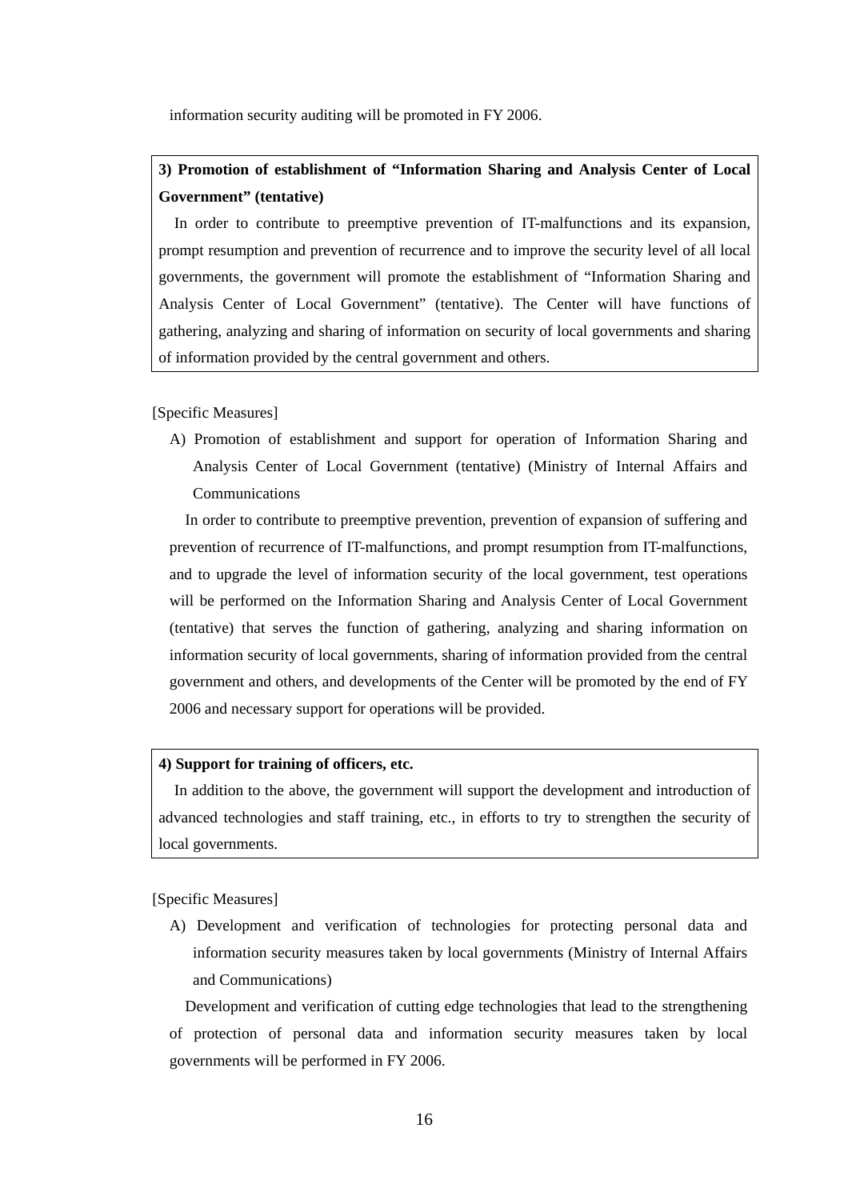information security auditing will be promoted in FY 2006.

**3) Promotion of establishment of "Information Sharing and Analysis Center of Local Government" (tentative)**

In order to contribute to preemptive prevention of IT-malfunctions and its expansion, prompt resumption and prevention of recurrence and to improve the security level of all local governments, the government will promote the establishment of "Information Sharing and Analysis Center of Local Government" (tentative). The Center will have functions of gathering, analyzing and sharing of information on security of local governments and sharing of information provided by the central government and others.

[Specific Measures]

A) Promotion of establishment and support for operation of Information Sharing and Analysis Center of Local Government (tentative) (Ministry of Internal Affairs and Communications

In order to contribute to preemptive prevention, prevention of expansion of suffering and prevention of recurrence of IT-malfunctions, and prompt resumption from IT-malfunctions, and to upgrade the level of information security of the local government, test operations will be performed on the Information Sharing and Analysis Center of Local Government (tentative) that serves the function of gathering, analyzing and sharing information on information security of local governments, sharing of information provided from the central government and others, and developments of the Center will be promoted by the end of FY 2006 and necessary support for operations will be provided.

**4) Support for training of officers, etc.**

In addition to the above, the government will support the development and introduction of advanced technologies and staff training, etc., in efforts to try to strengthen the security of local governments.

[Specific Measures]

A) Development and verification of technologies for protecting personal data and information security measures taken by local governments (Ministry of Internal Affairs and Communications)

Development and verification of cutting edge technologies that lead to the strengthening of protection of personal data and information security measures taken by local governments will be performed in FY 2006.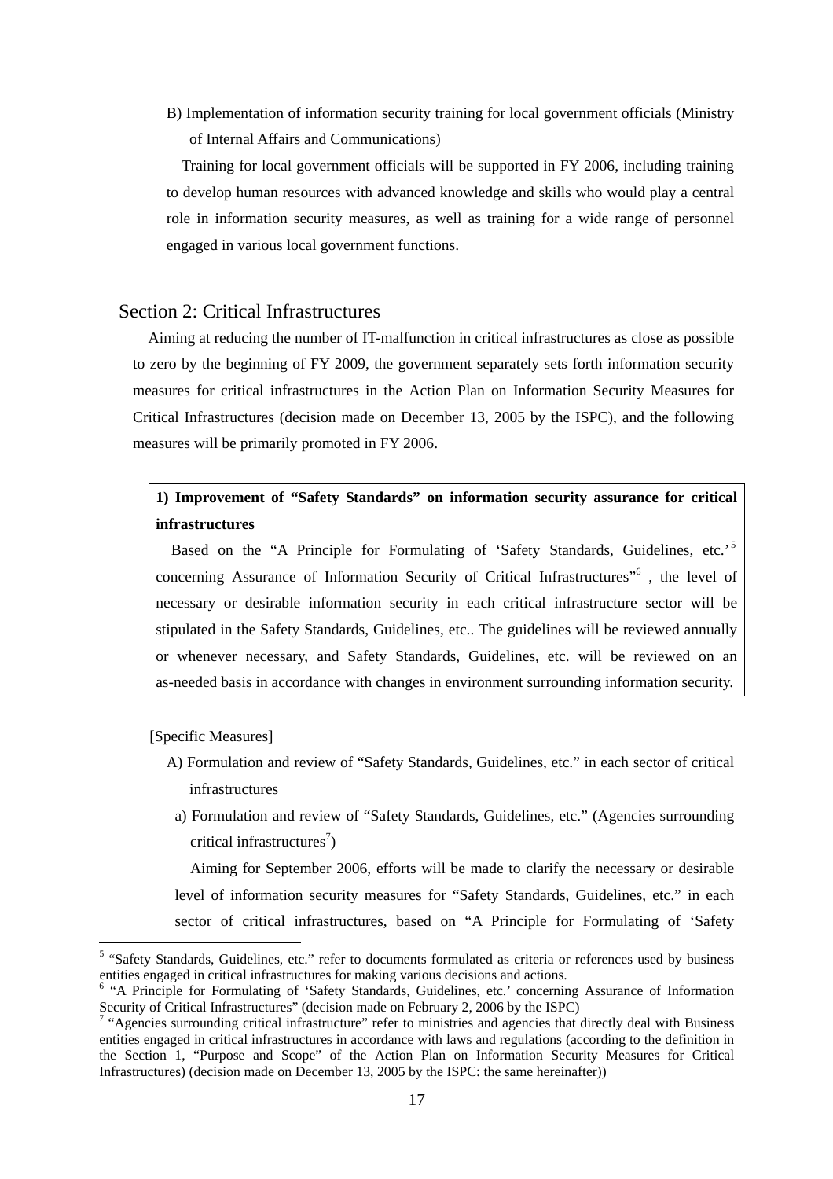B) Implementation of information security training for local government officials (Ministry of Internal Affairs and Communications)

Training for local government officials will be supported in FY 2006, including training to develop human resources with advanced knowledge and skills who would play a central role in information security measures, as well as training for a wide range of personnel engaged in various local government functions.

## Section 2: Critical Infrastructures

Aiming at reducing the number of IT-malfunction in critical infrastructures as close as possible to zero by the beginning of FY 2009, the government separately sets forth information security measures for critical infrastructures in the Action Plan on Information Security Measures for Critical Infrastructures (decision made on December 13, 2005 by the ISPC), and the following measures will be primarily promoted in FY 2006.

**1) Improvement of "Safety Standards" on information security assurance for critical infrastructures**

Based on the "A Principle for Formulating of 'Safety Standards, Guidelines, etc.'[5] concerning Assurance of Information Security of Critical Infrastructures"[6] , the level of necessary or desirable information security in each critical infrastructure sector will be stipulated in the Safety Standards, Guidelines, etc.. The guidelines will be reviewed annually or whenever necessary, and Safety Standards, Guidelines, etc. will be reviewed on an as-needed basis in accordance with changes in environment surrounding information security.

[Specific Measures]

A) Formulation and review of "Safety Standards, Guidelines, etc." in each sector of critical infrastructures

a) Formulation and review of "Safety Standards, Guidelines, etc." (Agencies surrounding critical infrastructures[7])

Aiming for September 2006, efforts will be made to clarify the necessary or desirable level of information security measures for "Safety Standards, Guidelines, etc." in each sector of critical infrastructures, based on "A Principle for Formulating of 'Safety

---

[5] "Safety Standards, Guidelines, etc." refer to documents formulated as criteria or references used by business entities engaged in critical infrastructures for making various decisions and actions.

[6] "A Principle for Formulating of 'Safety Standards, Guidelines, etc.' concerning Assurance of Information Security of Critical Infrastructures" (decision made on February 2, 2006 by the ISPC)

[7] "Agencies surrounding critical infrastructure" refer to ministries and agencies that directly deal with Business entities engaged in critical infrastructures in accordance with laws and regulations (according to the definition in the Section 1, "Purpose and Scope" of the Action Plan on Information Security Measures for Critical Infrastructures) (decision made on December 13, 2005 by the ISPC: the same hereinafter))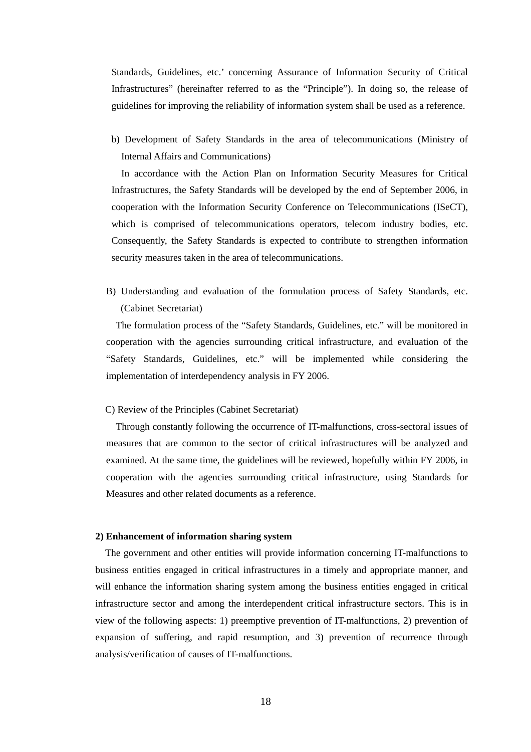Standards, Guidelines, etc.' concerning Assurance of Information Security of Critical Infrastructures" (hereinafter referred to as the "Principle"). In doing so, the release of guidelines for improving the reliability of information system shall be used as a reference.

b) Development of Safety Standards in the area of telecommunications (Ministry of Internal Affairs and Communications)

In accordance with the Action Plan on Information Security Measures for Critical Infrastructures, the Safety Standards will be developed by the end of September 2006, in cooperation with the Information Security Conference on Telecommunications (ISeCT), which is comprised of telecommunications operators, telecom industry bodies, etc. Consequently, the Safety Standards is expected to contribute to strengthen information security measures taken in the area of telecommunications.

B) Understanding and evaluation of the formulation process of Safety Standards, etc. (Cabinet Secretariat)

The formulation process of the "Safety Standards, Guidelines, etc." will be monitored in cooperation with the agencies surrounding critical infrastructure, and evaluation of the "Safety Standards, Guidelines, etc." will be implemented while considering the implementation of interdependency analysis in FY 2006.

C) Review of the Principles (Cabinet Secretariat)

Through constantly following the occurrence of IT-malfunctions, cross-sectoral issues of measures that are common to the sector of critical infrastructures will be analyzed and examined. At the same time, the guidelines will be reviewed, hopefully within FY 2006, in cooperation with the agencies surrounding critical infrastructure, using Standards for Measures and other related documents as a reference.

**2) Enhancement of information sharing system**

The government and other entities will provide information concerning IT-malfunctions to business entities engaged in critical infrastructures in a timely and appropriate manner, and will enhance the information sharing system among the business entities engaged in critical infrastructure sector and among the interdependent critical infrastructure sectors. This is in view of the following aspects: 1) preemptive prevention of IT-malfunctions, 2) prevention of expansion of suffering, and rapid resumption, and 3) prevention of recurrence through analysis/verification of causes of IT-malfunctions.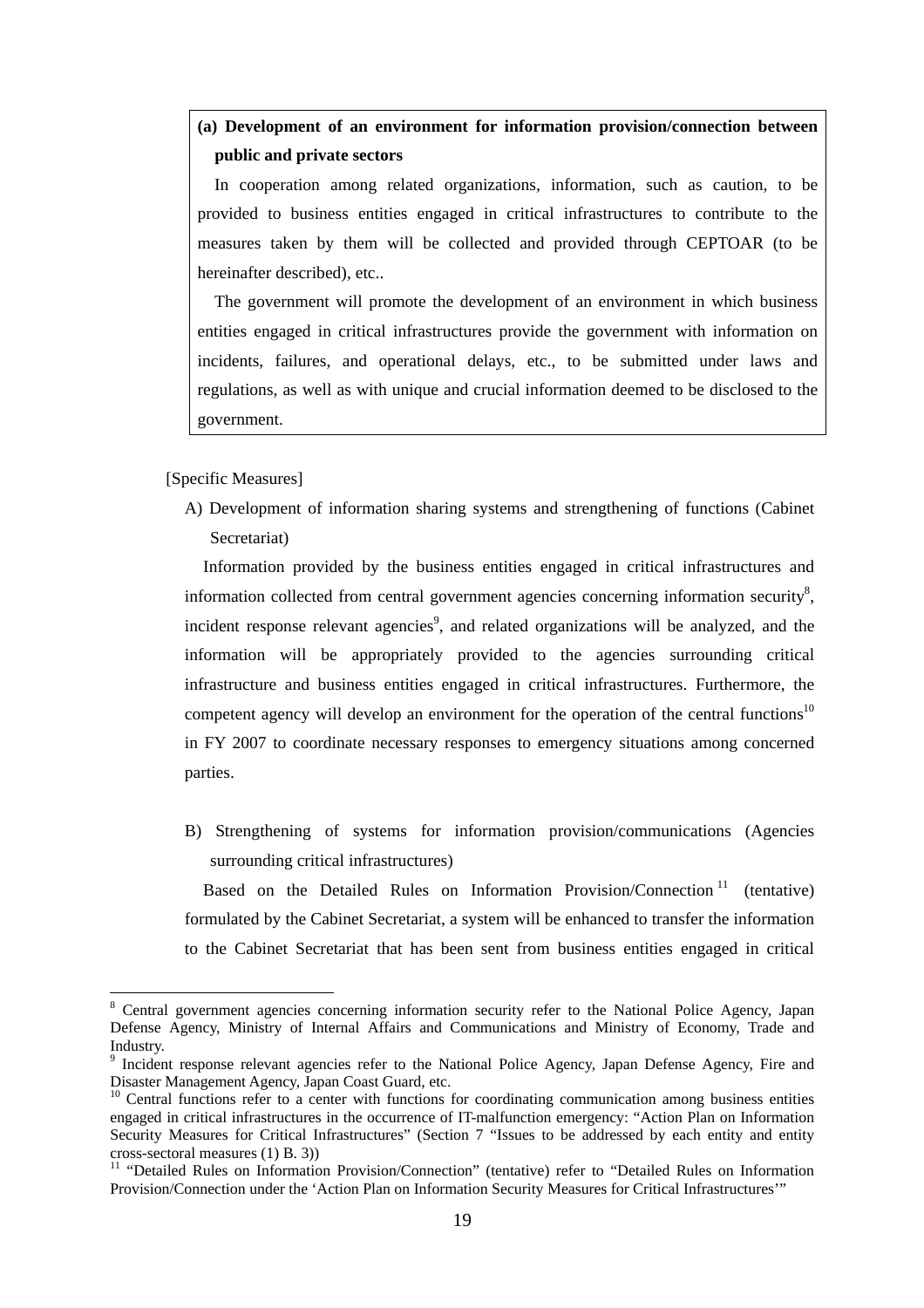**(a) Development of an environment for information provision/connection between public and private sectors**

In cooperation among related organizations, information, such as caution, to be provided to business entities engaged in critical infrastructures to contribute to the measures taken by them will be collected and provided through CEPTOAR (to be hereinafter described), etc..

The government will promote the development of an environment in which business entities engaged in critical infrastructures provide the government with information on incidents, failures, and operational delays, etc., to be submitted under laws and regulations, as well as with unique and crucial information deemed to be disclosed to the government.

[Specific Measures]

A) Development of information sharing systems and strengthening of functions (Cabinet Secretariat)

Information provided by the business entities engaged in critical infrastructures and information collected from central government agencies concerning information security[8], incident response relevant agencies[9], and related organizations will be analyzed, and the information will be appropriately provided to the agencies surrounding critical infrastructure and business entities engaged in critical infrastructures. Furthermore, the competent agency will develop an environment for the operation of the central functions[10] in FY 2007 to coordinate necessary responses to emergency situations among concerned parties.

B) Strengthening of systems for information provision/communications (Agencies surrounding critical infrastructures)

Based on the Detailed Rules on Information Provision/Connection[11] (tentative) formulated by the Cabinet Secretariat, a system will be enhanced to transfer the information to the Cabinet Secretariat that has been sent from business entities engaged in critical

---

[8] Central government agencies concerning information security refer to the National Police Agency, Japan Defense Agency, Ministry of Internal Affairs and Communications and Ministry of Economy, Trade and Industry.

[9] Incident response relevant agencies refer to the National Police Agency, Japan Defense Agency, Fire and Disaster Management Agency, Japan Coast Guard, etc.

[10] Central functions refer to a center with functions for coordinating communication among business entities engaged in critical infrastructures in the occurrence of IT-malfunction emergency: "Action Plan on Information Security Measures for Critical Infrastructures" (Section 7 "Issues to be addressed by each entity and entity cross-sectoral measures (1) B. 3))

[11] "Detailed Rules on Information Provision/Connection" (tentative) refer to "Detailed Rules on Information Provision/Connection under the 'Action Plan on Information Security Measures for Critical Infrastructures'"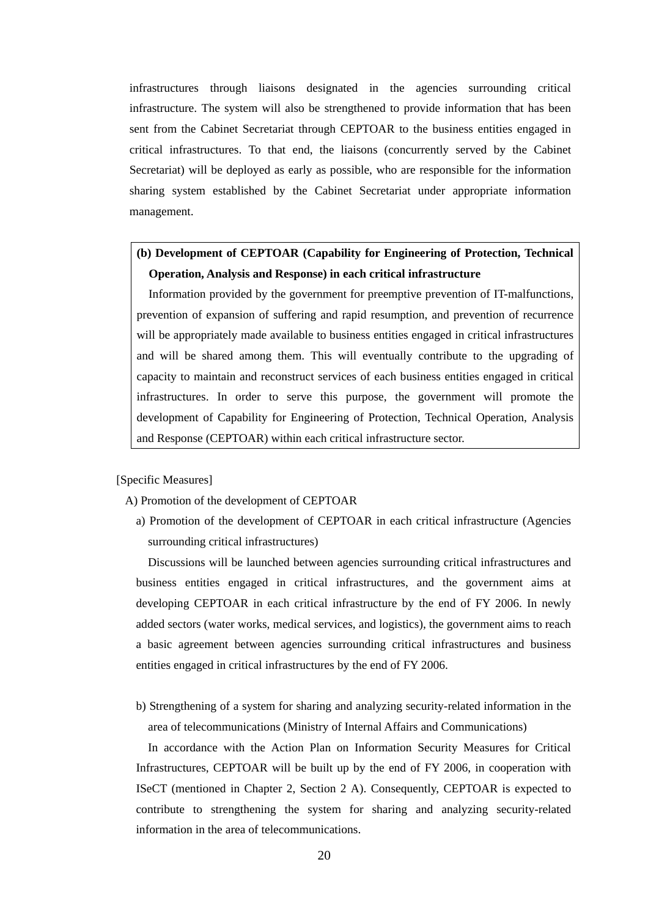infrastructures through liaisons designated in the agencies surrounding critical infrastructure. The system will also be strengthened to provide information that has been sent from the Cabinet Secretariat through CEPTOAR to the business entities engaged in critical infrastructures. To that end, the liaisons (concurrently served by the Cabinet Secretariat) will be deployed as early as possible, who are responsible for the information sharing system established by the Cabinet Secretariat under appropriate information management.

**(b) Development of CEPTOAR (Capability for Engineering of Protection, Technical Operation, Analysis and Response) in each critical infrastructure**

Information provided by the government for preemptive prevention of IT-malfunctions, prevention of expansion of suffering and rapid resumption, and prevention of recurrence will be appropriately made available to business entities engaged in critical infrastructures and will be shared among them. This will eventually contribute to the upgrading of capacity to maintain and reconstruct services of each business entities engaged in critical infrastructures. In order to serve this purpose, the government will promote the development of Capability for Engineering of Protection, Technical Operation, Analysis and Response (CEPTOAR) within each critical infrastructure sector.

[Specific Measures]

A) Promotion of the development of CEPTOAR

a) Promotion of the development of CEPTOAR in each critical infrastructure (Agencies surrounding critical infrastructures)

Discussions will be launched between agencies surrounding critical infrastructures and business entities engaged in critical infrastructures, and the government aims at developing CEPTOAR in each critical infrastructure by the end of FY 2006. In newly added sectors (water works, medical services, and logistics), the government aims to reach a basic agreement between agencies surrounding critical infrastructures and business entities engaged in critical infrastructures by the end of FY 2006.

b) Strengthening of a system for sharing and analyzing security-related information in the area of telecommunications (Ministry of Internal Affairs and Communications)

In accordance with the Action Plan on Information Security Measures for Critical Infrastructures, CEPTOAR will be built up by the end of FY 2006, in cooperation with ISeCT (mentioned in Chapter 2, Section 2 A). Consequently, CEPTOAR is expected to contribute to strengthening the system for sharing and analyzing security-related information in the area of telecommunications.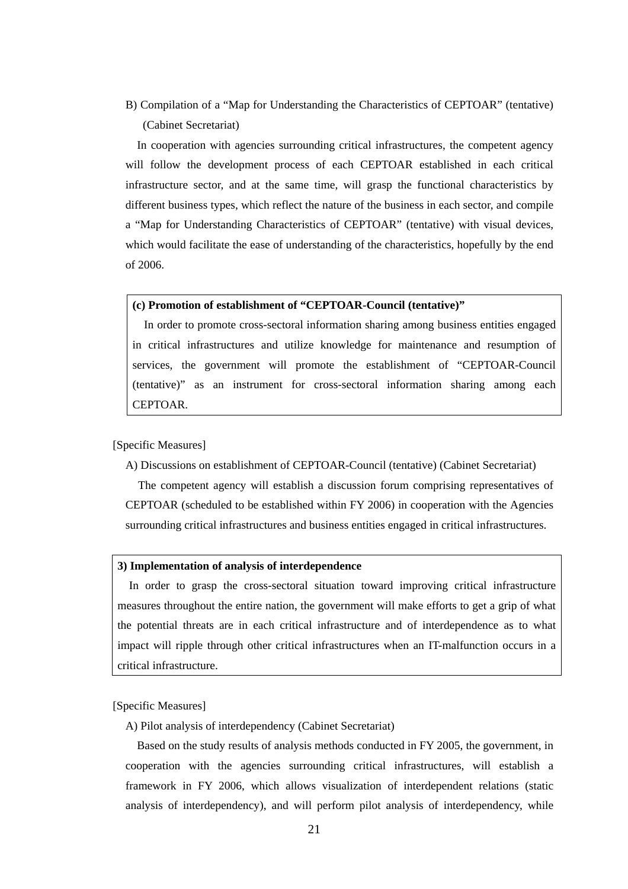B) Compilation of a "Map for Understanding the Characteristics of CEPTOAR" (tentative) (Cabinet Secretariat)

In cooperation with agencies surrounding critical infrastructures, the competent agency will follow the development process of each CEPTOAR established in each critical infrastructure sector, and at the same time, will grasp the functional characteristics by different business types, which reflect the nature of the business in each sector, and compile a "Map for Understanding Characteristics of CEPTOAR" (tentative) with visual devices, which would facilitate the ease of understanding of the characteristics, hopefully by the end of 2006.

**(c) Promotion of establishment of "CEPTOAR-Council (tentative)"**

In order to promote cross-sectoral information sharing among business entities engaged in critical infrastructures and utilize knowledge for maintenance and resumption of services, the government will promote the establishment of "CEPTOAR-Council (tentative)" as an instrument for cross-sectoral information sharing among each CEPTOAR.

[Specific Measures]

A) Discussions on establishment of CEPTOAR-Council (tentative) (Cabinet Secretariat)

The competent agency will establish a discussion forum comprising representatives of CEPTOAR (scheduled to be established within FY 2006) in cooperation with the Agencies surrounding critical infrastructures and business entities engaged in critical infrastructures.

**3) Implementation of analysis of interdependence**

In order to grasp the cross-sectoral situation toward improving critical infrastructure measures throughout the entire nation, the government will make efforts to get a grip of what the potential threats are in each critical infrastructure and of interdependence as to what impact will ripple through other critical infrastructures when an IT-malfunction occurs in a critical infrastructure.

[Specific Measures]

A) Pilot analysis of interdependency (Cabinet Secretariat)

Based on the study results of analysis methods conducted in FY 2005, the government, in cooperation with the agencies surrounding critical infrastructures, will establish a framework in FY 2006, which allows visualization of interdependent relations (static analysis of interdependency), and will perform pilot analysis of interdependency, while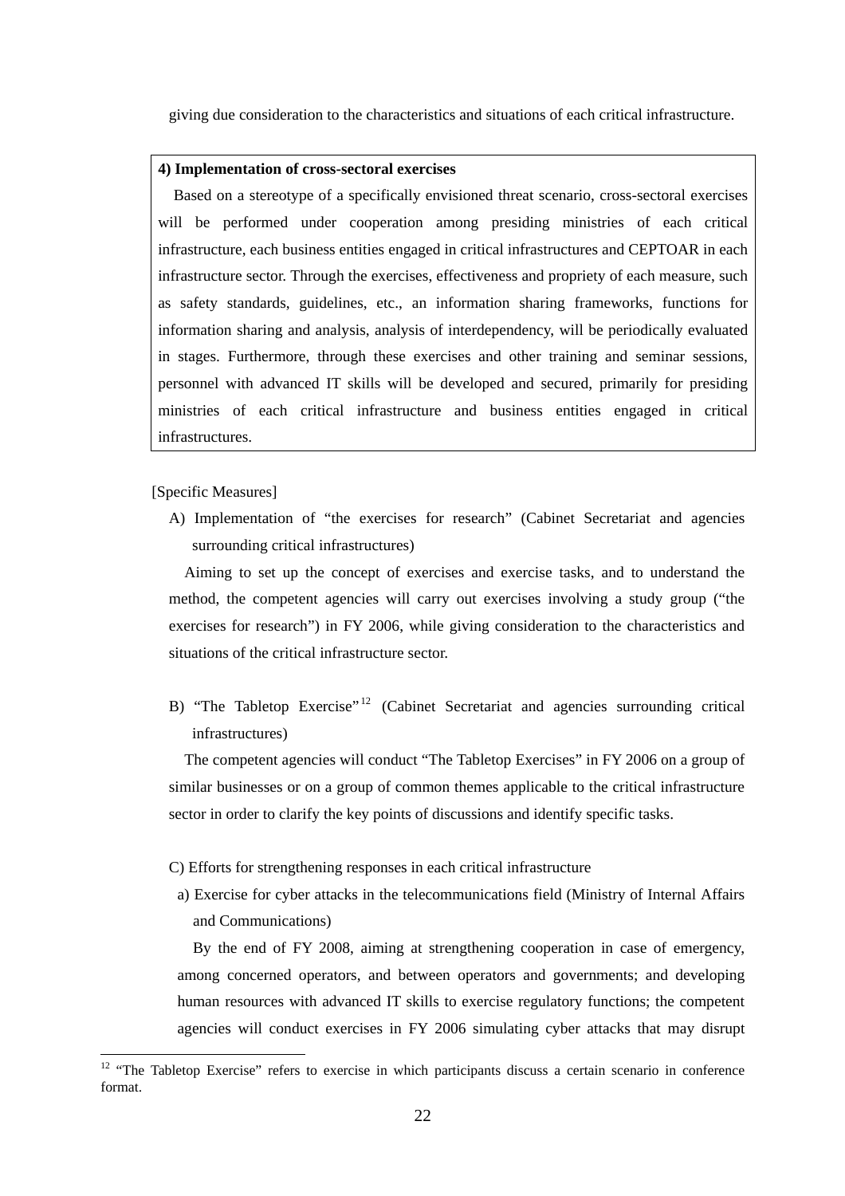giving due consideration to the characteristics and situations of each critical infrastructure.

**4) Implementation of cross-sectoral exercises**

Based on a stereotype of a specifically envisioned threat scenario, cross-sectoral exercises will be performed under cooperation among presiding ministries of each critical infrastructure, each business entities engaged in critical infrastructures and CEPTOAR in each infrastructure sector. Through the exercises, effectiveness and propriety of each measure, such as safety standards, guidelines, etc., an information sharing frameworks, functions for information sharing and analysis, analysis of interdependency, will be periodically evaluated in stages. Furthermore, through these exercises and other training and seminar sessions, personnel with advanced IT skills will be developed and secured, primarily for presiding ministries of each critical infrastructure and business entities engaged in critical infrastructures.

[Specific Measures]

A) Implementation of "the exercises for research" (Cabinet Secretariat and agencies surrounding critical infrastructures)

Aiming to set up the concept of exercises and exercise tasks, and to understand the method, the competent agencies will carry out exercises involving a study group ("the exercises for research") in FY 2006, while giving consideration to the characteristics and situations of the critical infrastructure sector.

B) "The Tabletop Exercise"[12] (Cabinet Secretariat and agencies surrounding critical infrastructures)

The competent agencies will conduct "The Tabletop Exercises" in FY 2006 on a group of similar businesses or on a group of common themes applicable to the critical infrastructure sector in order to clarify the key points of discussions and identify specific tasks.

C) Efforts for strengthening responses in each critical infrastructure

a) Exercise for cyber attacks in the telecommunications field (Ministry of Internal Affairs and Communications)

By the end of FY 2008, aiming at strengthening cooperation in case of emergency, among concerned operators, and between operators and governments; and developing human resources with advanced IT skills to exercise regulatory functions; the competent agencies will conduct exercises in FY 2006 simulating cyber attacks that may disrupt

[12] "The Tabletop Exercise" refers to exercise in which participants discuss a certain scenario in conference format.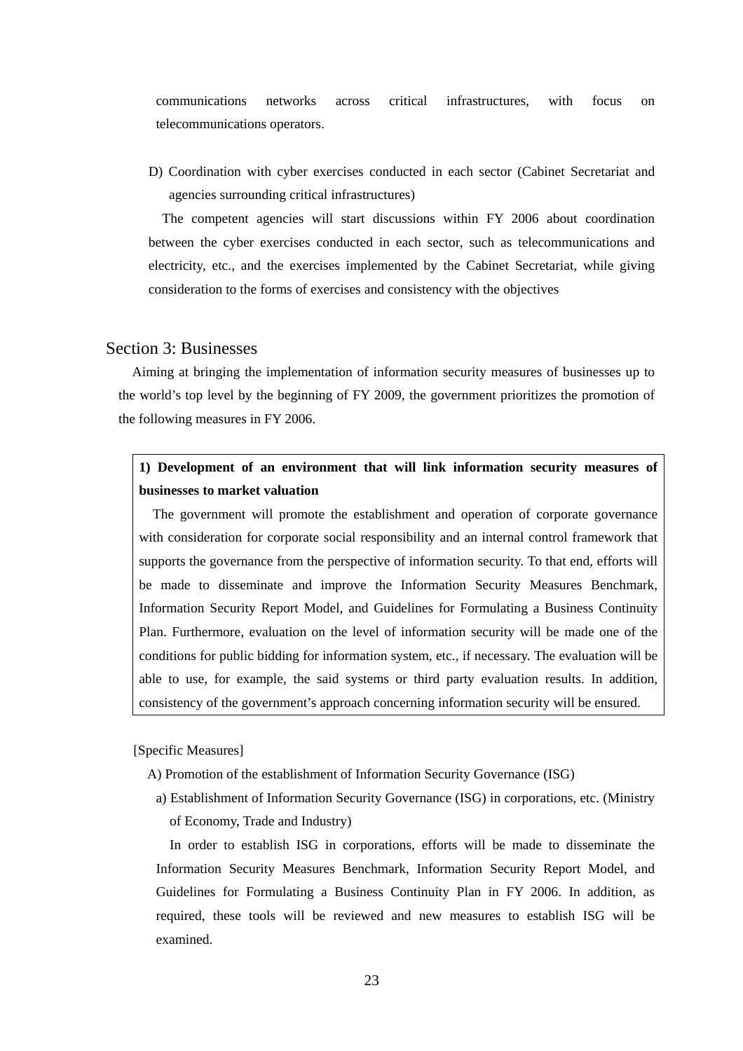communications networks across critical infrastructures, with focus on telecommunications operators.

D) Coordination with cyber exercises conducted in each sector (Cabinet Secretariat and agencies surrounding critical infrastructures)

The competent agencies will start discussions within FY 2006 about coordination between the cyber exercises conducted in each sector, such as telecommunications and electricity, etc., and the exercises implemented by the Cabinet Secretariat, while giving consideration to the forms of exercises and consistency with the objectives

## Section 3: Businesses

Aiming at bringing the implementation of information security measures of businesses up to the world's top level by the beginning of FY 2009, the government prioritizes the promotion of the following measures in FY 2006.

**1) Development of an environment that will link information security measures of businesses to market valuation**

The government will promote the establishment and operation of corporate governance with consideration for corporate social responsibility and an internal control framework that supports the governance from the perspective of information security. To that end, efforts will be made to disseminate and improve the Information Security Measures Benchmark, Information Security Report Model, and Guidelines for Formulating a Business Continuity Plan. Furthermore, evaluation on the level of information security will be made one of the conditions for public bidding for information system, etc., if necessary. The evaluation will be able to use, for example, the said systems or third party evaluation results. In addition, consistency of the government's approach concerning information security will be ensured.

[Specific Measures]

A) Promotion of the establishment of Information Security Governance (ISG)

a) Establishment of Information Security Governance (ISG) in corporations, etc. (Ministry of Economy, Trade and Industry)

In order to establish ISG in corporations, efforts will be made to disseminate the Information Security Measures Benchmark, Information Security Report Model, and Guidelines for Formulating a Business Continuity Plan in FY 2006. In addition, as required, these tools will be reviewed and new measures to establish ISG will be examined.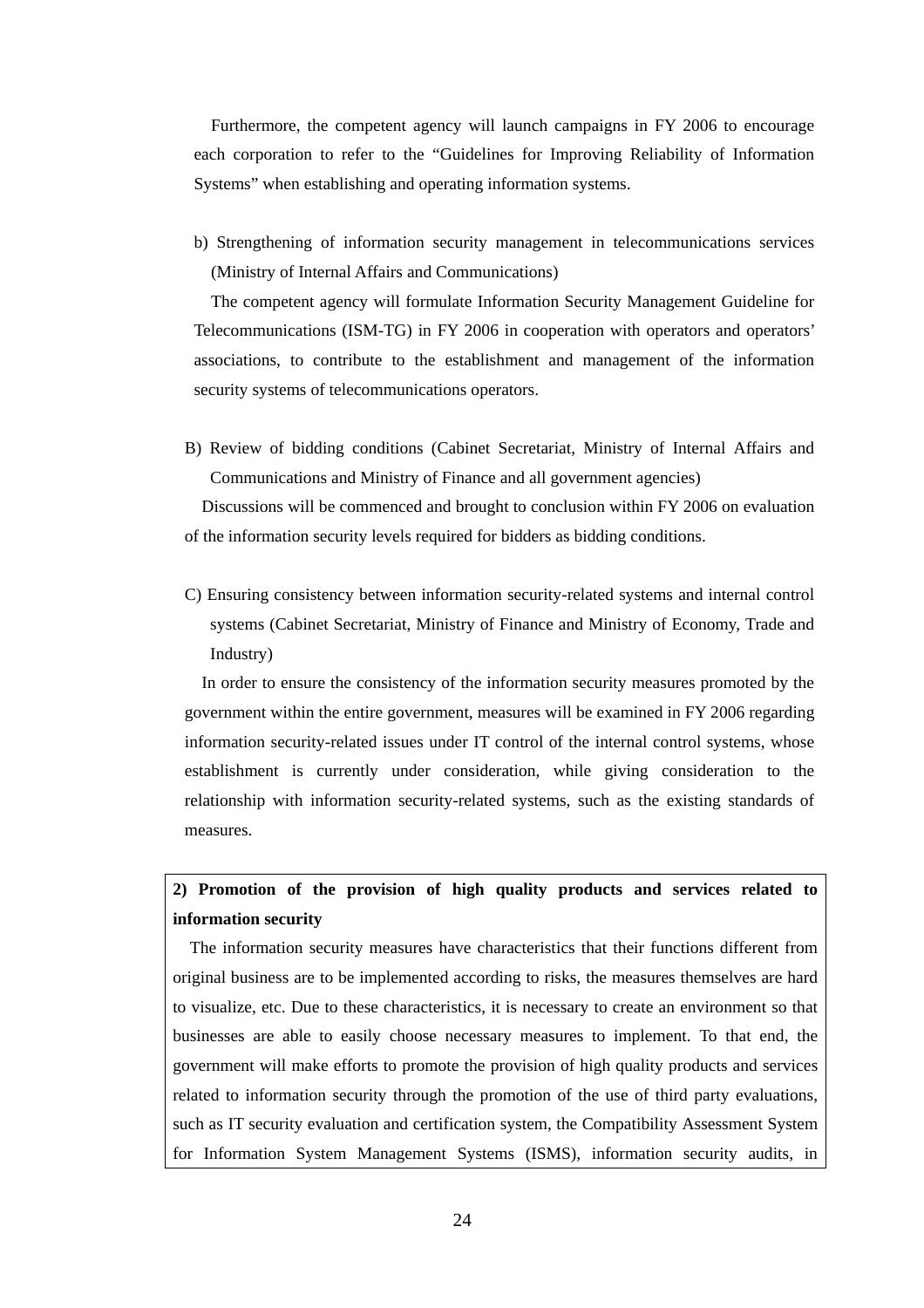Furthermore, the competent agency will launch campaigns in FY 2006 to encourage each corporation to refer to the "Guidelines for Improving Reliability of Information Systems" when establishing and operating information systems.

b) Strengthening of information security management in telecommunications services (Ministry of Internal Affairs and Communications)

The competent agency will formulate Information Security Management Guideline for Telecommunications (ISM-TG) in FY 2006 in cooperation with operators and operators' associations, to contribute to the establishment and management of the information security systems of telecommunications operators.

B) Review of bidding conditions (Cabinet Secretariat, Ministry of Internal Affairs and Communications and Ministry of Finance and all government agencies)

Discussions will be commenced and brought to conclusion within FY 2006 on evaluation of the information security levels required for bidders as bidding conditions.

C) Ensuring consistency between information security-related systems and internal control systems (Cabinet Secretariat, Ministry of Finance and Ministry of Economy, Trade and Industry)

In order to ensure the consistency of the information security measures promoted by the government within the entire government, measures will be examined in FY 2006 regarding information security-related issues under IT control of the internal control systems, whose establishment is currently under consideration, while giving consideration to the relationship with information security-related systems, such as the existing standards of measures.

**2) Promotion of the provision of high quality products and services related to information security**

The information security measures have characteristics that their functions different from original business are to be implemented according to risks, the measures themselves are hard to visualize, etc. Due to these characteristics, it is necessary to create an environment so that businesses are able to easily choose necessary measures to implement. To that end, the government will make efforts to promote the provision of high quality products and services related to information security through the promotion of the use of third party evaluations, such as IT security evaluation and certification system, the Compatibility Assessment System for Information System Management Systems (ISMS), information security audits, in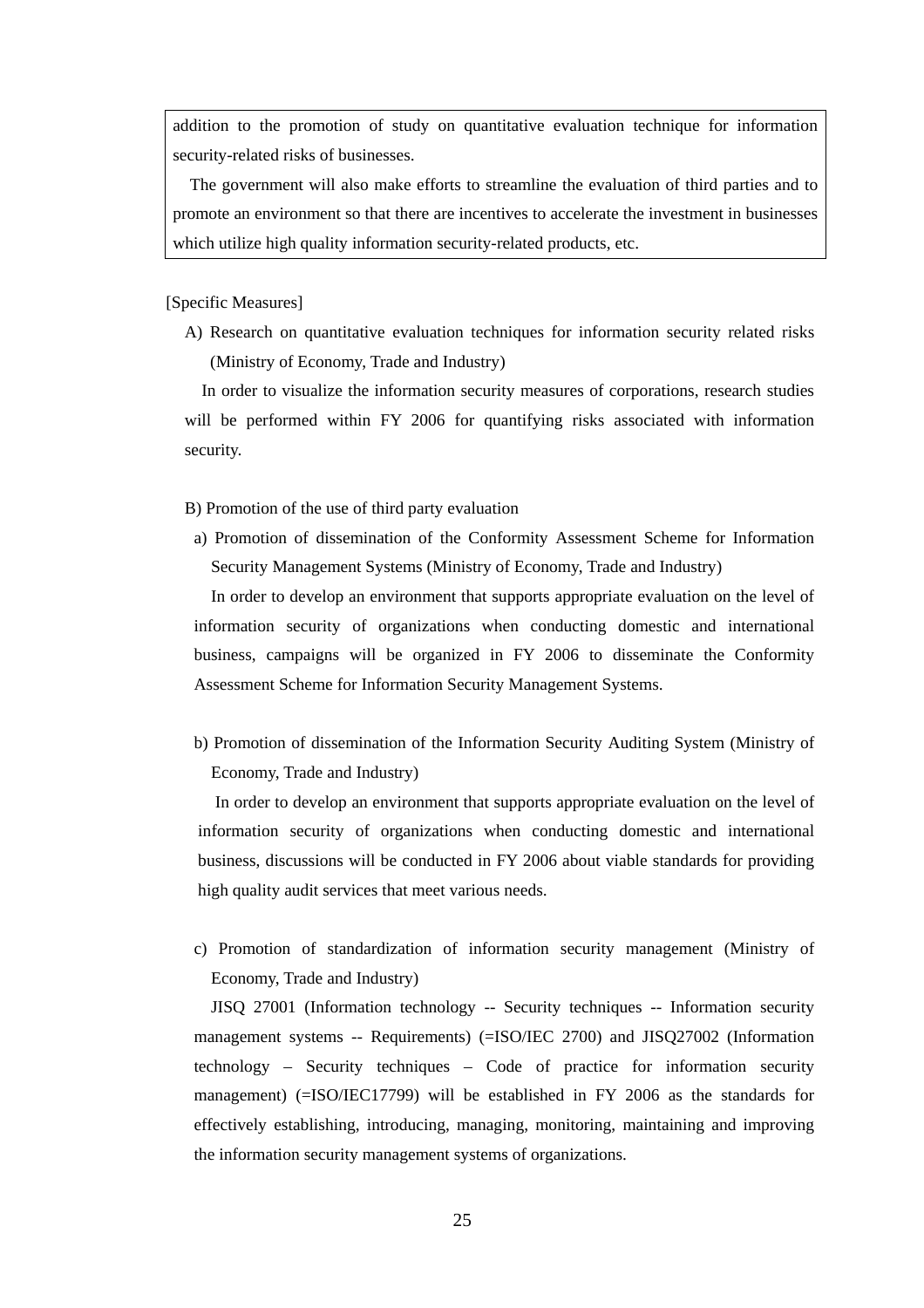addition to the promotion of study on quantitative evaluation technique for information security-related risks of businesses.

The government will also make efforts to streamline the evaluation of third parties and to promote an environment so that there are incentives to accelerate the investment in businesses which utilize high quality information security-related products, etc.

[Specific Measures]

A) Research on quantitative evaluation techniques for information security related risks (Ministry of Economy, Trade and Industry)

In order to visualize the information security measures of corporations, research studies will be performed within FY 2006 for quantifying risks associated with information security.

B) Promotion of the use of third party evaluation

a) Promotion of dissemination of the Conformity Assessment Scheme for Information Security Management Systems (Ministry of Economy, Trade and Industry)

In order to develop an environment that supports appropriate evaluation on the level of information security of organizations when conducting domestic and international business, campaigns will be organized in FY 2006 to disseminate the Conformity Assessment Scheme for Information Security Management Systems.

b) Promotion of dissemination of the Information Security Auditing System (Ministry of Economy, Trade and Industry)

In order to develop an environment that supports appropriate evaluation on the level of information security of organizations when conducting domestic and international business, discussions will be conducted in FY 2006 about viable standards for providing high quality audit services that meet various needs.

c) Promotion of standardization of information security management (Ministry of Economy, Trade and Industry)

JISQ 27001 (Information technology -- Security techniques -- Information security management systems -- Requirements) (=ISO/IEC 2700) and JISQ27002 (Information technology – Security techniques – Code of practice for information security management) (=ISO/IEC17799) will be established in FY 2006 as the standards for effectively establishing, introducing, managing, monitoring, maintaining and improving the information security management systems of organizations.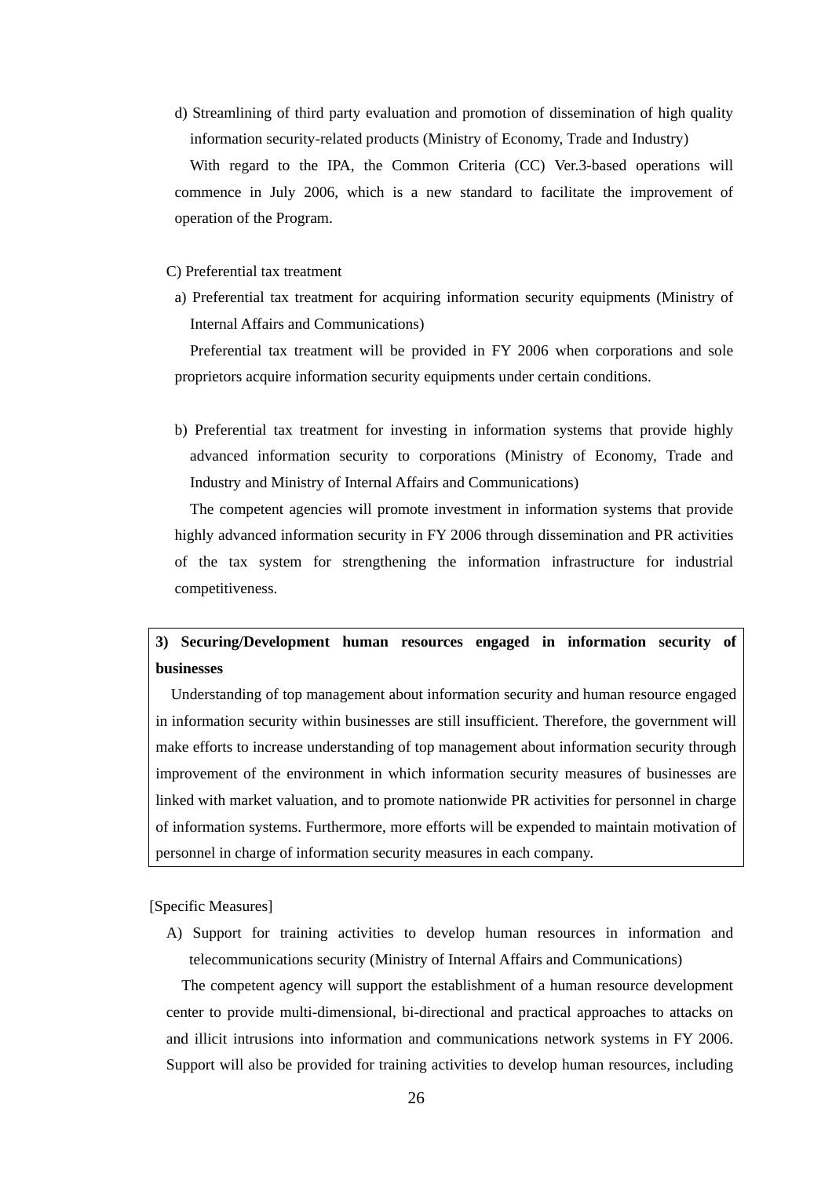d) Streamlining of third party evaluation and promotion of dissemination of high quality information security-related products (Ministry of Economy, Trade and Industry)

With regard to the IPA, the Common Criteria (CC) Ver.3-based operations will commence in July 2006, which is a new standard to facilitate the improvement of operation of the Program.

C) Preferential tax treatment

a) Preferential tax treatment for acquiring information security equipments (Ministry of Internal Affairs and Communications)

Preferential tax treatment will be provided in FY 2006 when corporations and sole proprietors acquire information security equipments under certain conditions.

b) Preferential tax treatment for investing in information systems that provide highly advanced information security to corporations (Ministry of Economy, Trade and Industry and Ministry of Internal Affairs and Communications)

The competent agencies will promote investment in information systems that provide highly advanced information security in FY 2006 through dissemination and PR activities of the tax system for strengthening the information infrastructure for industrial competitiveness.

**3) Securing/Development human resources engaged in information security of businesses**

Understanding of top management about information security and human resource engaged in information security within businesses are still insufficient. Therefore, the government will make efforts to increase understanding of top management about information security through improvement of the environment in which information security measures of businesses are linked with market valuation, and to promote nationwide PR activities for personnel in charge of information systems. Furthermore, more efforts will be expended to maintain motivation of personnel in charge of information security measures in each company.

[Specific Measures]

A) Support for training activities to develop human resources in information and telecommunications security (Ministry of Internal Affairs and Communications)

The competent agency will support the establishment of a human resource development center to provide multi-dimensional, bi-directional and practical approaches to attacks on and illicit intrusions into information and communications network systems in FY 2006. Support will also be provided for training activities to develop human resources, including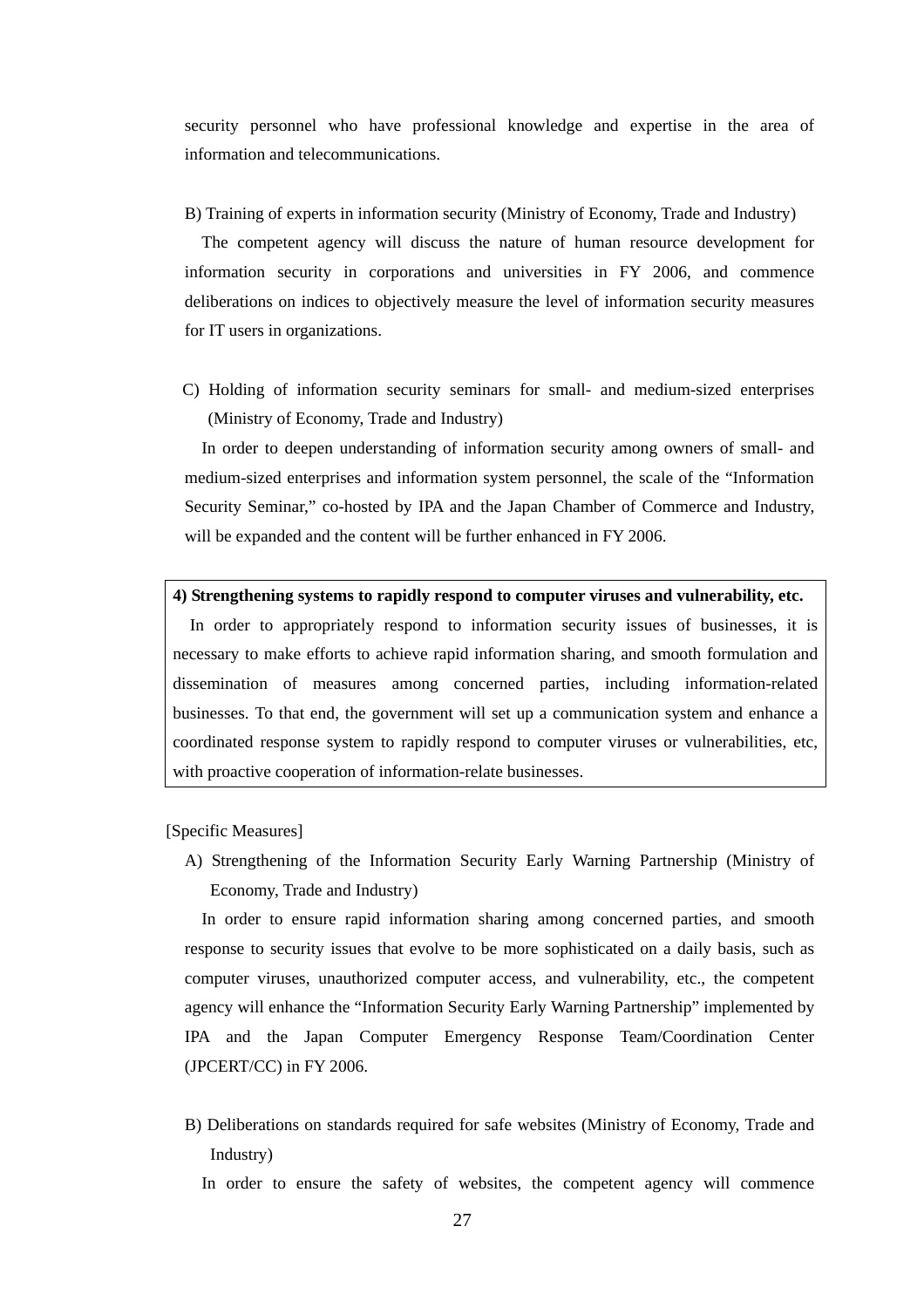security personnel who have professional knowledge and expertise in the area of information and telecommunications.

B) Training of experts in information security (Ministry of Economy, Trade and Industry)

The competent agency will discuss the nature of human resource development for information security in corporations and universities in FY 2006, and commence deliberations on indices to objectively measure the level of information security measures for IT users in organizations.

C) Holding of information security seminars for small- and medium-sized enterprises (Ministry of Economy, Trade and Industry)

In order to deepen understanding of information security among owners of small- and medium-sized enterprises and information system personnel, the scale of the "Information Security Seminar," co-hosted by IPA and the Japan Chamber of Commerce and Industry, will be expanded and the content will be further enhanced in FY 2006.

**4) Strengthening systems to rapidly respond to computer viruses and vulnerability, etc.**

In order to appropriately respond to information security issues of businesses, it is necessary to make efforts to achieve rapid information sharing, and smooth formulation and dissemination of measures among concerned parties, including information-related businesses. To that end, the government will set up a communication system and enhance a coordinated response system to rapidly respond to computer viruses or vulnerabilities, etc, with proactive cooperation of information-relate businesses.

[Specific Measures]

A) Strengthening of the Information Security Early Warning Partnership (Ministry of Economy, Trade and Industry)

In order to ensure rapid information sharing among concerned parties, and smooth response to security issues that evolve to be more sophisticated on a daily basis, such as computer viruses, unauthorized computer access, and vulnerability, etc., the competent agency will enhance the "Information Security Early Warning Partnership" implemented by IPA and the Japan Computer Emergency Response Team/Coordination Center (JPCERT/CC) in FY 2006.

B) Deliberations on standards required for safe websites (Ministry of Economy, Trade and Industry)

In order to ensure the safety of websites, the competent agency will commence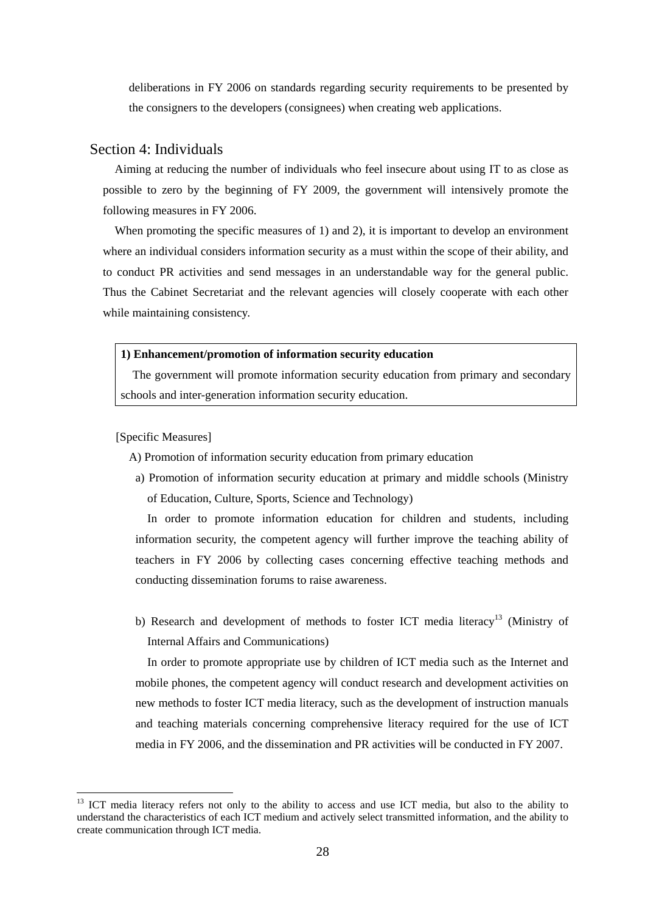deliberations in FY 2006 on standards regarding security requirements to be presented by the consigners to the developers (consignees) when creating web applications.

## Section 4: Individuals

Aiming at reducing the number of individuals who feel insecure about using IT to as close as possible to zero by the beginning of FY 2009, the government will intensively promote the following measures in FY 2006.

When promoting the specific measures of 1) and 2), it is important to develop an environment where an individual considers information security as a must within the scope of their ability, and to conduct PR activities and send messages in an understandable way for the general public. Thus the Cabinet Secretariat and the relevant agencies will closely cooperate with each other while maintaining consistency.

**1) Enhancement/promotion of information security education**

The government will promote information security education from primary and secondary schools and inter-generation information security education.

[Specific Measures]

A) Promotion of information security education from primary education

a) Promotion of information security education at primary and middle schools (Ministry of Education, Culture, Sports, Science and Technology)

In order to promote information education for children and students, including information security, the competent agency will further improve the teaching ability of teachers in FY 2006 by collecting cases concerning effective teaching methods and conducting dissemination forums to raise awareness.

b) Research and development of methods to foster ICT media literacy[13] (Ministry of Internal Affairs and Communications)

In order to promote appropriate use by children of ICT media such as the Internet and mobile phones, the competent agency will conduct research and development activities on new methods to foster ICT media literacy, such as the development of instruction manuals and teaching materials concerning comprehensive literacy required for the use of ICT media in FY 2006, and the dissemination and PR activities will be conducted in FY 2007.

[13] ICT media literacy refers not only to the ability to access and use ICT media, but also to the ability to understand the characteristics of each ICT medium and actively select transmitted information, and the ability to create communication through ICT media.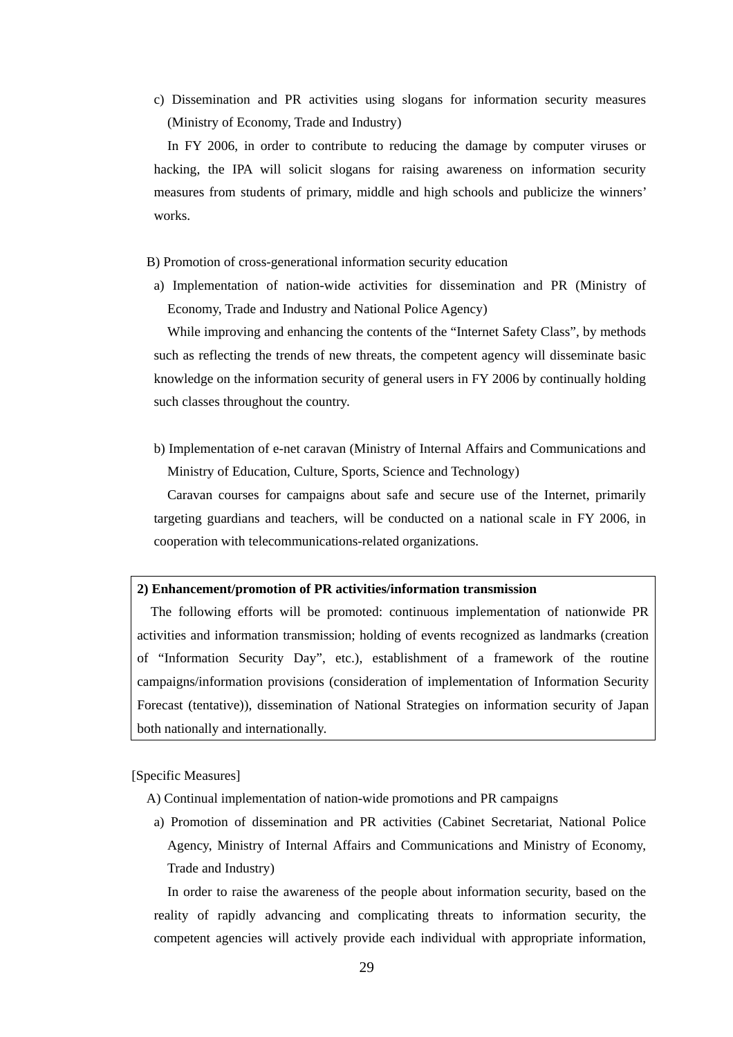c) Dissemination and PR activities using slogans for information security measures (Ministry of Economy, Trade and Industry)

In FY 2006, in order to contribute to reducing the damage by computer viruses or hacking, the IPA will solicit slogans for raising awareness on information security measures from students of primary, middle and high schools and publicize the winners' works.

B) Promotion of cross-generational information security education

a) Implementation of nation-wide activities for dissemination and PR (Ministry of Economy, Trade and Industry and National Police Agency)

While improving and enhancing the contents of the "Internet Safety Class", by methods such as reflecting the trends of new threats, the competent agency will disseminate basic knowledge on the information security of general users in FY 2006 by continually holding such classes throughout the country.

b) Implementation of e-net caravan (Ministry of Internal Affairs and Communications and Ministry of Education, Culture, Sports, Science and Technology)

Caravan courses for campaigns about safe and secure use of the Internet, primarily targeting guardians and teachers, will be conducted on a national scale in FY 2006, in cooperation with telecommunications-related organizations.

**2) Enhancement/promotion of PR activities/information transmission**

The following efforts will be promoted: continuous implementation of nationwide PR activities and information transmission; holding of events recognized as landmarks (creation of "Information Security Day", etc.), establishment of a framework of the routine campaigns/information provisions (consideration of implementation of Information Security Forecast (tentative)), dissemination of National Strategies on information security of Japan both nationally and internationally.

[Specific Measures]

A) Continual implementation of nation-wide promotions and PR campaigns

a) Promotion of dissemination and PR activities (Cabinet Secretariat, National Police Agency, Ministry of Internal Affairs and Communications and Ministry of Economy, Trade and Industry)

In order to raise the awareness of the people about information security, based on the reality of rapidly advancing and complicating threats to information security, the competent agencies will actively provide each individual with appropriate information,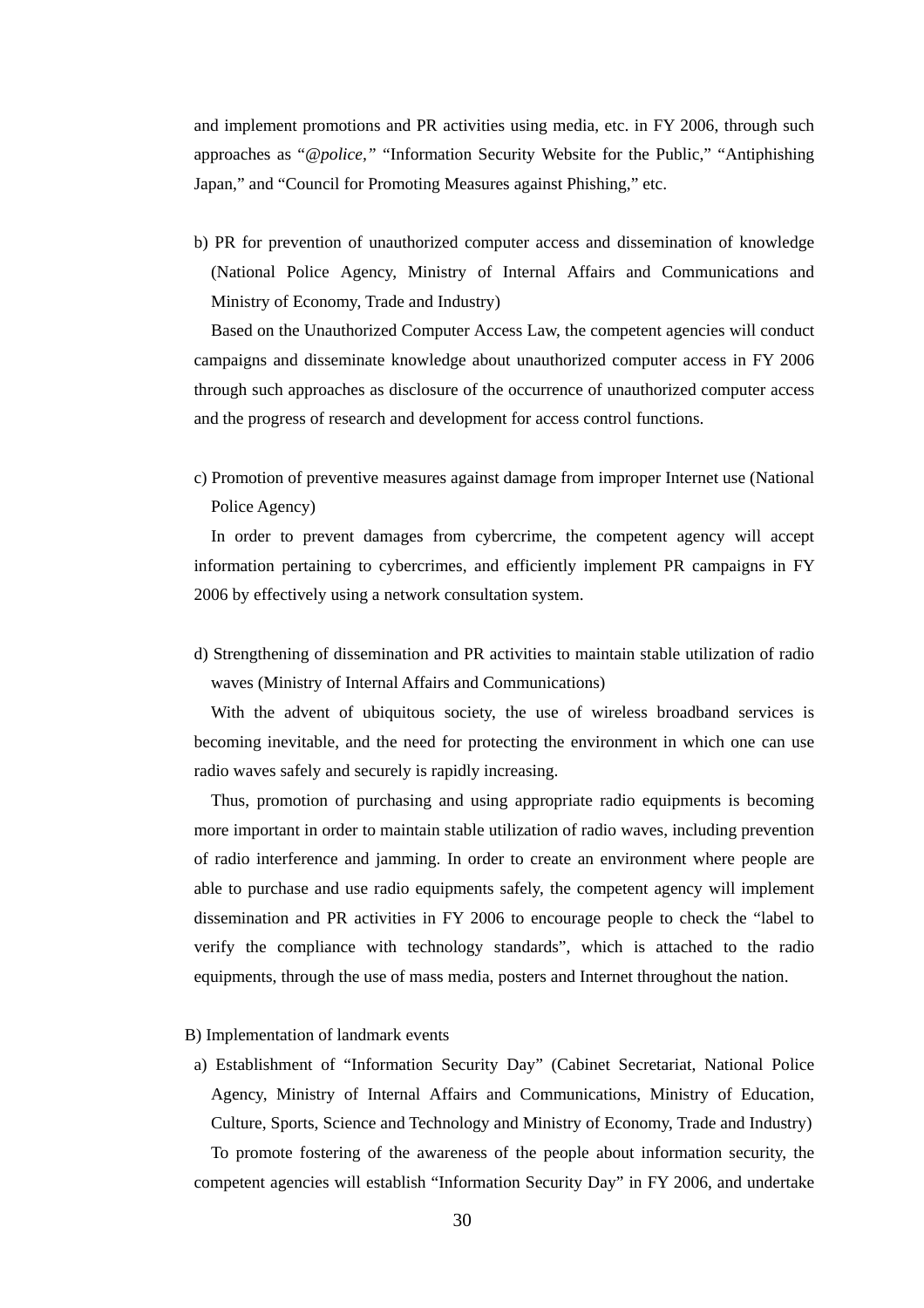and implement promotions and PR activities using media, etc. in FY 2006, through such approaches as "*@police,*" "Information Security Website for the Public," "Antiphishing Japan," and "Council for Promoting Measures against Phishing," etc.

b) PR for prevention of unauthorized computer access and dissemination of knowledge (National Police Agency, Ministry of Internal Affairs and Communications and Ministry of Economy, Trade and Industry)

Based on the Unauthorized Computer Access Law, the competent agencies will conduct campaigns and disseminate knowledge about unauthorized computer access in FY 2006 through such approaches as disclosure of the occurrence of unauthorized computer access and the progress of research and development for access control functions.

c) Promotion of preventive measures against damage from improper Internet use (National Police Agency)

In order to prevent damages from cybercrime, the competent agency will accept information pertaining to cybercrimes, and efficiently implement PR campaigns in FY 2006 by effectively using a network consultation system.

d) Strengthening of dissemination and PR activities to maintain stable utilization of radio waves (Ministry of Internal Affairs and Communications)

With the advent of ubiquitous society, the use of wireless broadband services is becoming inevitable, and the need for protecting the environment in which one can use radio waves safely and securely is rapidly increasing.

Thus, promotion of purchasing and using appropriate radio equipments is becoming more important in order to maintain stable utilization of radio waves, including prevention of radio interference and jamming. In order to create an environment where people are able to purchase and use radio equipments safely, the competent agency will implement dissemination and PR activities in FY 2006 to encourage people to check the "label to verify the compliance with technology standards", which is attached to the radio equipments, through the use of mass media, posters and Internet throughout the nation.

B) Implementation of landmark events

a) Establishment of "Information Security Day" (Cabinet Secretariat, National Police Agency, Ministry of Internal Affairs and Communications, Ministry of Education, Culture, Sports, Science and Technology and Ministry of Economy, Trade and Industry)

To promote fostering of the awareness of the people about information security, the competent agencies will establish "Information Security Day" in FY 2006, and undertake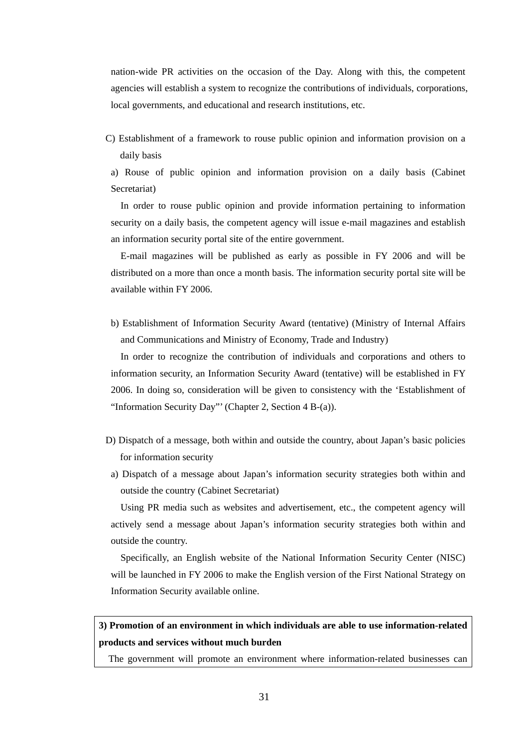nation-wide PR activities on the occasion of the Day. Along with this, the competent agencies will establish a system to recognize the contributions of individuals, corporations, local governments, and educational and research institutions, etc.

C) Establishment of a framework to rouse public opinion and information provision on a daily basis

a) Rouse of public opinion and information provision on a daily basis (Cabinet Secretariat)

In order to rouse public opinion and provide information pertaining to information security on a daily basis, the competent agency will issue e-mail magazines and establish an information security portal site of the entire government.

E-mail magazines will be published as early as possible in FY 2006 and will be distributed on a more than once a month basis. The information security portal site will be available within FY 2006.

b) Establishment of Information Security Award (tentative) (Ministry of Internal Affairs and Communications and Ministry of Economy, Trade and Industry)

In order to recognize the contribution of individuals and corporations and others to information security, an Information Security Award (tentative) will be established in FY 2006. In doing so, consideration will be given to consistency with the 'Establishment of "Information Security Day"' (Chapter 2, Section 4 B-(a)).

D) Dispatch of a message, both within and outside the country, about Japan's basic policies for information security

a) Dispatch of a message about Japan's information security strategies both within and outside the country (Cabinet Secretariat)

Using PR media such as websites and advertisement, etc., the competent agency will actively send a message about Japan's information security strategies both within and outside the country.

Specifically, an English website of the National Information Security Center (NISC) will be launched in FY 2006 to make the English version of the First National Strategy on Information Security available online.

**3) Promotion of an environment in which individuals are able to use information-related products and services without much burden**

The government will promote an environment where information-related businesses can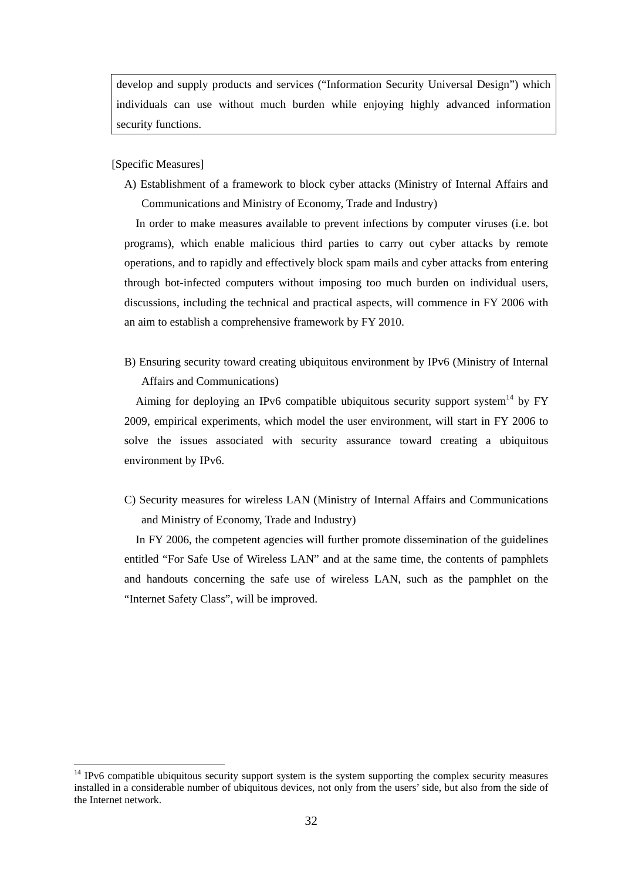develop and supply products and services ("Information Security Universal Design") which individuals can use without much burden while enjoying highly advanced information security functions.

[Specific Measures]

A) Establishment of a framework to block cyber attacks (Ministry of Internal Affairs and Communications and Ministry of Economy, Trade and Industry)

In order to make measures available to prevent infections by computer viruses (i.e. bot programs), which enable malicious third parties to carry out cyber attacks by remote operations, and to rapidly and effectively block spam mails and cyber attacks from entering through bot-infected computers without imposing too much burden on individual users, discussions, including the technical and practical aspects, will commence in FY 2006 with an aim to establish a comprehensive framework by FY 2010.

B) Ensuring security toward creating ubiquitous environment by IPv6 (Ministry of Internal Affairs and Communications)

Aiming for deploying an IPv6 compatible ubiquitous security support system[14] by FY 2009, empirical experiments, which model the user environment, will start in FY 2006 to solve the issues associated with security assurance toward creating a ubiquitous environment by IPv6.

C) Security measures for wireless LAN (Ministry of Internal Affairs and Communications and Ministry of Economy, Trade and Industry)

In FY 2006, the competent agencies will further promote dissemination of the guidelines entitled "For Safe Use of Wireless LAN" and at the same time, the contents of pamphlets and handouts concerning the safe use of wireless LAN, such as the pamphlet on the "Internet Safety Class", will be improved.

[14] IPv6 compatible ubiquitous security support system is the system supporting the complex security measures installed in a considerable number of ubiquitous devices, not only from the users' side, but also from the side of the Internet network.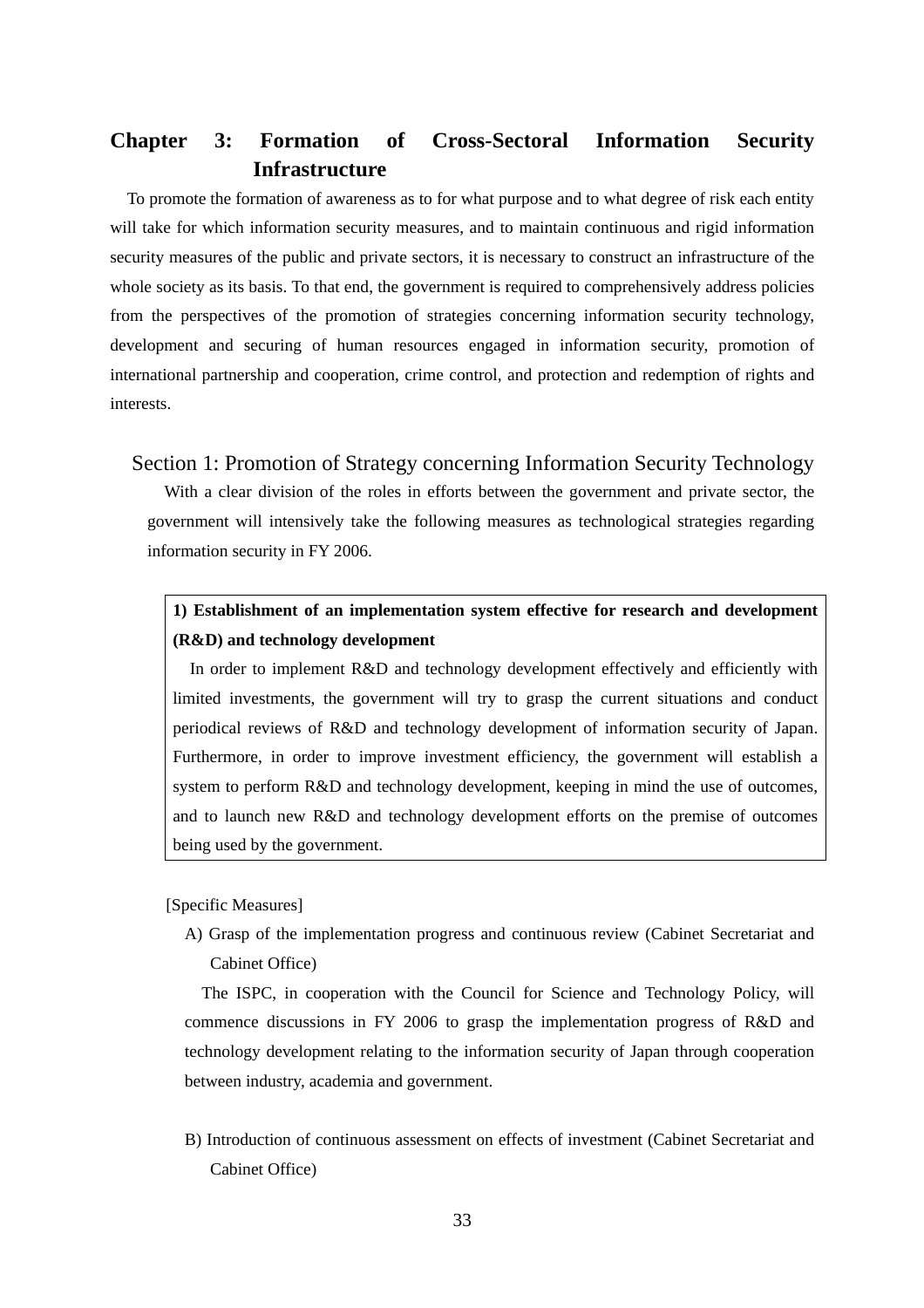# Chapter 3: Formation of Cross-Sectoral Information Security Infrastructure

To promote the formation of awareness as to for what purpose and to what degree of risk each entity will take for which information security measures, and to maintain continuous and rigid information security measures of the public and private sectors, it is necessary to construct an infrastructure of the whole society as its basis. To that end, the government is required to comprehensively address policies from the perspectives of the promotion of strategies concerning information security technology, development and securing of human resources engaged in information security, promotion of international partnership and cooperation, crime control, and protection and redemption of rights and interests.

## Section 1: Promotion of Strategy concerning Information Security Technology

With a clear division of the roles in efforts between the government and private sector, the government will intensively take the following measures as technological strategies regarding information security in FY 2006.

**1) Establishment of an implementation system effective for research and development (R&D) and technology development**

In order to implement R&D and technology development effectively and efficiently with limited investments, the government will try to grasp the current situations and conduct periodical reviews of R&D and technology development of information security of Japan. Furthermore, in order to improve investment efficiency, the government will establish a system to perform R&D and technology development, keeping in mind the use of outcomes, and to launch new R&D and technology development efforts on the premise of outcomes being used by the government.

[Specific Measures]

A) Grasp of the implementation progress and continuous review (Cabinet Secretariat and Cabinet Office)

The ISPC, in cooperation with the Council for Science and Technology Policy, will commence discussions in FY 2006 to grasp the implementation progress of R&D and technology development relating to the information security of Japan through cooperation between industry, academia and government.

B) Introduction of continuous assessment on effects of investment (Cabinet Secretariat and Cabinet Office)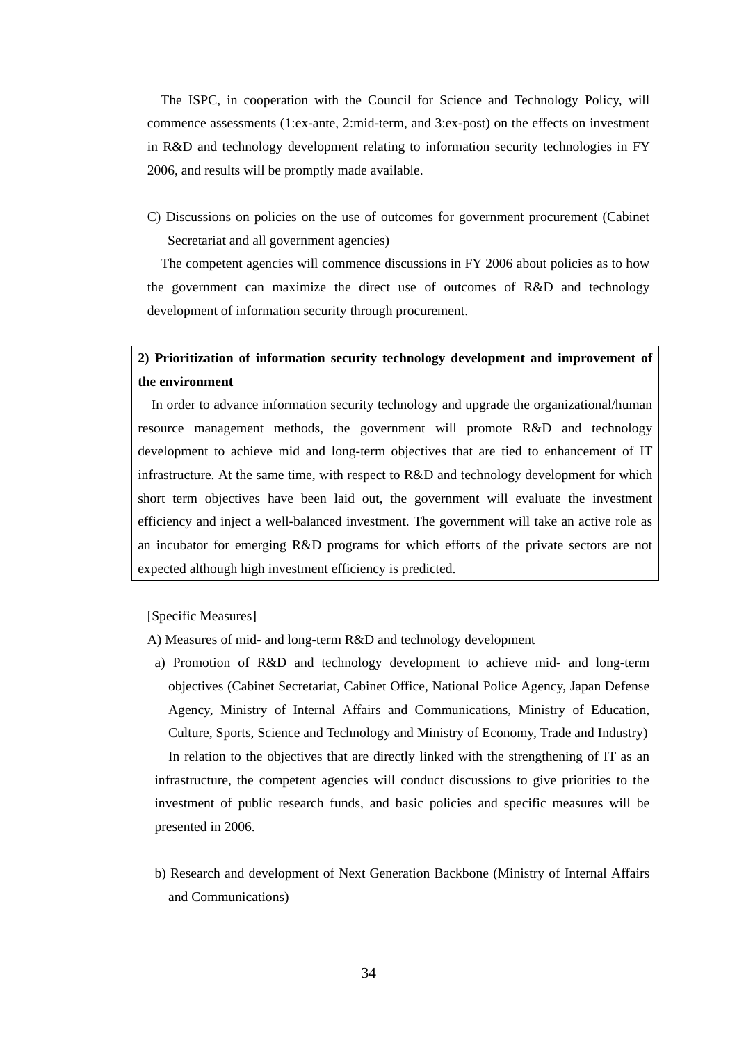The ISPC, in cooperation with the Council for Science and Technology Policy, will commence assessments (1:ex-ante, 2:mid-term, and 3:ex-post) on the effects on investment in R&D and technology development relating to information security technologies in FY 2006, and results will be promptly made available.

C) Discussions on policies on the use of outcomes for government procurement (Cabinet Secretariat and all government agencies)

The competent agencies will commence discussions in FY 2006 about policies as to how the government can maximize the direct use of outcomes of R&D and technology development of information security through procurement.

**2) Prioritization of information security technology development and improvement of the environment**

In order to advance information security technology and upgrade the organizational/human resource management methods, the government will promote R&D and technology development to achieve mid and long-term objectives that are tied to enhancement of IT infrastructure. At the same time, with respect to R&D and technology development for which short term objectives have been laid out, the government will evaluate the investment efficiency and inject a well-balanced investment. The government will take an active role as an incubator for emerging R&D programs for which efforts of the private sectors are not expected although high investment efficiency is predicted.

[Specific Measures]

A) Measures of mid- and long-term R&D and technology development

a) Promotion of R&D and technology development to achieve mid- and long-term objectives (Cabinet Secretariat, Cabinet Office, National Police Agency, Japan Defense Agency, Ministry of Internal Affairs and Communications, Ministry of Education, Culture, Sports, Science and Technology and Ministry of Economy, Trade and Industry)

In relation to the objectives that are directly linked with the strengthening of IT as an infrastructure, the competent agencies will conduct discussions to give priorities to the investment of public research funds, and basic policies and specific measures will be presented in 2006.

b) Research and development of Next Generation Backbone (Ministry of Internal Affairs and Communications)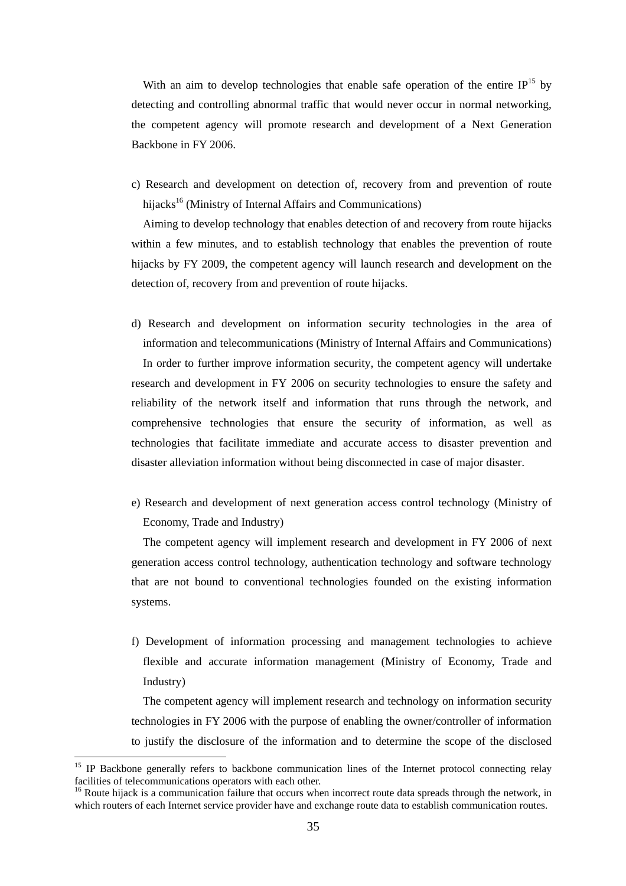With an aim to develop technologies that enable safe operation of the entire IP[15] by detecting and controlling abnormal traffic that would never occur in normal networking, the competent agency will promote research and development of a Next Generation Backbone in FY 2006.

c) Research and development on detection of, recovery from and prevention of route hijacks[16] (Ministry of Internal Affairs and Communications)

Aiming to develop technology that enables detection of and recovery from route hijacks within a few minutes, and to establish technology that enables the prevention of route hijacks by FY 2009, the competent agency will launch research and development on the detection of, recovery from and prevention of route hijacks.

d) Research and development on information security technologies in the area of information and telecommunications (Ministry of Internal Affairs and Communications)

In order to further improve information security, the competent agency will undertake research and development in FY 2006 on security technologies to ensure the safety and reliability of the network itself and information that runs through the network, and comprehensive technologies that ensure the security of information, as well as technologies that facilitate immediate and accurate access to disaster prevention and disaster alleviation information without being disconnected in case of major disaster.

e) Research and development of next generation access control technology (Ministry of Economy, Trade and Industry)

The competent agency will implement research and development in FY 2006 of next generation access control technology, authentication technology and software technology that are not bound to conventional technologies founded on the existing information systems.

f) Development of information processing and management technologies to achieve flexible and accurate information management (Ministry of Economy, Trade and Industry)

The competent agency will implement research and technology on information security technologies in FY 2006 with the purpose of enabling the owner/controller of information to justify the disclosure of the information and to determine the scope of the disclosed

---

[15] IP Backbone generally refers to backbone communication lines of the Internet protocol connecting relay facilities of telecommunications operators with each other.

[16] Route hijack is a communication failure that occurs when incorrect route data spreads through the network, in which routers of each Internet service provider have and exchange route data to establish communication routes.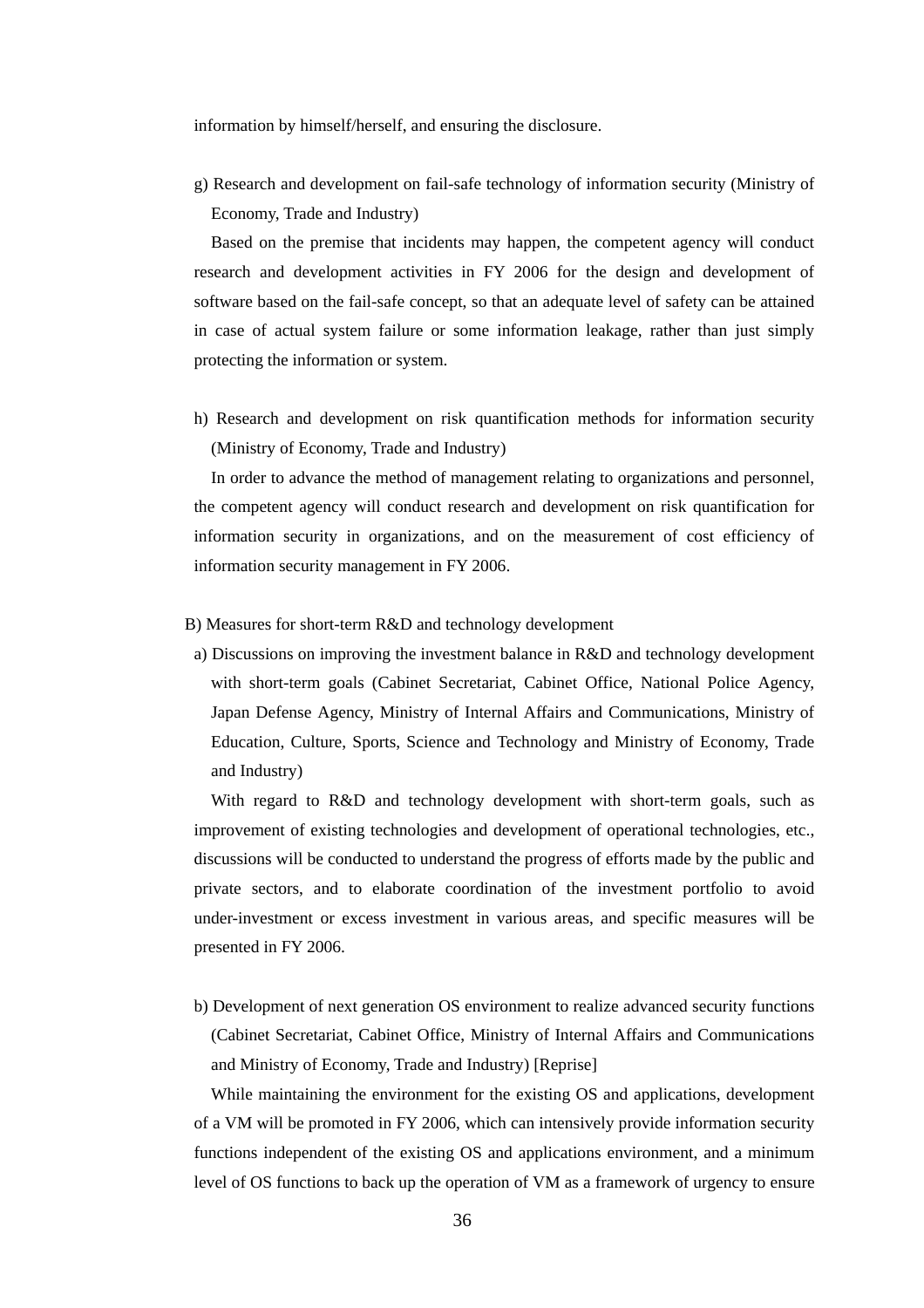information by himself/herself, and ensuring the disclosure.

g) Research and development on fail-safe technology of information security (Ministry of Economy, Trade and Industry)

Based on the premise that incidents may happen, the competent agency will conduct research and development activities in FY 2006 for the design and development of software based on the fail-safe concept, so that an adequate level of safety can be attained in case of actual system failure or some information leakage, rather than just simply protecting the information or system.

h) Research and development on risk quantification methods for information security (Ministry of Economy, Trade and Industry)

In order to advance the method of management relating to organizations and personnel, the competent agency will conduct research and development on risk quantification for information security in organizations, and on the measurement of cost efficiency of information security management in FY 2006.

B) Measures for short-term R&D and technology development

a) Discussions on improving the investment balance in R&D and technology development with short-term goals (Cabinet Secretariat, Cabinet Office, National Police Agency, Japan Defense Agency, Ministry of Internal Affairs and Communications, Ministry of Education, Culture, Sports, Science and Technology and Ministry of Economy, Trade and Industry)

With regard to R&D and technology development with short-term goals, such as improvement of existing technologies and development of operational technologies, etc., discussions will be conducted to understand the progress of efforts made by the public and private sectors, and to elaborate coordination of the investment portfolio to avoid under-investment or excess investment in various areas, and specific measures will be presented in FY 2006.

b) Development of next generation OS environment to realize advanced security functions (Cabinet Secretariat, Cabinet Office, Ministry of Internal Affairs and Communications and Ministry of Economy, Trade and Industry) [Reprise]

While maintaining the environment for the existing OS and applications, development of a VM will be promoted in FY 2006, which can intensively provide information security functions independent of the existing OS and applications environment, and a minimum level of OS functions to back up the operation of VM as a framework of urgency to ensure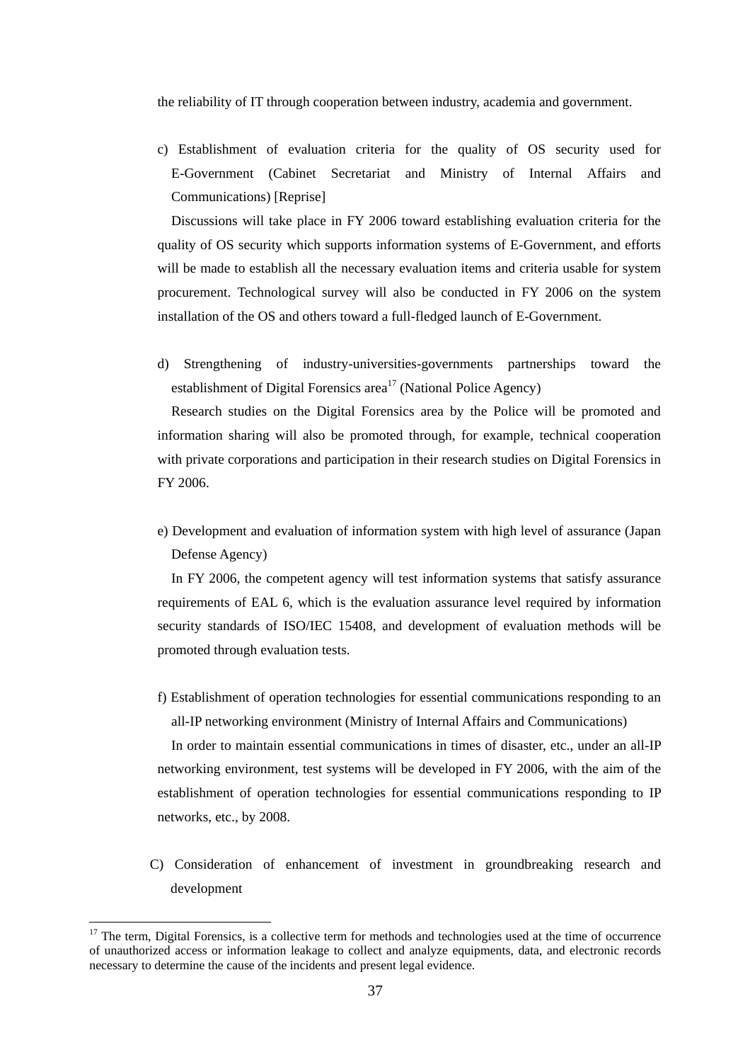the reliability of IT through cooperation between industry, academia and government.

c) Establishment of evaluation criteria for the quality of OS security used for E-Government (Cabinet Secretariat and Ministry of Internal Affairs and Communications) [Reprise]

Discussions will take place in FY 2006 toward establishing evaluation criteria for the quality of OS security which supports information systems of E-Government, and efforts will be made to establish all the necessary evaluation items and criteria usable for system procurement. Technological survey will also be conducted in FY 2006 on the system installation of the OS and others toward a full-fledged launch of E-Government.

d) Strengthening of industry-universities-governments partnerships toward the establishment of Digital Forensics area[17] (National Police Agency)

Research studies on the Digital Forensics area by the Police will be promoted and information sharing will also be promoted through, for example, technical cooperation with private corporations and participation in their research studies on Digital Forensics in FY 2006.

e) Development and evaluation of information system with high level of assurance (Japan Defense Agency)

In FY 2006, the competent agency will test information systems that satisfy assurance requirements of EAL 6, which is the evaluation assurance level required by information security standards of ISO/IEC 15408, and development of evaluation methods will be promoted through evaluation tests.

f) Establishment of operation technologies for essential communications responding to an all-IP networking environment (Ministry of Internal Affairs and Communications)

In order to maintain essential communications in times of disaster, etc., under an all-IP networking environment, test systems will be developed in FY 2006, with the aim of the establishment of operation technologies for essential communications responding to IP networks, etc., by 2008.

C) Consideration of enhancement of investment in groundbreaking research and development

[17] The term, Digital Forensics, is a collective term for methods and technologies used at the time of occurrence of unauthorized access or information leakage to collect and analyze equipments, data, and electronic records necessary to determine the cause of the incidents and present legal evidence.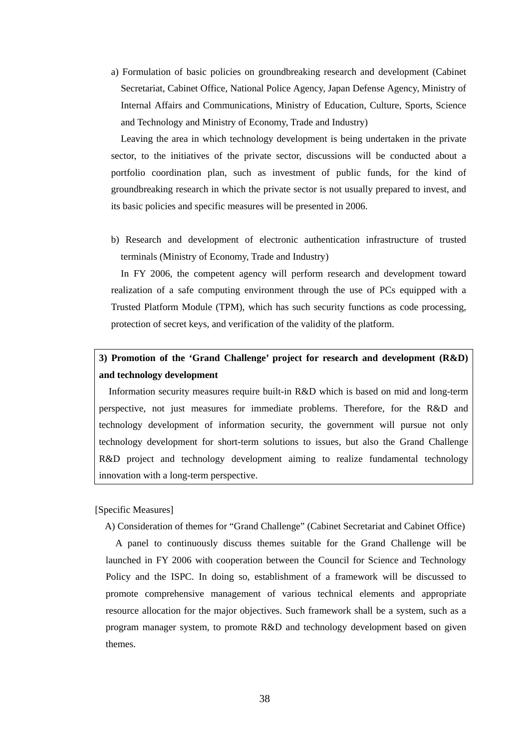a) Formulation of basic policies on groundbreaking research and development (Cabinet Secretariat, Cabinet Office, National Police Agency, Japan Defense Agency, Ministry of Internal Affairs and Communications, Ministry of Education, Culture, Sports, Science and Technology and Ministry of Economy, Trade and Industry)

Leaving the area in which technology development is being undertaken in the private sector, to the initiatives of the private sector, discussions will be conducted about a portfolio coordination plan, such as investment of public funds, for the kind of groundbreaking research in which the private sector is not usually prepared to invest, and its basic policies and specific measures will be presented in 2006.

b) Research and development of electronic authentication infrastructure of trusted terminals (Ministry of Economy, Trade and Industry)

In FY 2006, the competent agency will perform research and development toward realization of a safe computing environment through the use of PCs equipped with a Trusted Platform Module (TPM), which has such security functions as code processing, protection of secret keys, and verification of the validity of the platform.

**3) Promotion of the 'Grand Challenge' project for research and development (R&D) and technology development**

Information security measures require built-in R&D which is based on mid and long-term perspective, not just measures for immediate problems. Therefore, for the R&D and technology development of information security, the government will pursue not only technology development for short-term solutions to issues, but also the Grand Challenge R&D project and technology development aiming to realize fundamental technology innovation with a long-term perspective.

[Specific Measures]

A) Consideration of themes for "Grand Challenge" (Cabinet Secretariat and Cabinet Office)

A panel to continuously discuss themes suitable for the Grand Challenge will be launched in FY 2006 with cooperation between the Council for Science and Technology Policy and the ISPC. In doing so, establishment of a framework will be discussed to promote comprehensive management of various technical elements and appropriate resource allocation for the major objectives. Such framework shall be a system, such as a program manager system, to promote R&D and technology development based on given themes.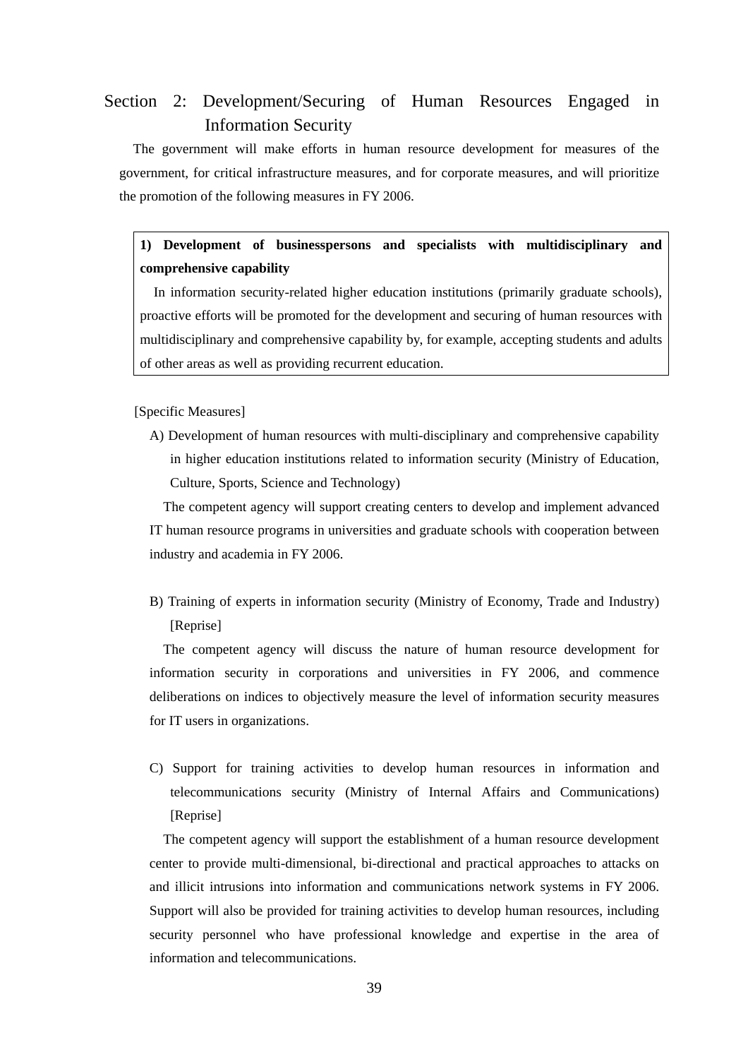## Section 2: Development/Securing of Human Resources Engaged in Information Security

The government will make efforts in human resource development for measures of the government, for critical infrastructure measures, and for corporate measures, and will prioritize the promotion of the following measures in FY 2006.

> **1) Development of businesspersons and specialists with multidisciplinary and comprehensive capability**
>
> In information security-related higher education institutions (primarily graduate schools), proactive efforts will be promoted for the development and securing of human resources with multidisciplinary and comprehensive capability by, for example, accepting students and adults of other areas as well as providing recurrent education.

[Specific Measures]

A) Development of human resources with multi-disciplinary and comprehensive capability in higher education institutions related to information security (Ministry of Education, Culture, Sports, Science and Technology)

The competent agency will support creating centers to develop and implement advanced IT human resource programs in universities and graduate schools with cooperation between industry and academia in FY 2006.

B) Training of experts in information security (Ministry of Economy, Trade and Industry) [Reprise]

The competent agency will discuss the nature of human resource development for information security in corporations and universities in FY 2006, and commence deliberations on indices to objectively measure the level of information security measures for IT users in organizations.

C) Support for training activities to develop human resources in information and telecommunications security (Ministry of Internal Affairs and Communications) [Reprise]

The competent agency will support the establishment of a human resource development center to provide multi-dimensional, bi-directional and practical approaches to attacks on and illicit intrusions into information and communications network systems in FY 2006. Support will also be provided for training activities to develop human resources, including security personnel who have professional knowledge and expertise in the area of information and telecommunications.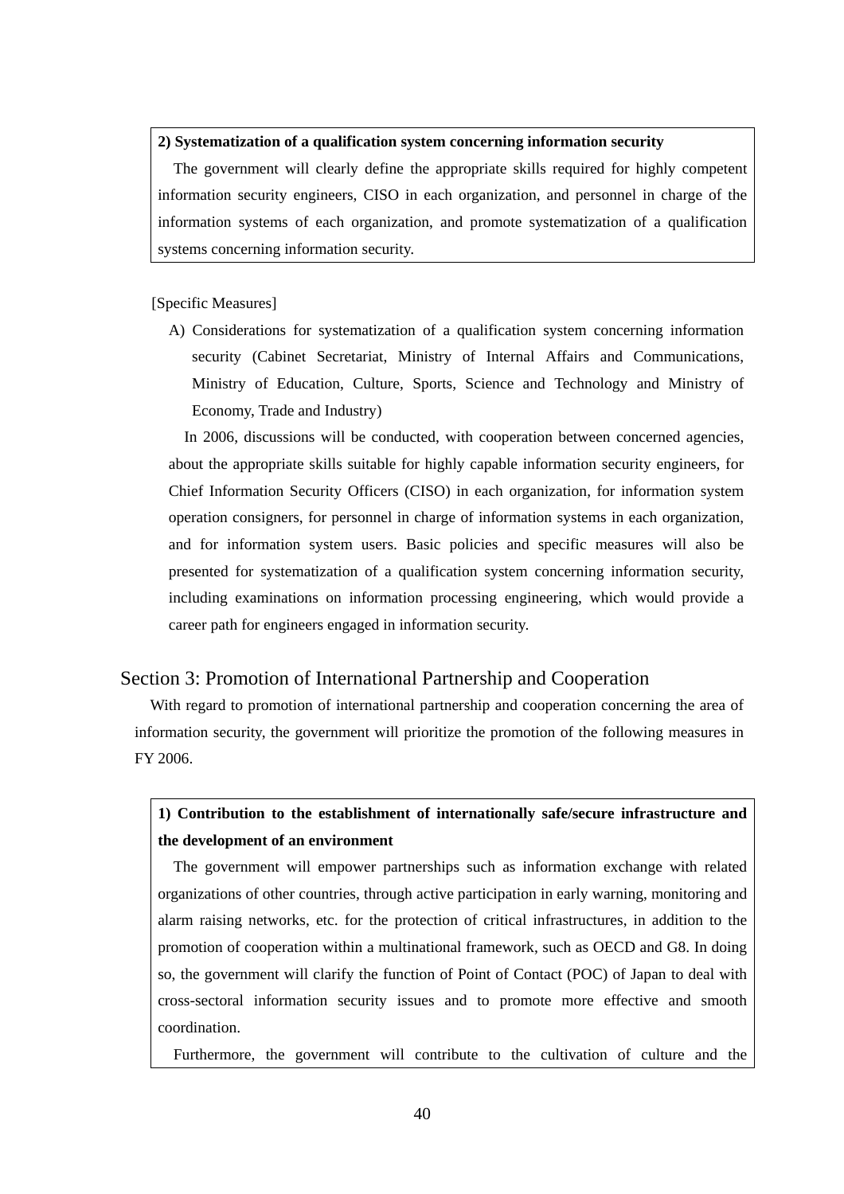**2) Systematization of a qualification system concerning information security**

The government will clearly define the appropriate skills required for highly competent information security engineers, CISO in each organization, and personnel in charge of the information systems of each organization, and promote systematization of a qualification systems concerning information security.

[Specific Measures]

A) Considerations for systematization of a qualification system concerning information security (Cabinet Secretariat, Ministry of Internal Affairs and Communications, Ministry of Education, Culture, Sports, Science and Technology and Ministry of Economy, Trade and Industry)

In 2006, discussions will be conducted, with cooperation between concerned agencies, about the appropriate skills suitable for highly capable information security engineers, for Chief Information Security Officers (CISO) in each organization, for information system operation consigners, for personnel in charge of information systems in each organization, and for information system users. Basic policies and specific measures will also be presented for systematization of a qualification system concerning information security, including examinations on information processing engineering, which would provide a career path for engineers engaged in information security.

## Section 3: Promotion of International Partnership and Cooperation

With regard to promotion of international partnership and cooperation concerning the area of information security, the government will prioritize the promotion of the following measures in FY 2006.

**1) Contribution to the establishment of internationally safe/secure infrastructure and the development of an environment**

The government will empower partnerships such as information exchange with related organizations of other countries, through active participation in early warning, monitoring and alarm raising networks, etc. for the protection of critical infrastructures, in addition to the promotion of cooperation within a multinational framework, such as OECD and G8. In doing so, the government will clarify the function of Point of Contact (POC) of Japan to deal with cross-sectoral information security issues and to promote more effective and smooth coordination.

Furthermore, the government will contribute to the cultivation of culture and the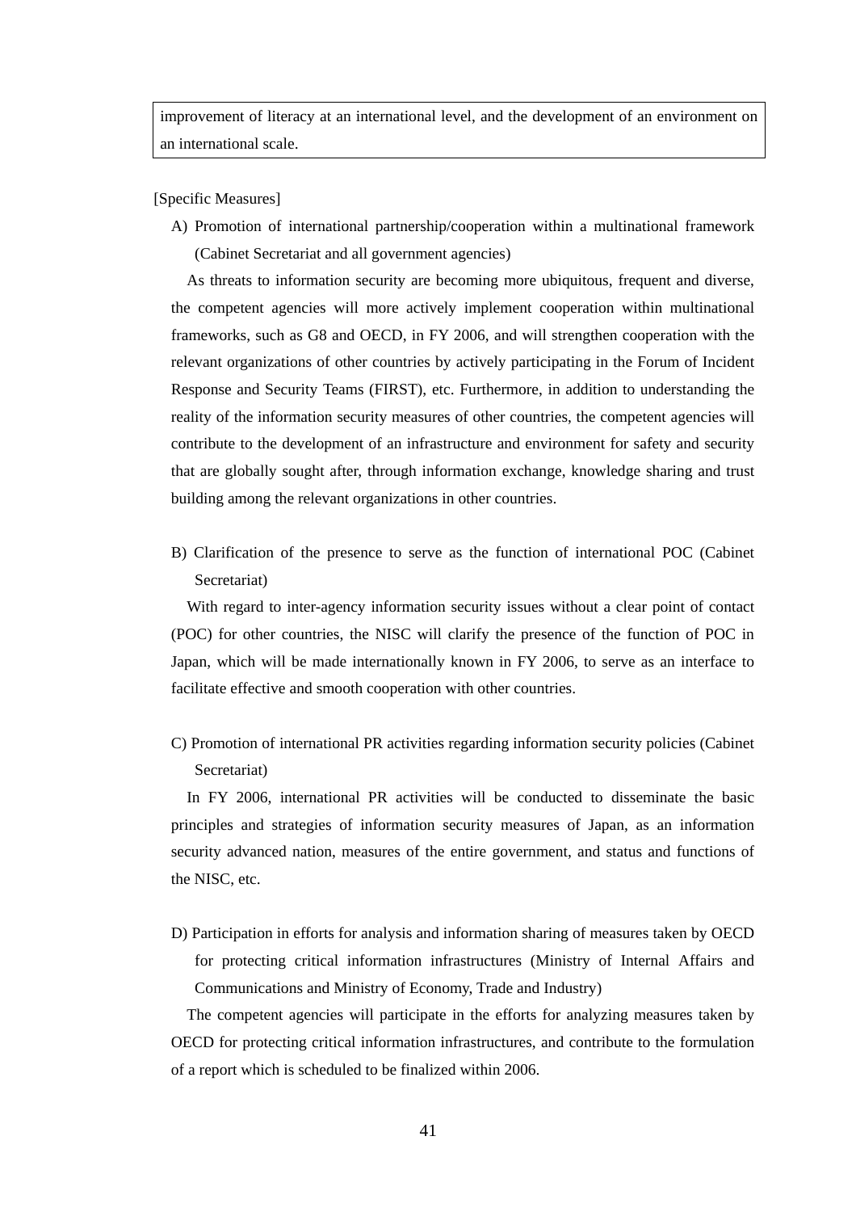improvement of literacy at an international level, and the development of an environment on an international scale.

[Specific Measures]

A) Promotion of international partnership/cooperation within a multinational framework (Cabinet Secretariat and all government agencies)

As threats to information security are becoming more ubiquitous, frequent and diverse, the competent agencies will more actively implement cooperation within multinational frameworks, such as G8 and OECD, in FY 2006, and will strengthen cooperation with the relevant organizations of other countries by actively participating in the Forum of Incident Response and Security Teams (FIRST), etc. Furthermore, in addition to understanding the reality of the information security measures of other countries, the competent agencies will contribute to the development of an infrastructure and environment for safety and security that are globally sought after, through information exchange, knowledge sharing and trust building among the relevant organizations in other countries.

B) Clarification of the presence to serve as the function of international POC (Cabinet Secretariat)

With regard to inter-agency information security issues without a clear point of contact (POC) for other countries, the NISC will clarify the presence of the function of POC in Japan, which will be made internationally known in FY 2006, to serve as an interface to facilitate effective and smooth cooperation with other countries.

C) Promotion of international PR activities regarding information security policies (Cabinet Secretariat)

In FY 2006, international PR activities will be conducted to disseminate the basic principles and strategies of information security measures of Japan, as an information security advanced nation, measures of the entire government, and status and functions of the NISC, etc.

D) Participation in efforts for analysis and information sharing of measures taken by OECD for protecting critical information infrastructures (Ministry of Internal Affairs and Communications and Ministry of Economy, Trade and Industry)

The competent agencies will participate in the efforts for analyzing measures taken by OECD for protecting critical information infrastructures, and contribute to the formulation of a report which is scheduled to be finalized within 2006.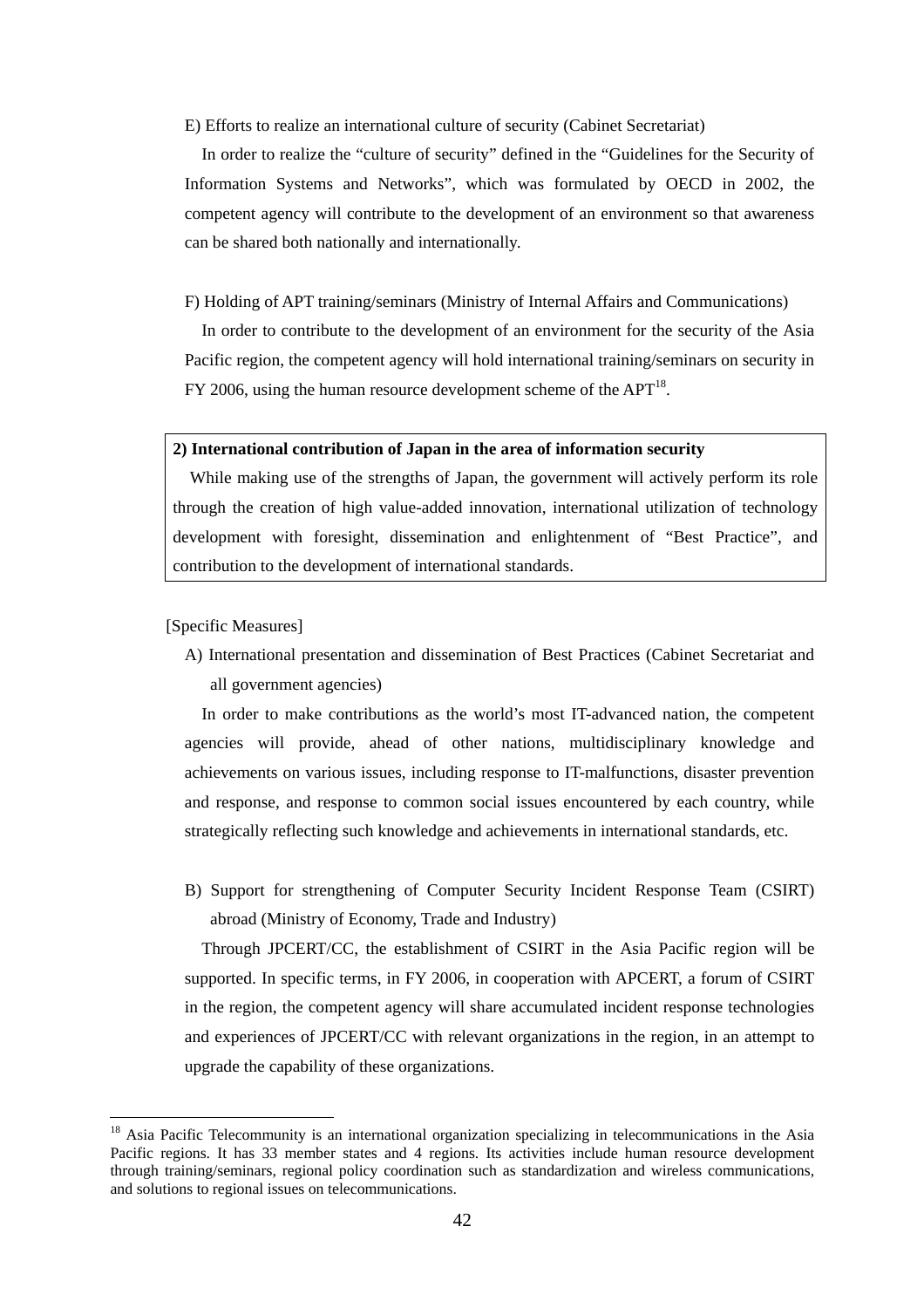E) Efforts to realize an international culture of security (Cabinet Secretariat)

In order to realize the "culture of security" defined in the "Guidelines for the Security of Information Systems and Networks", which was formulated by OECD in 2002, the competent agency will contribute to the development of an environment so that awareness can be shared both nationally and internationally.

F) Holding of APT training/seminars (Ministry of Internal Affairs and Communications)

In order to contribute to the development of an environment for the security of the Asia Pacific region, the competent agency will hold international training/seminars on security in FY 2006, using the human resource development scheme of the APT[18].

**2) International contribution of Japan in the area of information security**

While making use of the strengths of Japan, the government will actively perform its role through the creation of high value-added innovation, international utilization of technology development with foresight, dissemination and enlightenment of "Best Practice", and contribution to the development of international standards.

[Specific Measures]

A) International presentation and dissemination of Best Practices (Cabinet Secretariat and all government agencies)

In order to make contributions as the world's most IT-advanced nation, the competent agencies will provide, ahead of other nations, multidisciplinary knowledge and achievements on various issues, including response to IT-malfunctions, disaster prevention and response, and response to common social issues encountered by each country, while strategically reflecting such knowledge and achievements in international standards, etc.

B) Support for strengthening of Computer Security Incident Response Team (CSIRT) abroad (Ministry of Economy, Trade and Industry)

Through JPCERT/CC, the establishment of CSIRT in the Asia Pacific region will be supported. In specific terms, in FY 2006, in cooperation with APCERT, a forum of CSIRT in the region, the competent agency will share accumulated incident response technologies and experiences of JPCERT/CC with relevant organizations in the region, in an attempt to upgrade the capability of these organizations.

---

[18] Asia Pacific Telecommunity is an international organization specializing in telecommunications in the Asia Pacific regions. It has 33 member states and 4 regions. Its activities include human resource development through training/seminars, regional policy coordination such as standardization and wireless communications, and solutions to regional issues on telecommunications.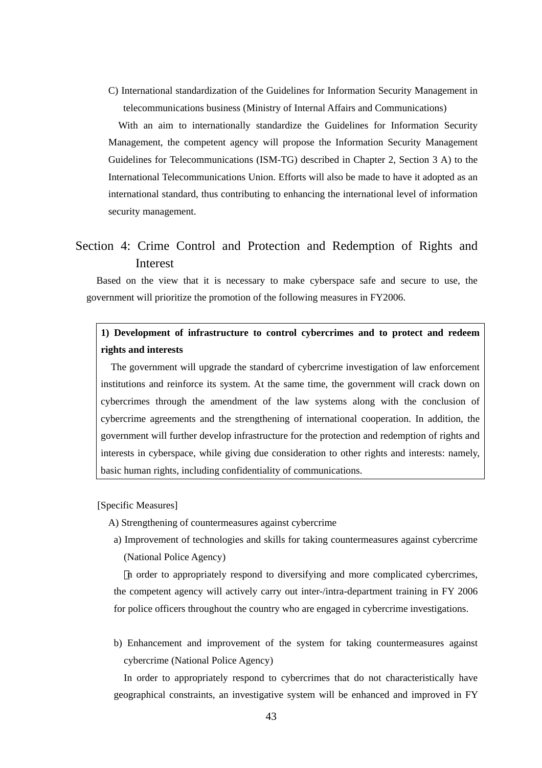C) International standardization of the Guidelines for Information Security Management in telecommunications business (Ministry of Internal Affairs and Communications)

With an aim to internationally standardize the Guidelines for Information Security Management, the competent agency will propose the Information Security Management Guidelines for Telecommunications (ISM-TG) described in Chapter 2, Section 3 A) to the International Telecommunications Union. Efforts will also be made to have it adopted as an international standard, thus contributing to enhancing the international level of information security management.

## Section 4: Crime Control and Protection and Redemption of Rights and Interest

Based on the view that it is necessary to make cyberspace safe and secure to use, the government will prioritize the promotion of the following measures in FY2006.

**1) Development of infrastructure to control cybercrimes and to protect and redeem rights and interests**

The government will upgrade the standard of cybercrime investigation of law enforcement institutions and reinforce its system. At the same time, the government will crack down on cybercrimes through the amendment of the law systems along with the conclusion of cybercrime agreements and the strengthening of international cooperation. In addition, the government will further develop infrastructure for the protection and redemption of rights and interests in cyberspace, while giving due consideration to other rights and interests: namely, basic human rights, including confidentiality of communications.

[Specific Measures]

A) Strengthening of countermeasures against cybercrime

a) Improvement of technologies and skills for taking countermeasures against cybercrime (National Police Agency)

In order to appropriately respond to diversifying and more complicated cybercrimes, the competent agency will actively carry out inter-/intra-department training in FY 2006 for police officers throughout the country who are engaged in cybercrime investigations.

b) Enhancement and improvement of the system for taking countermeasures against cybercrime (National Police Agency)

In order to appropriately respond to cybercrimes that do not characteristically have geographical constraints, an investigative system will be enhanced and improved in FY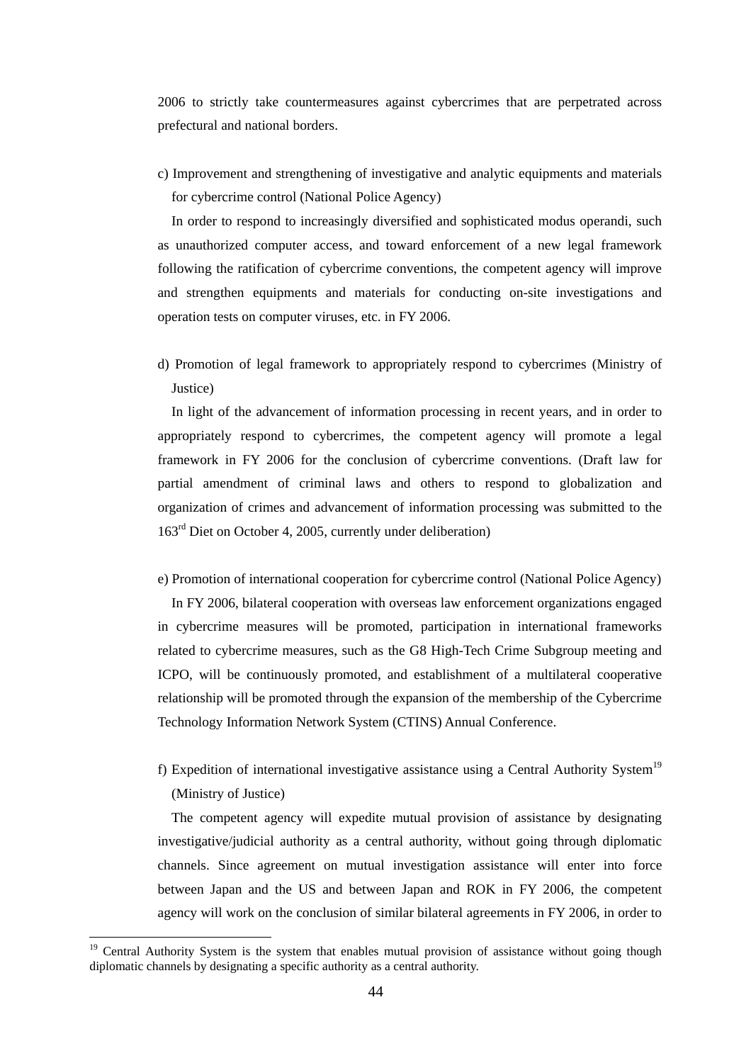2006 to strictly take countermeasures against cybercrimes that are perpetrated across prefectural and national borders.

c) Improvement and strengthening of investigative and analytic equipments and materials for cybercrime control (National Police Agency)

In order to respond to increasingly diversified and sophisticated modus operandi, such as unauthorized computer access, and toward enforcement of a new legal framework following the ratification of cybercrime conventions, the competent agency will improve and strengthen equipments and materials for conducting on-site investigations and operation tests on computer viruses, etc. in FY 2006.

d) Promotion of legal framework to appropriately respond to cybercrimes (Ministry of Justice)

In light of the advancement of information processing in recent years, and in order to appropriately respond to cybercrimes, the competent agency will promote a legal framework in FY 2006 for the conclusion of cybercrime conventions. (Draft law for partial amendment of criminal laws and others to respond to globalization and organization of crimes and advancement of information processing was submitted to the 163rd Diet on October 4, 2005, currently under deliberation)

e) Promotion of international cooperation for cybercrime control (National Police Agency)

In FY 2006, bilateral cooperation with overseas law enforcement organizations engaged in cybercrime measures will be promoted, participation in international frameworks related to cybercrime measures, such as the G8 High-Tech Crime Subgroup meeting and ICPO, will be continuously promoted, and establishment of a multilateral cooperative relationship will be promoted through the expansion of the membership of the Cybercrime Technology Information Network System (CTINS) Annual Conference.

f) Expedition of international investigative assistance using a Central Authority System[19] (Ministry of Justice)

The competent agency will expedite mutual provision of assistance by designating investigative/judicial authority as a central authority, without going through diplomatic channels. Since agreement on mutual investigation assistance will enter into force between Japan and the US and between Japan and ROK in FY 2006, the competent agency will work on the conclusion of similar bilateral agreements in FY 2006, in order to

[19] Central Authority System is the system that enables mutual provision of assistance without going though diplomatic channels by designating a specific authority as a central authority.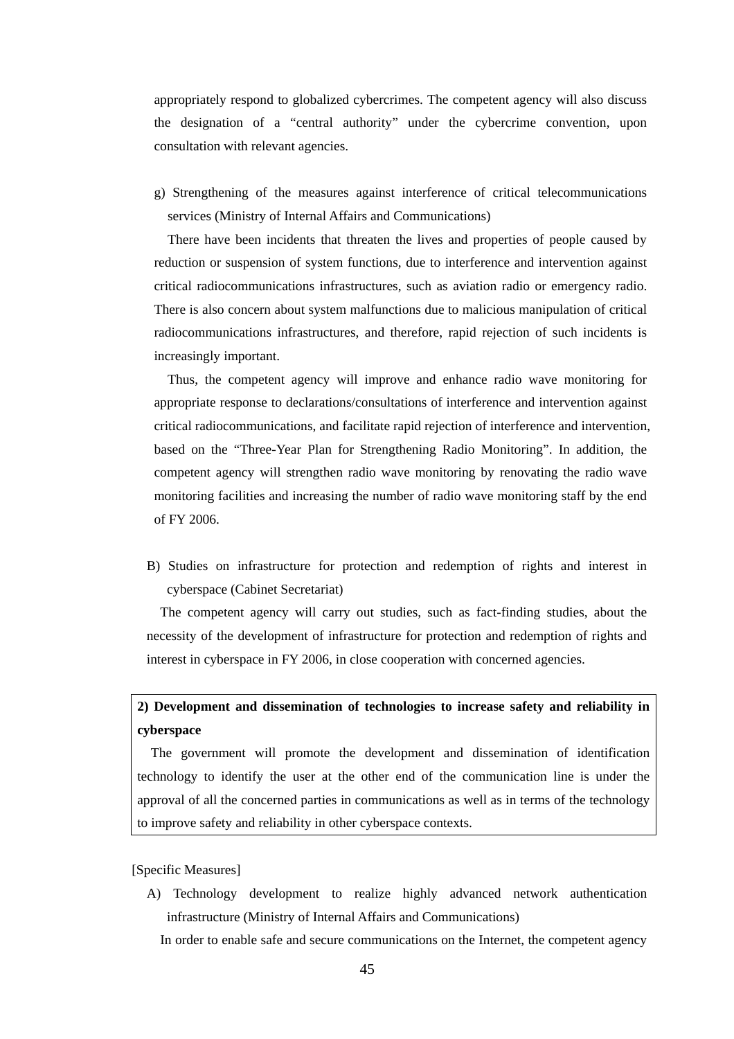appropriately respond to globalized cybercrimes. The competent agency will also discuss the designation of a "central authority" under the cybercrime convention, upon consultation with relevant agencies.

g) Strengthening of the measures against interference of critical telecommunications services (Ministry of Internal Affairs and Communications)

There have been incidents that threaten the lives and properties of people caused by reduction or suspension of system functions, due to interference and intervention against critical radiocommunications infrastructures, such as aviation radio or emergency radio. There is also concern about system malfunctions due to malicious manipulation of critical radiocommunications infrastructures, and therefore, rapid rejection of such incidents is increasingly important.

Thus, the competent agency will improve and enhance radio wave monitoring for appropriate response to declarations/consultations of interference and intervention against critical radiocommunications, and facilitate rapid rejection of interference and intervention, based on the "Three-Year Plan for Strengthening Radio Monitoring". In addition, the competent agency will strengthen radio wave monitoring by renovating the radio wave monitoring facilities and increasing the number of radio wave monitoring staff by the end of FY 2006.

B) Studies on infrastructure for protection and redemption of rights and interest in cyberspace (Cabinet Secretariat)

The competent agency will carry out studies, such as fact-finding studies, about the necessity of the development of infrastructure for protection and redemption of rights and interest in cyberspace in FY 2006, in close cooperation with concerned agencies.

**2) Development and dissemination of technologies to increase safety and reliability in cyberspace**

The government will promote the development and dissemination of identification technology to identify the user at the other end of the communication line is under the approval of all the concerned parties in communications as well as in terms of the technology to improve safety and reliability in other cyberspace contexts.

[Specific Measures]

A) Technology development to realize highly advanced network authentication infrastructure (Ministry of Internal Affairs and Communications)

In order to enable safe and secure communications on the Internet, the competent agency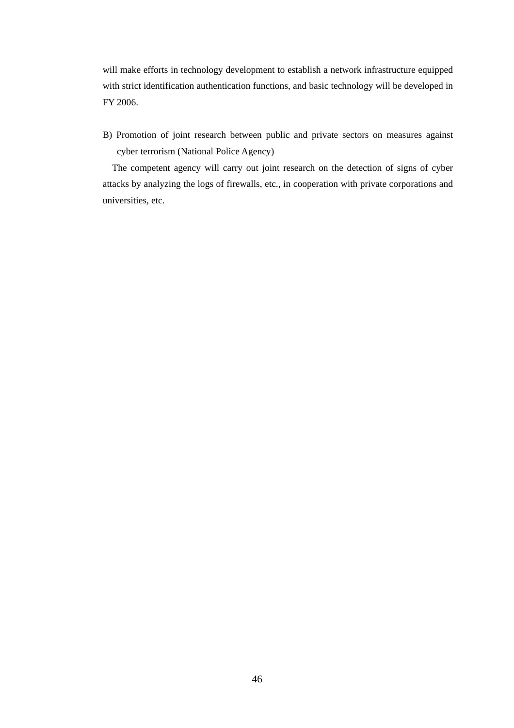will make efforts in technology development to establish a network infrastructure equipped with strict identification authentication functions, and basic technology will be developed in FY 2006.

B) Promotion of joint research between public and private sectors on measures against cyber terrorism (National Police Agency)

The competent agency will carry out joint research on the detection of signs of cyber attacks by analyzing the logs of firewalls, etc., in cooperation with private corporations and universities, etc.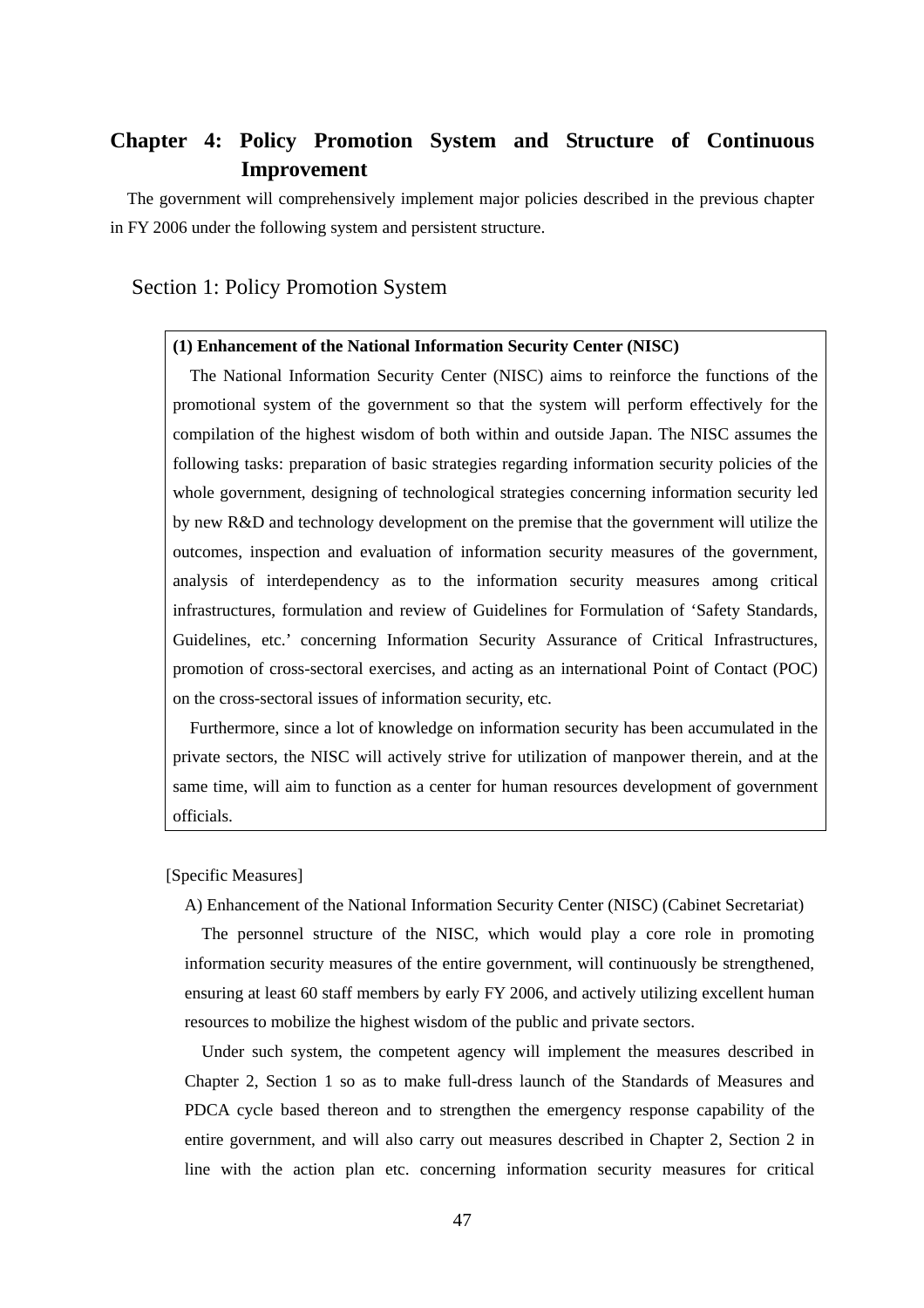# Chapter 4: Policy Promotion System and Structure of Continuous Improvement

The government will comprehensively implement major policies described in the previous chapter in FY 2006 under the following system and persistent structure.

## Section 1: Policy Promotion System

**(1) Enhancement of the National Information Security Center (NISC)**

The National Information Security Center (NISC) aims to reinforce the functions of the promotional system of the government so that the system will perform effectively for the compilation of the highest wisdom of both within and outside Japan. The NISC assumes the following tasks: preparation of basic strategies regarding information security policies of the whole government, designing of technological strategies concerning information security led by new R&D and technology development on the premise that the government will utilize the outcomes, inspection and evaluation of information security measures of the government, analysis of interdependency as to the information security measures among critical infrastructures, formulation and review of Guidelines for Formulation of 'Safety Standards, Guidelines, etc.' concerning Information Security Assurance of Critical Infrastructures, promotion of cross-sectoral exercises, and acting as an international Point of Contact (POC) on the cross-sectoral issues of information security, etc.

Furthermore, since a lot of knowledge on information security has been accumulated in the private sectors, the NISC will actively strive for utilization of manpower therein, and at the same time, will aim to function as a center for human resources development of government officials.

[Specific Measures]

A) Enhancement of the National Information Security Center (NISC) (Cabinet Secretariat)

The personnel structure of the NISC, which would play a core role in promoting information security measures of the entire government, will continuously be strengthened, ensuring at least 60 staff members by early FY 2006, and actively utilizing excellent human resources to mobilize the highest wisdom of the public and private sectors.

Under such system, the competent agency will implement the measures described in Chapter 2, Section 1 so as to make full-dress launch of the Standards of Measures and PDCA cycle based thereon and to strengthen the emergency response capability of the entire government, and will also carry out measures described in Chapter 2, Section 2 in line with the action plan etc. concerning information security measures for critical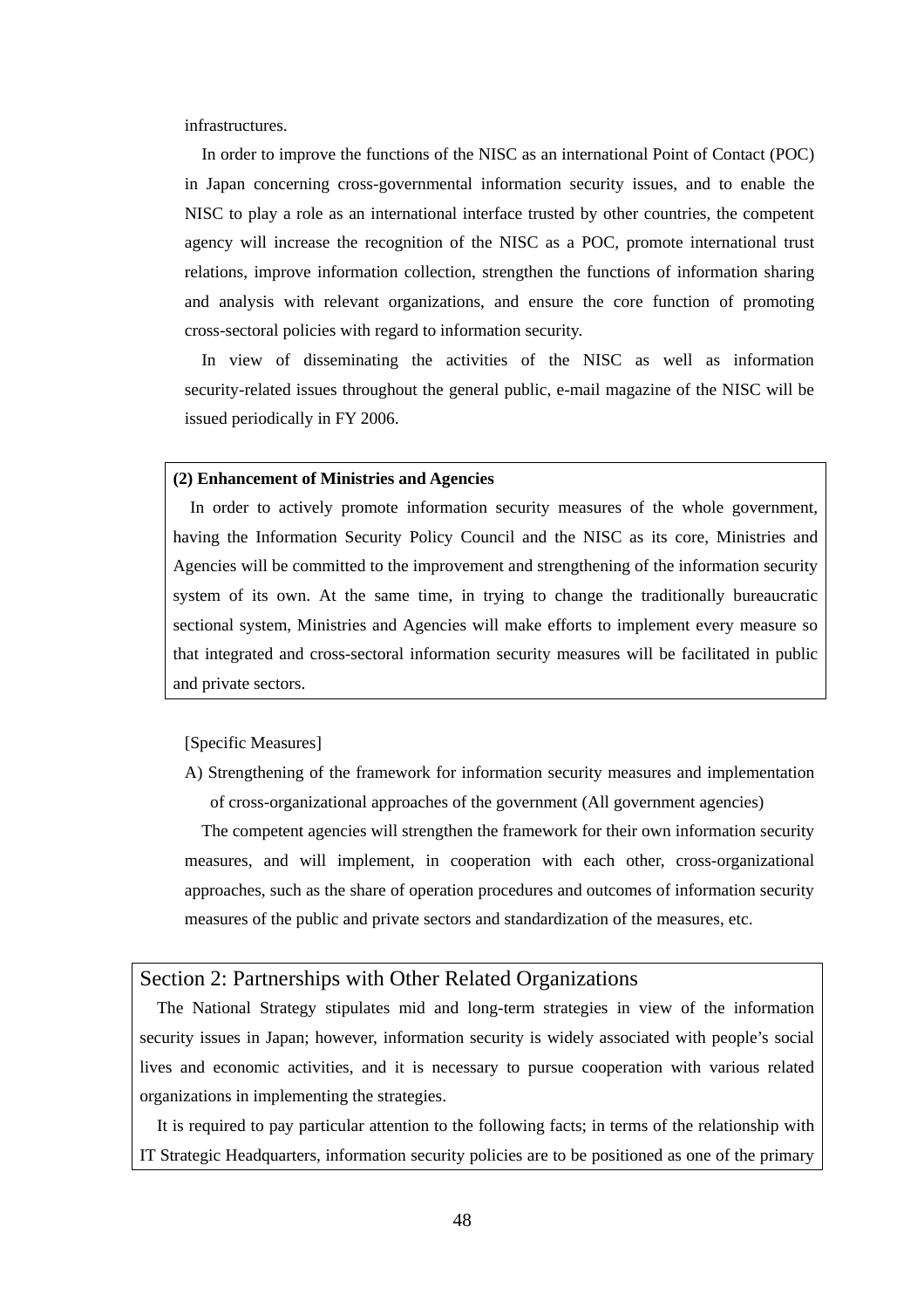infrastructures.

In order to improve the functions of the NISC as an international Point of Contact (POC) in Japan concerning cross-governmental information security issues, and to enable the NISC to play a role as an international interface trusted by other countries, the competent agency will increase the recognition of the NISC as a POC, promote international trust relations, improve information collection, strengthen the functions of information sharing and analysis with relevant organizations, and ensure the core function of promoting cross-sectoral policies with regard to information security.

In view of disseminating the activities of the NISC as well as information security-related issues throughout the general public, e-mail magazine of the NISC will be issued periodically in FY 2006.

**(2) Enhancement of Ministries and Agencies**

In order to actively promote information security measures of the whole government, having the Information Security Policy Council and the NISC as its core, Ministries and Agencies will be committed to the improvement and strengthening of the information security system of its own. At the same time, in trying to change the traditionally bureaucratic sectional system, Ministries and Agencies will make efforts to implement every measure so that integrated and cross-sectoral information security measures will be facilitated in public and private sectors.

[Specific Measures]

A) Strengthening of the framework for information security measures and implementation of cross-organizational approaches of the government (All government agencies)

The competent agencies will strengthen the framework for their own information security measures, and will implement, in cooperation with each other, cross-organizational approaches, such as the share of operation procedures and outcomes of information security measures of the public and private sectors and standardization of the measures, etc.

## Section 2: Partnerships with Other Related Organizations

The National Strategy stipulates mid and long-term strategies in view of the information security issues in Japan; however, information security is widely associated with people's social lives and economic activities, and it is necessary to pursue cooperation with various related organizations in implementing the strategies.

It is required to pay particular attention to the following facts; in terms of the relationship with IT Strategic Headquarters, information security policies are to be positioned as one of the primary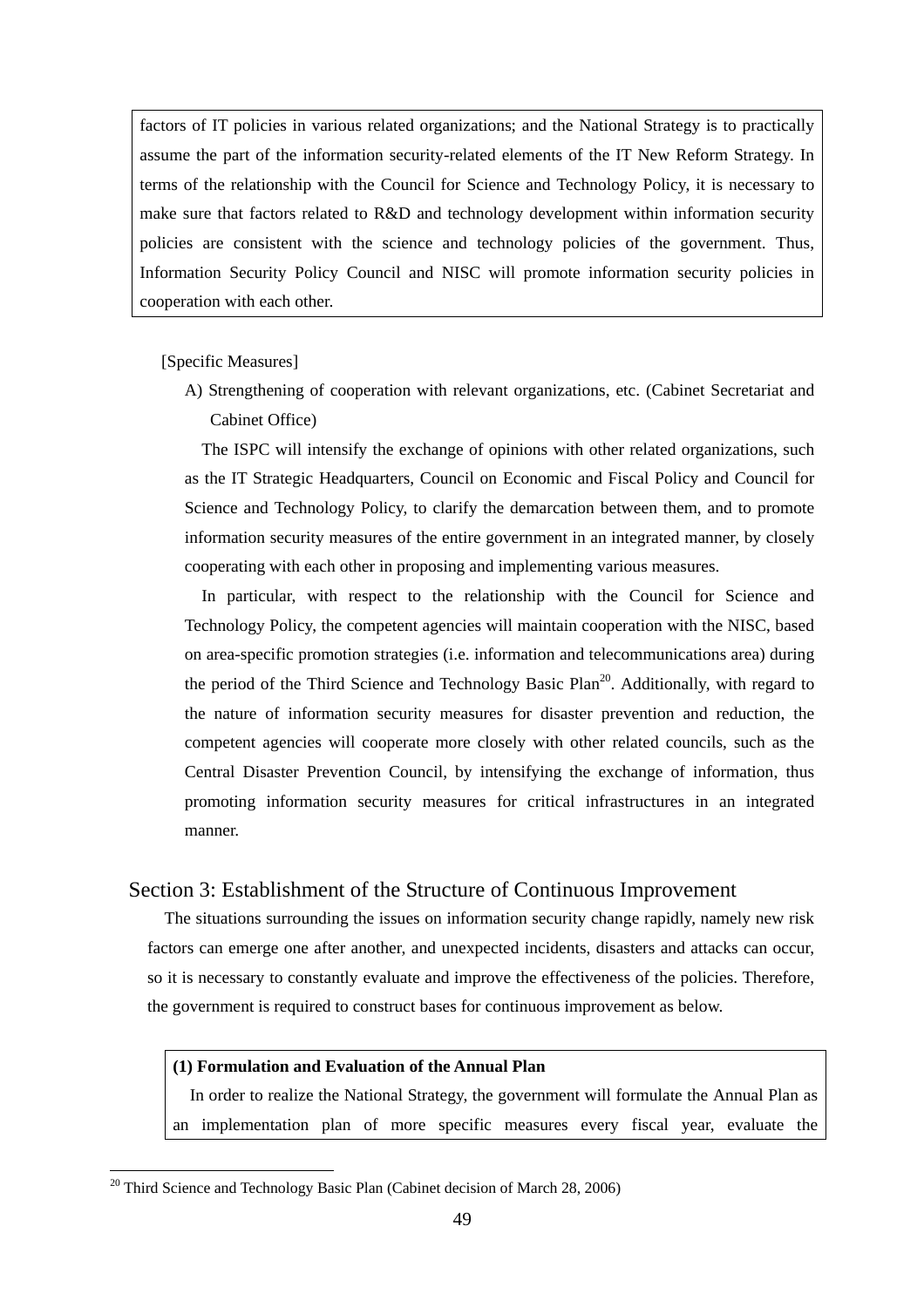factors of IT policies in various related organizations; and the National Strategy is to practically assume the part of the information security-related elements of the IT New Reform Strategy. In terms of the relationship with the Council for Science and Technology Policy, it is necessary to make sure that factors related to R&D and technology development within information security policies are consistent with the science and technology policies of the government. Thus, Information Security Policy Council and NISC will promote information security policies in cooperation with each other.

[Specific Measures]

A) Strengthening of cooperation with relevant organizations, etc. (Cabinet Secretariat and Cabinet Office)

The ISPC will intensify the exchange of opinions with other related organizations, such as the IT Strategic Headquarters, Council on Economic and Fiscal Policy and Council for Science and Technology Policy, to clarify the demarcation between them, and to promote information security measures of the entire government in an integrated manner, by closely cooperating with each other in proposing and implementing various measures.

In particular, with respect to the relationship with the Council for Science and Technology Policy, the competent agencies will maintain cooperation with the NISC, based on area-specific promotion strategies (i.e. information and telecommunications area) during the period of the Third Science and Technology Basic Plan[20]. Additionally, with regard to the nature of information security measures for disaster prevention and reduction, the competent agencies will cooperate more closely with other related councils, such as the Central Disaster Prevention Council, by intensifying the exchange of information, thus promoting information security measures for critical infrastructures in an integrated manner.

## Section 3: Establishment of the Structure of Continuous Improvement

The situations surrounding the issues on information security change rapidly, namely new risk factors can emerge one after another, and unexpected incidents, disasters and attacks can occur, so it is necessary to constantly evaluate and improve the effectiveness of the policies. Therefore, the government is required to construct bases for continuous improvement as below.

**(1) Formulation and Evaluation of the Annual Plan**

In order to realize the National Strategy, the government will formulate the Annual Plan as an implementation plan of more specific measures every fiscal year, evaluate the

[20] Third Science and Technology Basic Plan (Cabinet decision of March 28, 2006)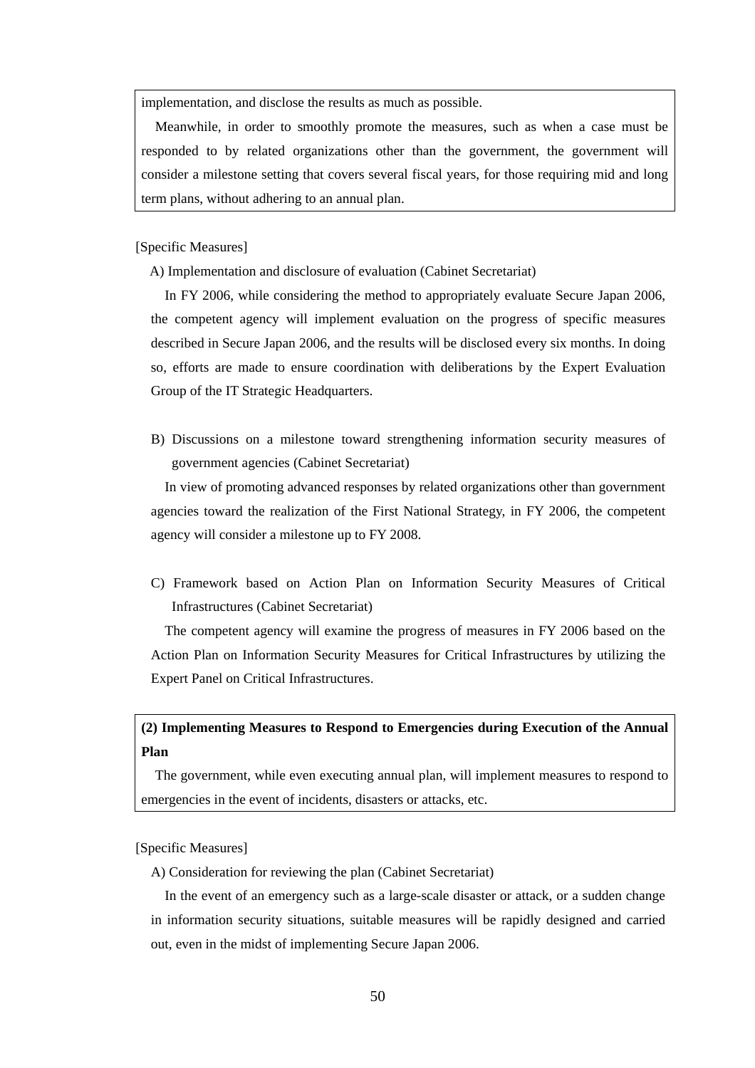implementation, and disclose the results as much as possible.

Meanwhile, in order to smoothly promote the measures, such as when a case must be responded to by related organizations other than the government, the government will consider a milestone setting that covers several fiscal years, for those requiring mid and long term plans, without adhering to an annual plan.

[Specific Measures]

A) Implementation and disclosure of evaluation (Cabinet Secretariat)

In FY 2006, while considering the method to appropriately evaluate Secure Japan 2006, the competent agency will implement evaluation on the progress of specific measures described in Secure Japan 2006, and the results will be disclosed every six months. In doing so, efforts are made to ensure coordination with deliberations by the Expert Evaluation Group of the IT Strategic Headquarters.

B) Discussions on a milestone toward strengthening information security measures of government agencies (Cabinet Secretariat)

In view of promoting advanced responses by related organizations other than government agencies toward the realization of the First National Strategy, in FY 2006, the competent agency will consider a milestone up to FY 2008.

C) Framework based on Action Plan on Information Security Measures of Critical Infrastructures (Cabinet Secretariat)

The competent agency will examine the progress of measures in FY 2006 based on the Action Plan on Information Security Measures for Critical Infrastructures by utilizing the Expert Panel on Critical Infrastructures.

**(2) Implementing Measures to Respond to Emergencies during Execution of the Annual Plan**

The government, while even executing annual plan, will implement measures to respond to emergencies in the event of incidents, disasters or attacks, etc.

[Specific Measures]

A) Consideration for reviewing the plan (Cabinet Secretariat)

In the event of an emergency such as a large-scale disaster or attack, or a sudden change in information security situations, suitable measures will be rapidly designed and carried out, even in the midst of implementing Secure Japan 2006.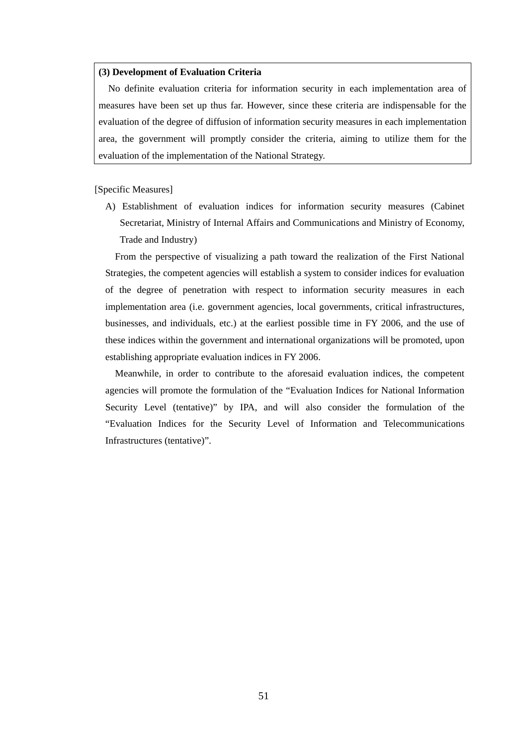**(3) Development of Evaluation Criteria**

No definite evaluation criteria for information security in each implementation area of measures have been set up thus far. However, since these criteria are indispensable for the evaluation of the degree of diffusion of information security measures in each implementation area, the government will promptly consider the criteria, aiming to utilize them for the evaluation of the implementation of the National Strategy.

[Specific Measures]

A) Establishment of evaluation indices for information security measures (Cabinet Secretariat, Ministry of Internal Affairs and Communications and Ministry of Economy, Trade and Industry)

From the perspective of visualizing a path toward the realization of the First National Strategies, the competent agencies will establish a system to consider indices for evaluation of the degree of penetration with respect to information security measures in each implementation area (i.e. government agencies, local governments, critical infrastructures, businesses, and individuals, etc.) at the earliest possible time in FY 2006, and the use of these indices within the government and international organizations will be promoted, upon establishing appropriate evaluation indices in FY 2006.

Meanwhile, in order to contribute to the aforesaid evaluation indices, the competent agencies will promote the formulation of the “Evaluation Indices for National Information Security Level (tentative)” by IPA, and will also consider the formulation of the “Evaluation Indices for the Security Level of Information and Telecommunications Infrastructures (tentative)”.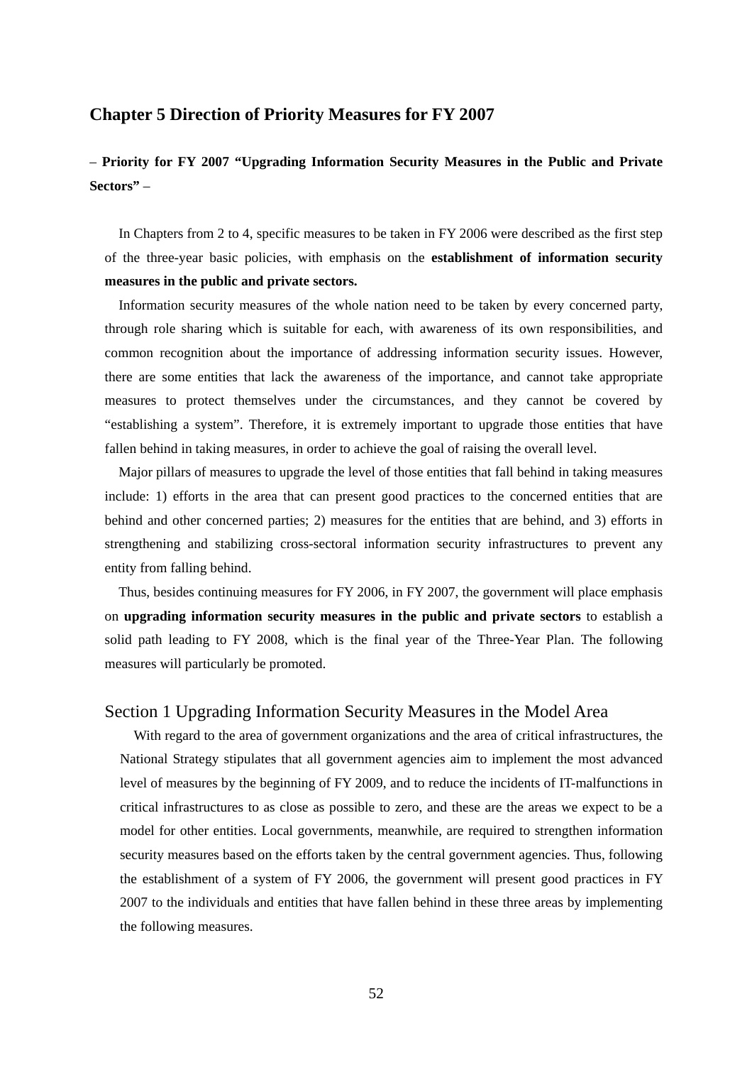## Chapter 5 Direction of Priority Measures for FY 2007

**– Priority for FY 2007 "Upgrading Information Security Measures in the Public and Private Sectors" –**

In Chapters from 2 to 4, specific measures to be taken in FY 2006 were described as the first step of the three-year basic policies, with emphasis on the **establishment of information security measures in the public and private sectors.**

Information security measures of the whole nation need to be taken by every concerned party, through role sharing which is suitable for each, with awareness of its own responsibilities, and common recognition about the importance of addressing information security issues. However, there are some entities that lack the awareness of the importance, and cannot take appropriate measures to protect themselves under the circumstances, and they cannot be covered by "establishing a system". Therefore, it is extremely important to upgrade those entities that have fallen behind in taking measures, in order to achieve the goal of raising the overall level.

Major pillars of measures to upgrade the level of those entities that fall behind in taking measures include: 1) efforts in the area that can present good practices to the concerned entities that are behind and other concerned parties; 2) measures for the entities that are behind, and 3) efforts in strengthening and stabilizing cross-sectoral information security infrastructures to prevent any entity from falling behind.

Thus, besides continuing measures for FY 2006, in FY 2007, the government will place emphasis on **upgrading information security measures in the public and private sectors** to establish a solid path leading to FY 2008, which is the final year of the Three-Year Plan. The following measures will particularly be promoted.

### Section 1 Upgrading Information Security Measures in the Model Area

With regard to the area of government organizations and the area of critical infrastructures, the National Strategy stipulates that all government agencies aim to implement the most advanced level of measures by the beginning of FY 2009, and to reduce the incidents of IT-malfunctions in critical infrastructures to as close as possible to zero, and these are the areas we expect to be a model for other entities. Local governments, meanwhile, are required to strengthen information security measures based on the efforts taken by the central government agencies. Thus, following the establishment of a system of FY 2006, the government will present good practices in FY 2007 to the individuals and entities that have fallen behind in these three areas by implementing the following measures.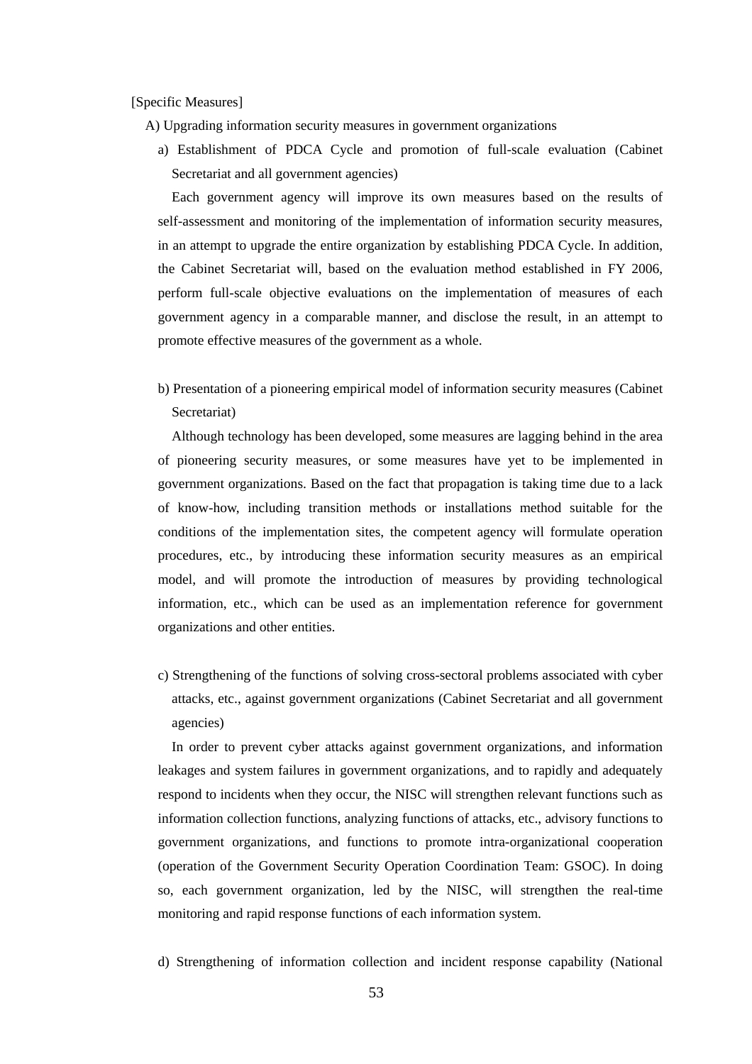[Specific Measures]

A) Upgrading information security measures in government organizations

a) Establishment of PDCA Cycle and promotion of full-scale evaluation (Cabinet Secretariat and all government agencies)

Each government agency will improve its own measures based on the results of self-assessment and monitoring of the implementation of information security measures, in an attempt to upgrade the entire organization by establishing PDCA Cycle. In addition, the Cabinet Secretariat will, based on the evaluation method established in FY 2006, perform full-scale objective evaluations on the implementation of measures of each government agency in a comparable manner, and disclose the result, in an attempt to promote effective measures of the government as a whole.

b) Presentation of a pioneering empirical model of information security measures (Cabinet Secretariat)

Although technology has been developed, some measures are lagging behind in the area of pioneering security measures, or some measures have yet to be implemented in government organizations. Based on the fact that propagation is taking time due to a lack of know-how, including transition methods or installations method suitable for the conditions of the implementation sites, the competent agency will formulate operation procedures, etc., by introducing these information security measures as an empirical model, and will promote the introduction of measures by providing technological information, etc., which can be used as an implementation reference for government organizations and other entities.

c) Strengthening of the functions of solving cross-sectoral problems associated with cyber attacks, etc., against government organizations (Cabinet Secretariat and all government agencies)

In order to prevent cyber attacks against government organizations, and information leakages and system failures in government organizations, and to rapidly and adequately respond to incidents when they occur, the NISC will strengthen relevant functions such as information collection functions, analyzing functions of attacks, etc., advisory functions to government organizations, and functions to promote intra-organizational cooperation (operation of the Government Security Operation Coordination Team: GSOC). In doing so, each government organization, led by the NISC, will strengthen the real-time monitoring and rapid response functions of each information system.

d) Strengthening of information collection and incident response capability (National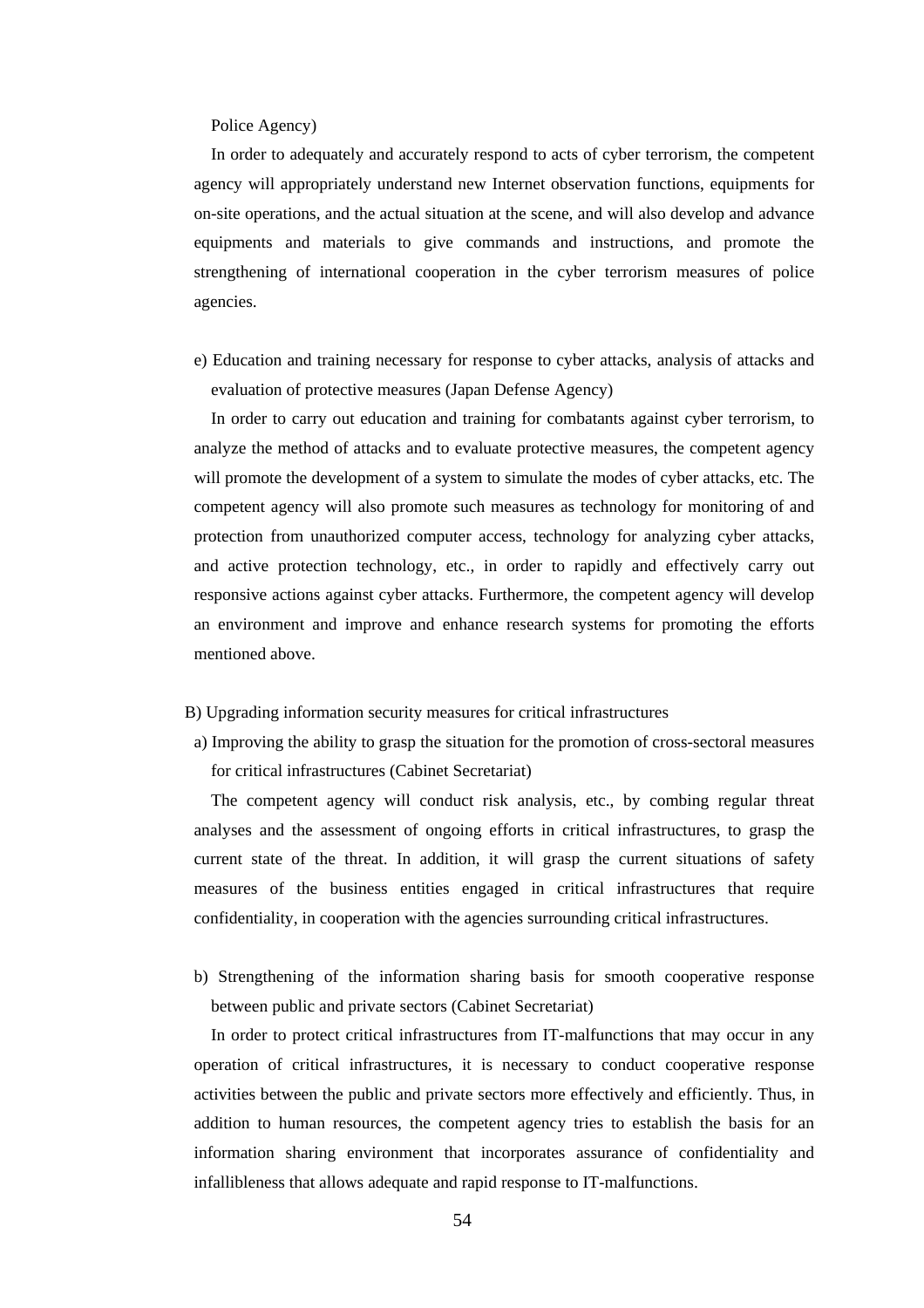Police Agency)

In order to adequately and accurately respond to acts of cyber terrorism, the competent agency will appropriately understand new Internet observation functions, equipments for on-site operations, and the actual situation at the scene, and will also develop and advance equipments and materials to give commands and instructions, and promote the strengthening of international cooperation in the cyber terrorism measures of police agencies.

e) Education and training necessary for response to cyber attacks, analysis of attacks and evaluation of protective measures (Japan Defense Agency)

In order to carry out education and training for combatants against cyber terrorism, to analyze the method of attacks and to evaluate protective measures, the competent agency will promote the development of a system to simulate the modes of cyber attacks, etc. The competent agency will also promote such measures as technology for monitoring of and protection from unauthorized computer access, technology for analyzing cyber attacks, and active protection technology, etc., in order to rapidly and effectively carry out responsive actions against cyber attacks. Furthermore, the competent agency will develop an environment and improve and enhance research systems for promoting the efforts mentioned above.

B) Upgrading information security measures for critical infrastructures

a) Improving the ability to grasp the situation for the promotion of cross-sectoral measures for critical infrastructures (Cabinet Secretariat)

The competent agency will conduct risk analysis, etc., by combing regular threat analyses and the assessment of ongoing efforts in critical infrastructures, to grasp the current state of the threat. In addition, it will grasp the current situations of safety measures of the business entities engaged in critical infrastructures that require confidentiality, in cooperation with the agencies surrounding critical infrastructures.

b) Strengthening of the information sharing basis for smooth cooperative response between public and private sectors (Cabinet Secretariat)

In order to protect critical infrastructures from IT-malfunctions that may occur in any operation of critical infrastructures, it is necessary to conduct cooperative response activities between the public and private sectors more effectively and efficiently. Thus, in addition to human resources, the competent agency tries to establish the basis for an information sharing environment that incorporates assurance of confidentiality and infallibleness that allows adequate and rapid response to IT-malfunctions.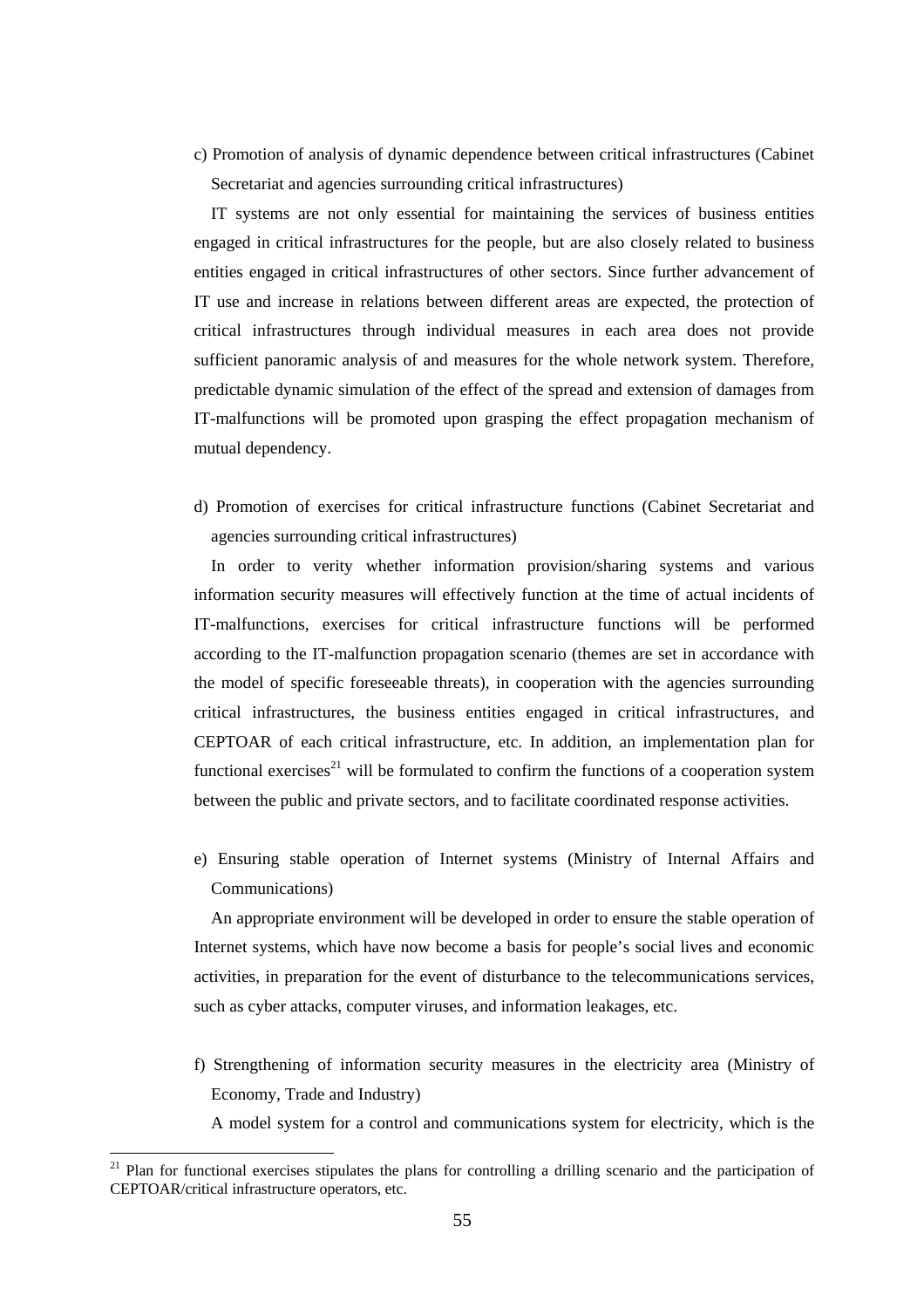c) Promotion of analysis of dynamic dependence between critical infrastructures (Cabinet Secretariat and agencies surrounding critical infrastructures)

IT systems are not only essential for maintaining the services of business entities engaged in critical infrastructures for the people, but are also closely related to business entities engaged in critical infrastructures of other sectors. Since further advancement of IT use and increase in relations between different areas are expected, the protection of critical infrastructures through individual measures in each area does not provide sufficient panoramic analysis of and measures for the whole network system. Therefore, predictable dynamic simulation of the effect of the spread and extension of damages from IT-malfunctions will be promoted upon grasping the effect propagation mechanism of mutual dependency.

d) Promotion of exercises for critical infrastructure functions (Cabinet Secretariat and agencies surrounding critical infrastructures)

In order to verity whether information provision/sharing systems and various information security measures will effectively function at the time of actual incidents of IT-malfunctions, exercises for critical infrastructure functions will be performed according to the IT-malfunction propagation scenario (themes are set in accordance with the model of specific foreseeable threats), in cooperation with the agencies surrounding critical infrastructures, the business entities engaged in critical infrastructures, and CEPTOAR of each critical infrastructure, etc. In addition, an implementation plan for functional exercises[21] will be formulated to confirm the functions of a cooperation system between the public and private sectors, and to facilitate coordinated response activities.

e) Ensuring stable operation of Internet systems (Ministry of Internal Affairs and Communications)

An appropriate environment will be developed in order to ensure the stable operation of Internet systems, which have now become a basis for people's social lives and economic activities, in preparation for the event of disturbance to the telecommunications services, such as cyber attacks, computer viruses, and information leakages, etc.

f) Strengthening of information security measures in the electricity area (Ministry of Economy, Trade and Industry)

A model system for a control and communications system for electricity, which is the

[21] Plan for functional exercises stipulates the plans for controlling a drilling scenario and the participation of CEPTOAR/critical infrastructure operators, etc.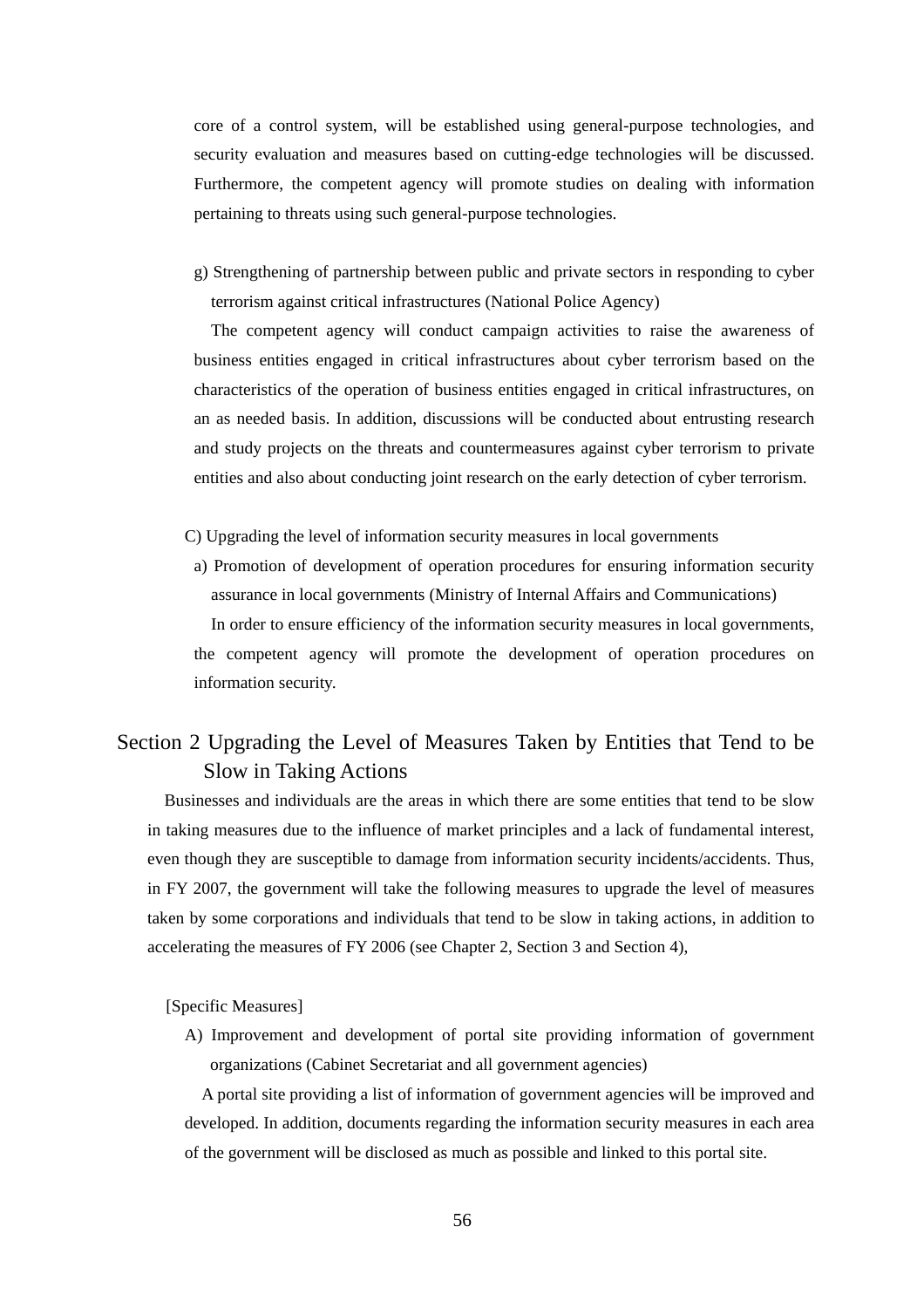core of a control system, will be established using general-purpose technologies, and security evaluation and measures based on cutting-edge technologies will be discussed. Furthermore, the competent agency will promote studies on dealing with information pertaining to threats using such general-purpose technologies.

g) Strengthening of partnership between public and private sectors in responding to cyber terrorism against critical infrastructures (National Police Agency)

The competent agency will conduct campaign activities to raise the awareness of business entities engaged in critical infrastructures about cyber terrorism based on the characteristics of the operation of business entities engaged in critical infrastructures, on an as needed basis. In addition, discussions will be conducted about entrusting research and study projects on the threats and countermeasures against cyber terrorism to private entities and also about conducting joint research on the early detection of cyber terrorism.

C) Upgrading the level of information security measures in local governments

a) Promotion of development of operation procedures for ensuring information security assurance in local governments (Ministry of Internal Affairs and Communications)

In order to ensure efficiency of the information security measures in local governments, the competent agency will promote the development of operation procedures on information security.

## Section 2 Upgrading the Level of Measures Taken by Entities that Tend to be Slow in Taking Actions

Businesses and individuals are the areas in which there are some entities that tend to be slow in taking measures due to the influence of market principles and a lack of fundamental interest, even though they are susceptible to damage from information security incidents/accidents. Thus, in FY 2007, the government will take the following measures to upgrade the level of measures taken by some corporations and individuals that tend to be slow in taking actions, in addition to accelerating the measures of FY 2006 (see Chapter 2, Section 3 and Section 4),

[Specific Measures]

A) Improvement and development of portal site providing information of government organizations (Cabinet Secretariat and all government agencies)

A portal site providing a list of information of government agencies will be improved and developed. In addition, documents regarding the information security measures in each area of the government will be disclosed as much as possible and linked to this portal site.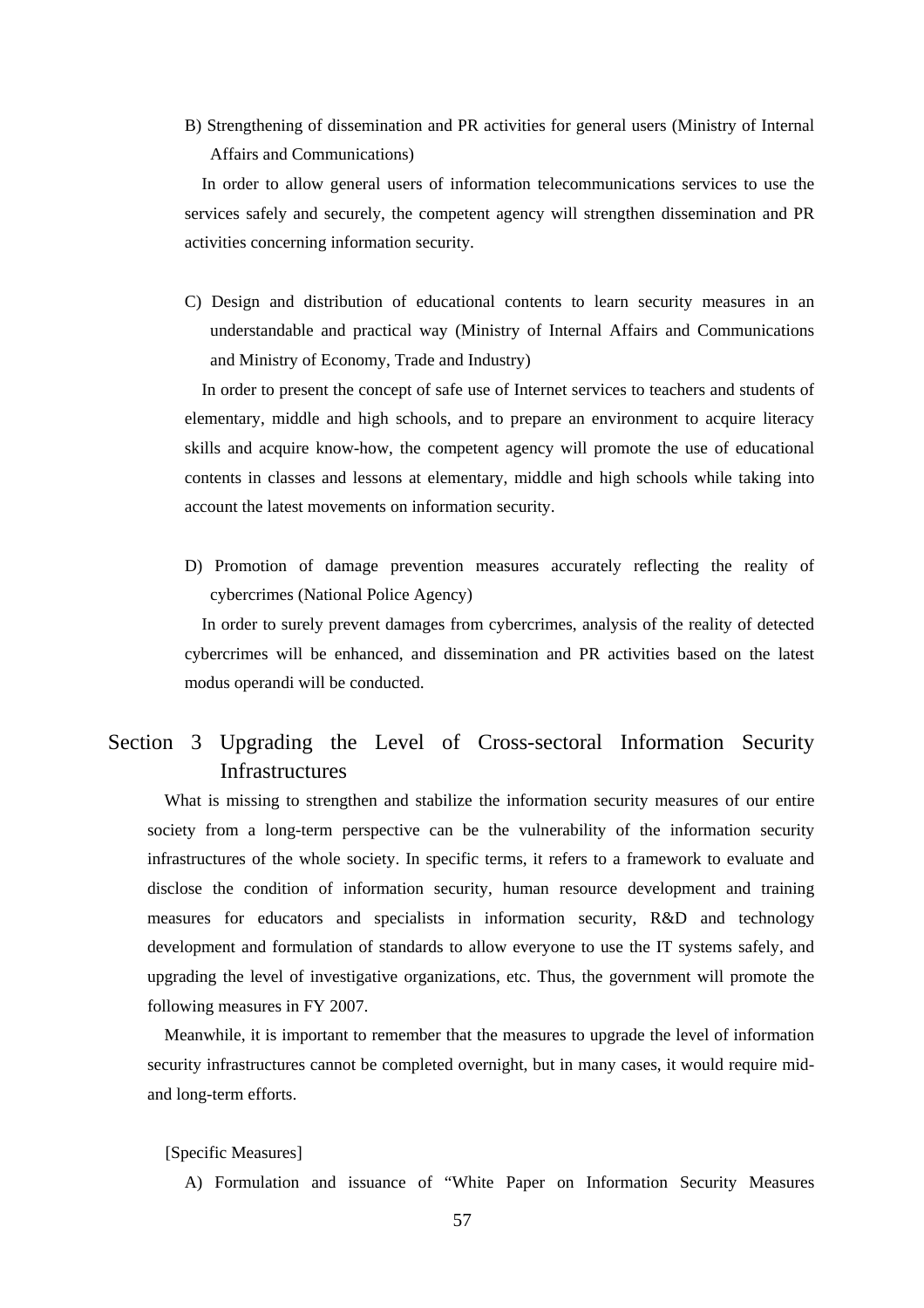B) Strengthening of dissemination and PR activities for general users (Ministry of Internal Affairs and Communications)

In order to allow general users of information telecommunications services to use the services safely and securely, the competent agency will strengthen dissemination and PR activities concerning information security.

C) Design and distribution of educational contents to learn security measures in an understandable and practical way (Ministry of Internal Affairs and Communications and Ministry of Economy, Trade and Industry)

In order to present the concept of safe use of Internet services to teachers and students of elementary, middle and high schools, and to prepare an environment to acquire literacy skills and acquire know-how, the competent agency will promote the use of educational contents in classes and lessons at elementary, middle and high schools while taking into account the latest movements on information security.

D) Promotion of damage prevention measures accurately reflecting the reality of cybercrimes (National Police Agency)

In order to surely prevent damages from cybercrimes, analysis of the reality of detected cybercrimes will be enhanced, and dissemination and PR activities based on the latest modus operandi will be conducted.

## Section 3 Upgrading the Level of Cross-sectoral Information Security Infrastructures

What is missing to strengthen and stabilize the information security measures of our entire society from a long-term perspective can be the vulnerability of the information security infrastructures of the whole society. In specific terms, it refers to a framework to evaluate and disclose the condition of information security, human resource development and training measures for educators and specialists in information security, R&D and technology development and formulation of standards to allow everyone to use the IT systems safely, and upgrading the level of investigative organizations, etc. Thus, the government will promote the following measures in FY 2007.

Meanwhile, it is important to remember that the measures to upgrade the level of information security infrastructures cannot be completed overnight, but in many cases, it would require mid- and long-term efforts.

[Specific Measures]

A) Formulation and issuance of "White Paper on Information Security Measures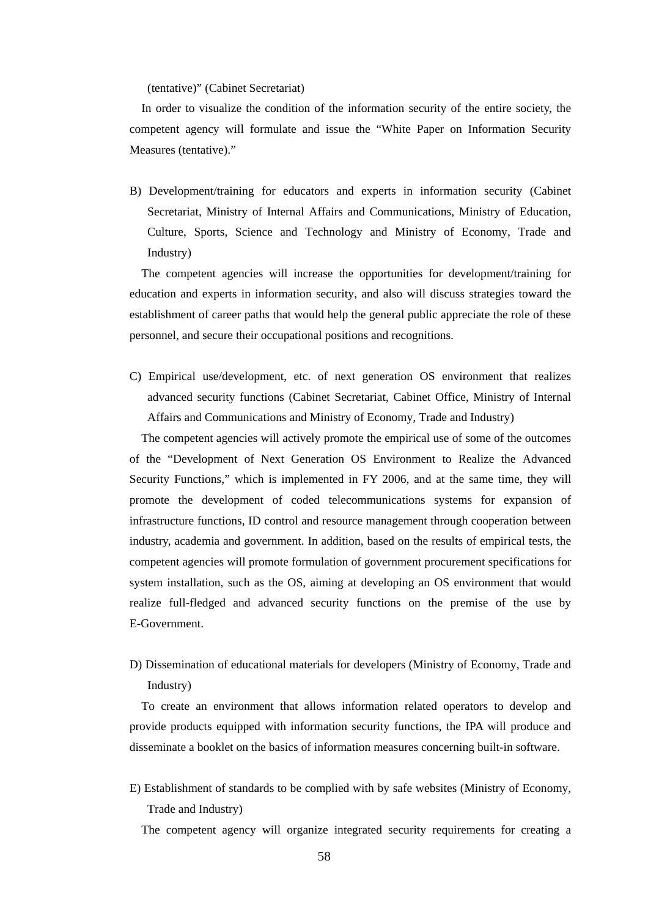(tentative)" (Cabinet Secretariat)

In order to visualize the condition of the information security of the entire society, the competent agency will formulate and issue the "White Paper on Information Security Measures (tentative)."

B) Development/training for educators and experts in information security (Cabinet Secretariat, Ministry of Internal Affairs and Communications, Ministry of Education, Culture, Sports, Science and Technology and Ministry of Economy, Trade and Industry)

The competent agencies will increase the opportunities for development/training for education and experts in information security, and also will discuss strategies toward the establishment of career paths that would help the general public appreciate the role of these personnel, and secure their occupational positions and recognitions.

C) Empirical use/development, etc. of next generation OS environment that realizes advanced security functions (Cabinet Secretariat, Cabinet Office, Ministry of Internal Affairs and Communications and Ministry of Economy, Trade and Industry)

The competent agencies will actively promote the empirical use of some of the outcomes of the "Development of Next Generation OS Environment to Realize the Advanced Security Functions," which is implemented in FY 2006, and at the same time, they will promote the development of coded telecommunications systems for expansion of infrastructure functions, ID control and resource management through cooperation between industry, academia and government. In addition, based on the results of empirical tests, the competent agencies will promote formulation of government procurement specifications for system installation, such as the OS, aiming at developing an OS environment that would realize full-fledged and advanced security functions on the premise of the use by E-Government.

D) Dissemination of educational materials for developers (Ministry of Economy, Trade and Industry)

To create an environment that allows information related operators to develop and provide products equipped with information security functions, the IPA will produce and disseminate a booklet on the basics of information measures concerning built-in software.

E) Establishment of standards to be complied with by safe websites (Ministry of Economy, Trade and Industry)

The competent agency will organize integrated security requirements for creating a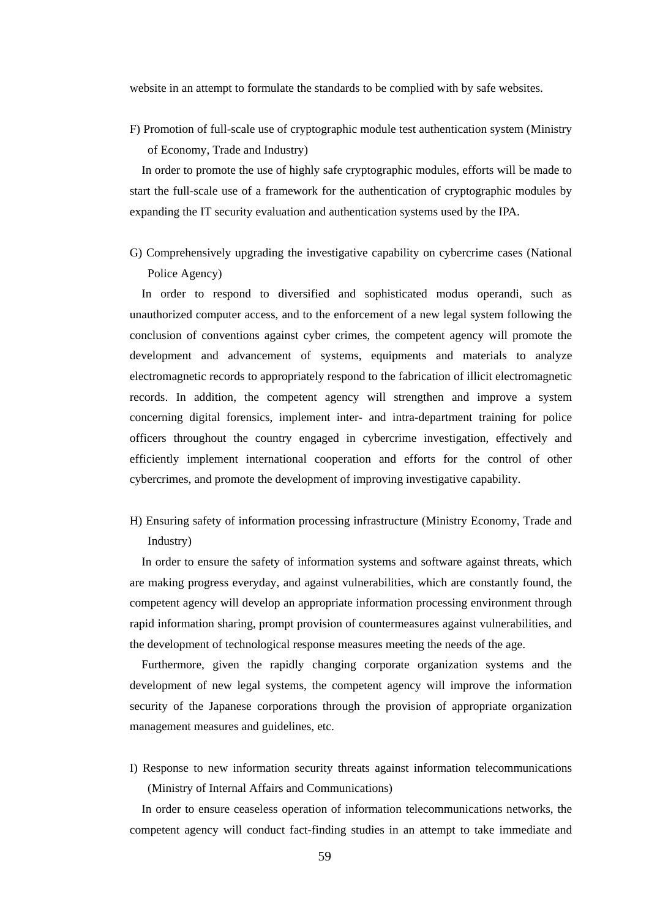website in an attempt to formulate the standards to be complied with by safe websites.

F) Promotion of full-scale use of cryptographic module test authentication system (Ministry of Economy, Trade and Industry)

In order to promote the use of highly safe cryptographic modules, efforts will be made to start the full-scale use of a framework for the authentication of cryptographic modules by expanding the IT security evaluation and authentication systems used by the IPA.

G) Comprehensively upgrading the investigative capability on cybercrime cases (National Police Agency)

In order to respond to diversified and sophisticated modus operandi, such as unauthorized computer access, and to the enforcement of a new legal system following the conclusion of conventions against cyber crimes, the competent agency will promote the development and advancement of systems, equipments and materials to analyze electromagnetic records to appropriately respond to the fabrication of illicit electromagnetic records. In addition, the competent agency will strengthen and improve a system concerning digital forensics, implement inter- and intra-department training for police officers throughout the country engaged in cybercrime investigation, effectively and efficiently implement international cooperation and efforts for the control of other cybercrimes, and promote the development of improving investigative capability.

H) Ensuring safety of information processing infrastructure (Ministry Economy, Trade and Industry)

In order to ensure the safety of information systems and software against threats, which are making progress everyday, and against vulnerabilities, which are constantly found, the competent agency will develop an appropriate information processing environment through rapid information sharing, prompt provision of countermeasures against vulnerabilities, and the development of technological response measures meeting the needs of the age.

Furthermore, given the rapidly changing corporate organization systems and the development of new legal systems, the competent agency will improve the information security of the Japanese corporations through the provision of appropriate organization management measures and guidelines, etc.

I) Response to new information security threats against information telecommunications (Ministry of Internal Affairs and Communications)

In order to ensure ceaseless operation of information telecommunications networks, the competent agency will conduct fact-finding studies in an attempt to take immediate and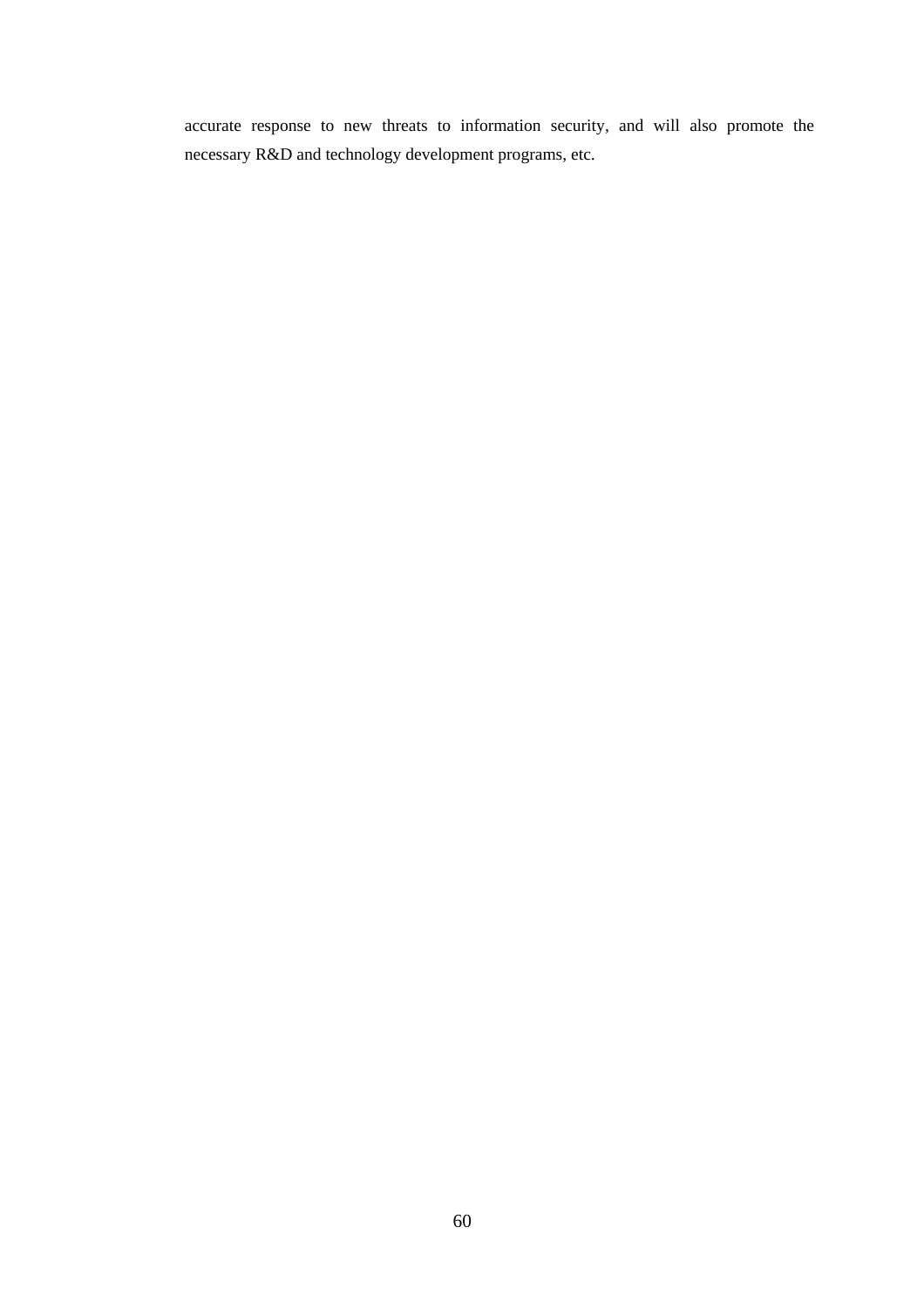accurate response to new threats to information security, and will also promote the necessary R&D and technology development programs, etc.